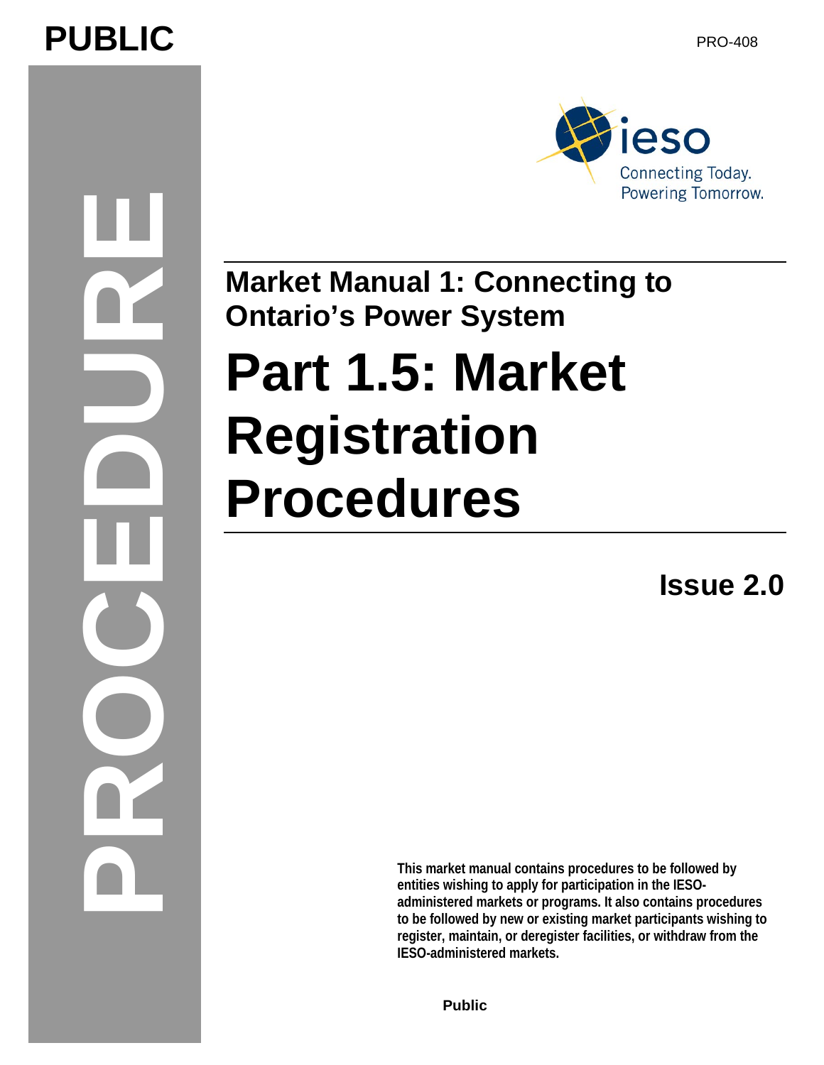**PUBLIC**

PRO-408

PROCEDURE

ieso
Connecting Today.
Powering Tomorrow.

**Market Manual 1: Connecting to Ontario's Power System**

# Part 1.5: Market Registration Procedures

**Issue 2.0**

**This market manual contains procedures to be followed by entities wishing to apply for participation in the IESO-administered markets or programs. It also contains procedures to be followed by new or existing market participants wishing to register, maintain, or deregister facilities, or withdraw from the IESO-administered markets.**

**Public**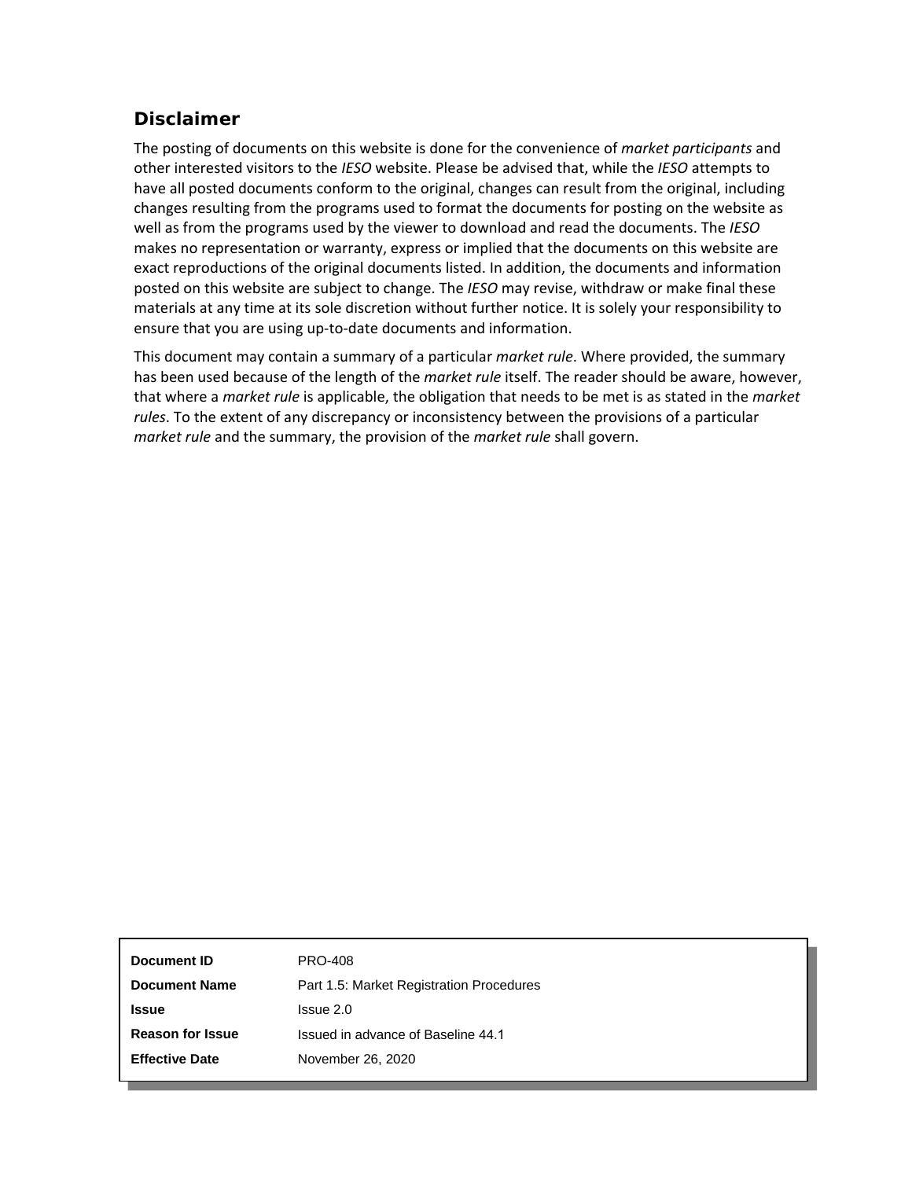## Disclaimer

The posting of documents on this website is done for the convenience of *market participants* and other interested visitors to the *IESO* website. Please be advised that, while the *IESO* attempts to have all posted documents conform to the original, changes can result from the original, including changes resulting from the programs used to format the documents for posting on the website as well as from the programs used by the viewer to download and read the documents. The *IESO* makes no representation or warranty, express or implied that the documents on this website are exact reproductions of the original documents listed. In addition, the documents and information posted on this website are subject to change. The *IESO* may revise, withdraw or make final these materials at any time at its sole discretion without further notice. It is solely your responsibility to ensure that you are using up-to-date documents and information.

This document may contain a summary of a particular *market rule*. Where provided, the summary has been used because of the length of the *market rule* itself. The reader should be aware, however, that where a *market rule* is applicable, the obligation that needs to be met is as stated in the *market rules*. To the extent of any discrepancy or inconsistency between the provisions of a particular *market rule* and the summary, the provision of the *market rule* shall govern.

| | |
|---|---|
| **Document ID** | PRO-408 |
| **Document Name** | Part 1.5: Market Registration Procedures |
| **Issue** | Issue 2.0 |
| **Reason for Issue** | Issued in advance of Baseline 44.1 |
| **Effective Date** | November 26, 2020 |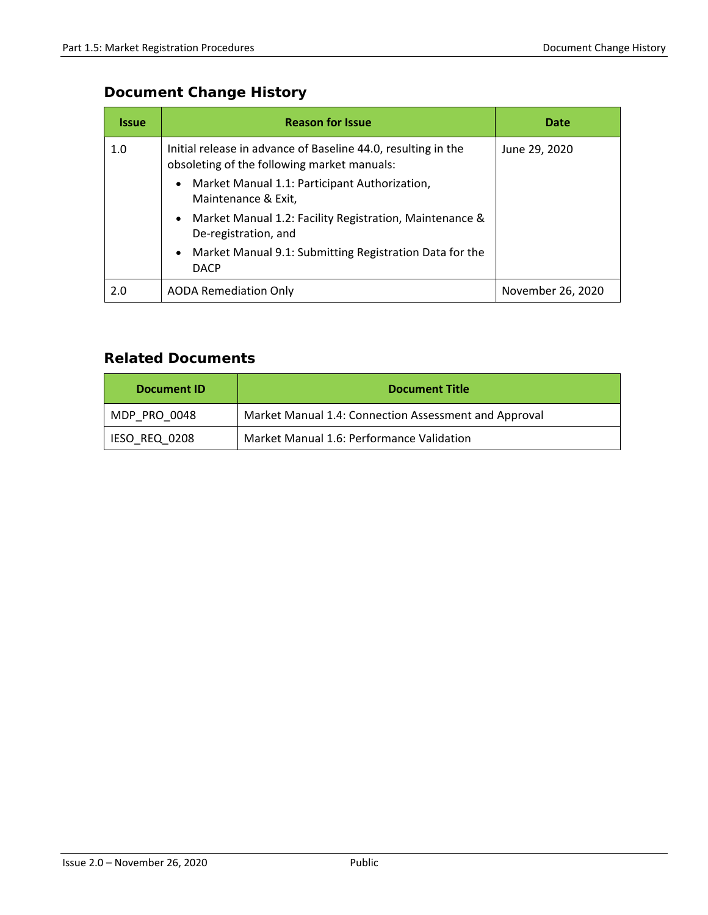## Document Change History

| Issue | Reason for Issue | Date |
|---|---|---|
| 1.0 | Initial release in advance of Baseline 44.0, resulting in the obsoleting of the following market manuals:<br>• Market Manual 1.1: Participant Authorization, Maintenance & Exit,<br>• Market Manual 1.2: Facility Registration, Maintenance & De-registration, and<br>• Market Manual 9.1: Submitting Registration Data for the DACP | June 29, 2020 |
| 2.0 | AODA Remediation Only | November 26, 2020 |

## Related Documents

| Document ID | Document Title |
|---|---|
| MDP_PRO_0048 | Market Manual 1.4: Connection Assessment and Approval |
| IESO_REQ_0208 | Market Manual 1.6: Performance Validation |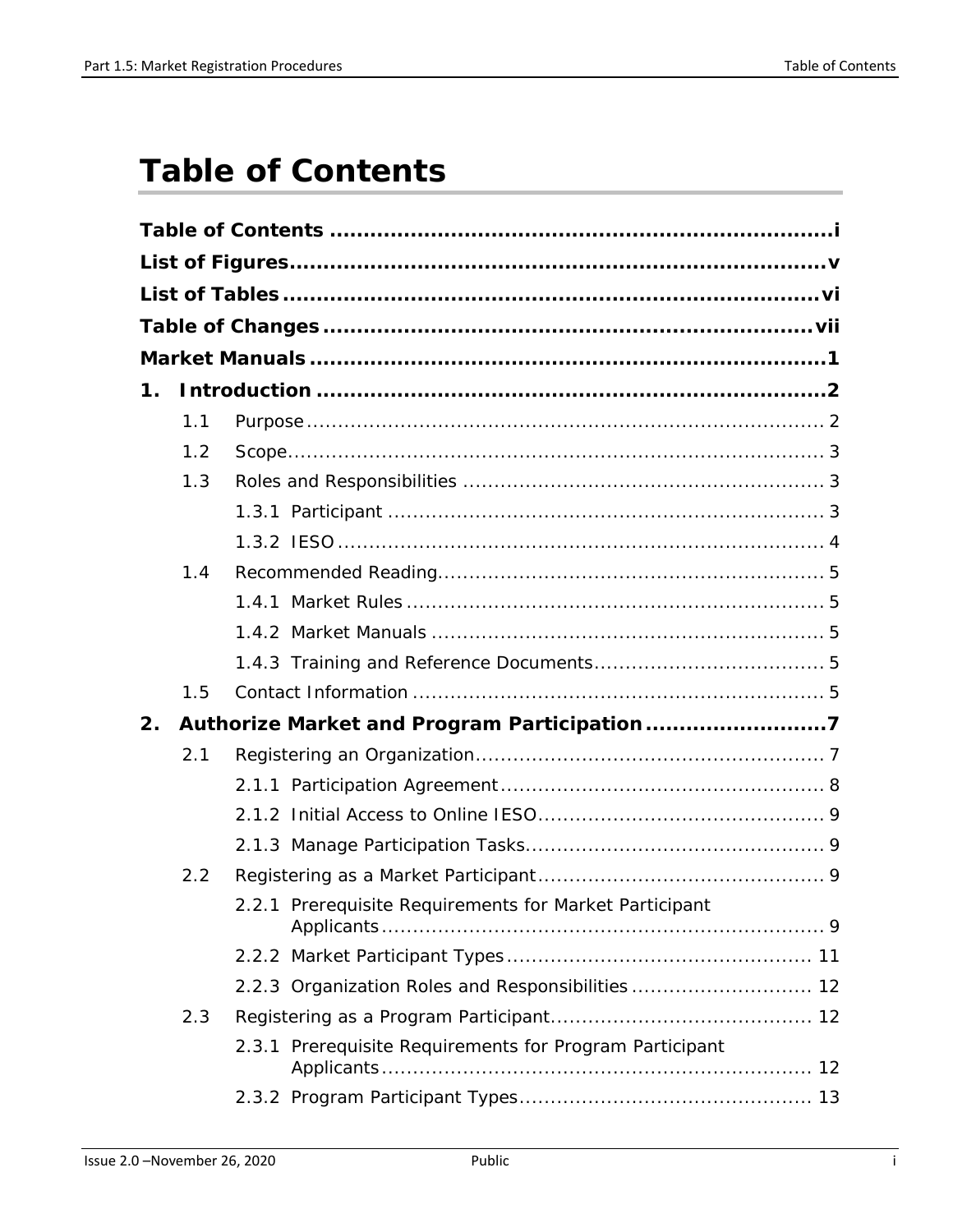# Table of Contents

**Table of Contents ........................................................................i**

**List of Figures............................................................................v**

**List of Tables ............................................................................vi**

**Table of Changes ......................................................................vii**

**Market Manuals ..........................................................................1**

**1. Introduction ...........................................................................2**

- 1.1 Purpose ................................................................................ 2
- 1.2 Scope.................................................................................... 3
- 1.3 Roles and Responsibilities ......................................................... 3
  - 1.3.1 Participant ..................................................................... 3
  - 1.3.2 IESO ............................................................................ 4
- 1.4 Recommended Reading............................................................. 5
  - 1.4.1 Market Rules .................................................................. 5
  - 1.4.2 Market Manuals .............................................................. 5
  - 1.4.3 Training and Reference Documents.................................... 5
- 1.5 Contact Information ................................................................. 5

**2. Authorize Market and Program Participation ...........................7**

- 2.1 Registering an Organization....................................................... 7
  - 2.1.1 Participation Agreement................................................... 8
  - 2.1.2 Initial Access to Online IESO............................................. 9
  - 2.1.3 Manage Participation Tasks............................................... 9
- 2.2 Registering as a Market Participant............................................. 9
  - 2.2.1 Prerequisite Requirements for Market Participant Applicants...................................................................... 9
  - 2.2.2 Market Participant Types ................................................ 11
  - 2.2.3 Organization Roles and Responsibilities ............................ 12
- 2.3 Registering as a Program Participant......................................... 12
  - 2.3.1 Prerequisite Requirements for Program Participant Applicants .................................................................... 12
  - 2.3.2 Program Participant Types.............................................. 13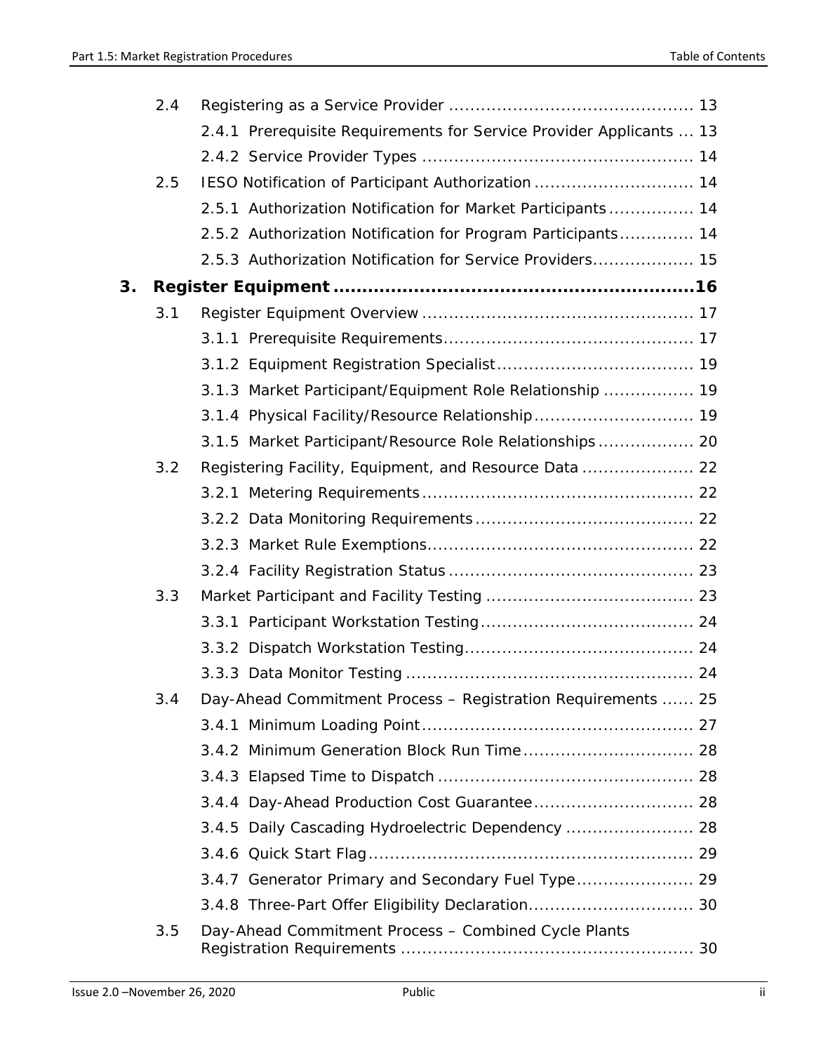| | | |
|---|---|---|
| 2.4 | Registering as a Service Provider | 13 |
| | 2.4.1 Prerequisite Requirements for Service Provider Applicants | 13 |
| | 2.4.2 Service Provider Types | 14 |
| 2.5 | IESO Notification of Participant Authorization | 14 |
| | 2.5.1 Authorization Notification for Market Participants | 14 |
| | 2.5.2 Authorization Notification for Program Participants | 14 |
| | 2.5.3 Authorization Notification for Service Providers | 15 |
| **3.** | **Register Equipment** | **16** |
| 3.1 | Register Equipment Overview | 17 |
| | 3.1.1 Prerequisite Requirements | 17 |
| | 3.1.2 Equipment Registration Specialist | 19 |
| | 3.1.3 Market Participant/Equipment Role Relationship | 19 |
| | 3.1.4 Physical Facility/Resource Relationship | 19 |
| | 3.1.5 Market Participant/Resource Role Relationships | 20 |
| 3.2 | Registering Facility, Equipment, and Resource Data | 22 |
| | 3.2.1 Metering Requirements | 22 |
| | 3.2.2 Data Monitoring Requirements | 22 |
| | 3.2.3 Market Rule Exemptions | 22 |
| | 3.2.4 Facility Registration Status | 23 |
| 3.3 | Market Participant and Facility Testing | 23 |
| | 3.3.1 Participant Workstation Testing | 24 |
| | 3.3.2 Dispatch Workstation Testing | 24 |
| | 3.3.3 Data Monitor Testing | 24 |
| 3.4 | Day-Ahead Commitment Process – Registration Requirements | 25 |
| | 3.4.1 Minimum Loading Point | 27 |
| | 3.4.2 Minimum Generation Block Run Time | 28 |
| | 3.4.3 Elapsed Time to Dispatch | 28 |
| | 3.4.4 Day-Ahead Production Cost Guarantee | 28 |
| | 3.4.5 Daily Cascading Hydroelectric Dependency | 28 |
| | 3.4.6 Quick Start Flag | 29 |
| | 3.4.7 Generator Primary and Secondary Fuel Type | 29 |
| | 3.4.8 Three-Part Offer Eligibility Declaration | 30 |
| 3.5 | Day-Ahead Commitment Process – Combined Cycle Plants Registration Requirements | 30 |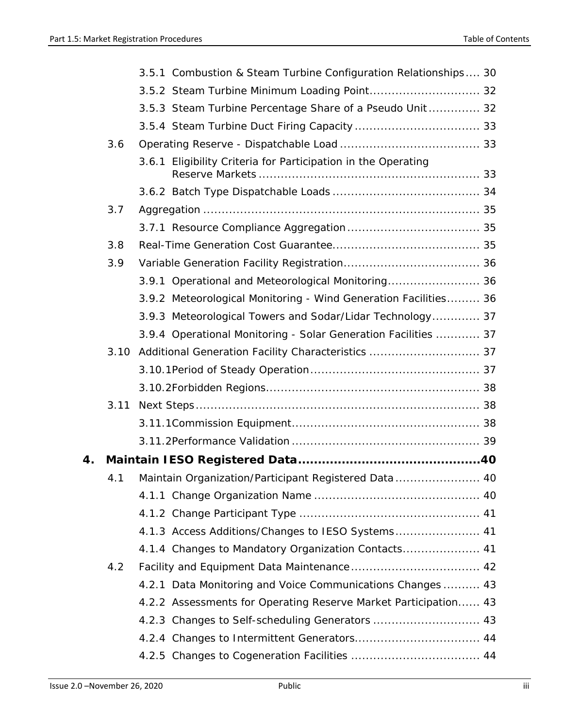3.5.1 Combustion & Steam Turbine Configuration Relationships .... 30

3.5.2 Steam Turbine Minimum Loading Point .............................. 32

3.5.3 Steam Turbine Percentage Share of a Pseudo Unit .............. 32

3.5.4 Steam Turbine Duct Firing Capacity .................................. 33

3.6 Operating Reserve - Dispatchable Load ...................................... 33

3.6.1 Eligibility Criteria for Participation in the Operating Reserve Markets ........................................................... 33

3.6.2 Batch Type Dispatchable Loads ........................................ 34

3.7 Aggregation ........................................................................... 35

3.7.1 Resource Compliance Aggregation .................................... 35

3.8 Real-Time Generation Cost Guarantee........................................ 35

3.9 Variable Generation Facility Registration..................................... 36

3.9.1 Operational and Meteorological Monitoring ......................... 36

3.9.2 Meteorological Monitoring - Wind Generation Facilities......... 36

3.9.3 Meteorological Towers and Sodar/Lidar Technology ............. 37

3.9.4 Operational Monitoring - Solar Generation Facilities ............ 37

3.10 Additional Generation Facility Characteristics .............................. 37

3.10.1 Period of Steady Operation .............................................. 37

3.10.2 Forbidden Regions.......................................................... 38

3.11 Next Steps ............................................................................. 38

3.11.1 Commission Equipment................................................... 38

3.11.2 Performance Validation ................................................... 39

**4. Maintain IESO Registered Data ............................................ 40**

4.1 Maintain Organization/Participant Registered Data ....................... 40

4.1.1 Change Organization Name ............................................. 40

4.1.2 Change Participant Type ................................................ 41

4.1.3 Access Additions/Changes to IESO Systems....................... 41

4.1.4 Changes to Mandatory Organization Contacts..................... 41

4.2 Facility and Equipment Data Maintenance ................................... 42

4.2.1 Data Monitoring and Voice Communications Changes .......... 43

4.2.2 Assessments for Operating Reserve Market Participation...... 43

4.2.3 Changes to Self-scheduling Generators ............................ 43

4.2.4 Changes to Intermittent Generators.................................. 44

4.2.5 Changes to Cogeneration Facilities .................................. 44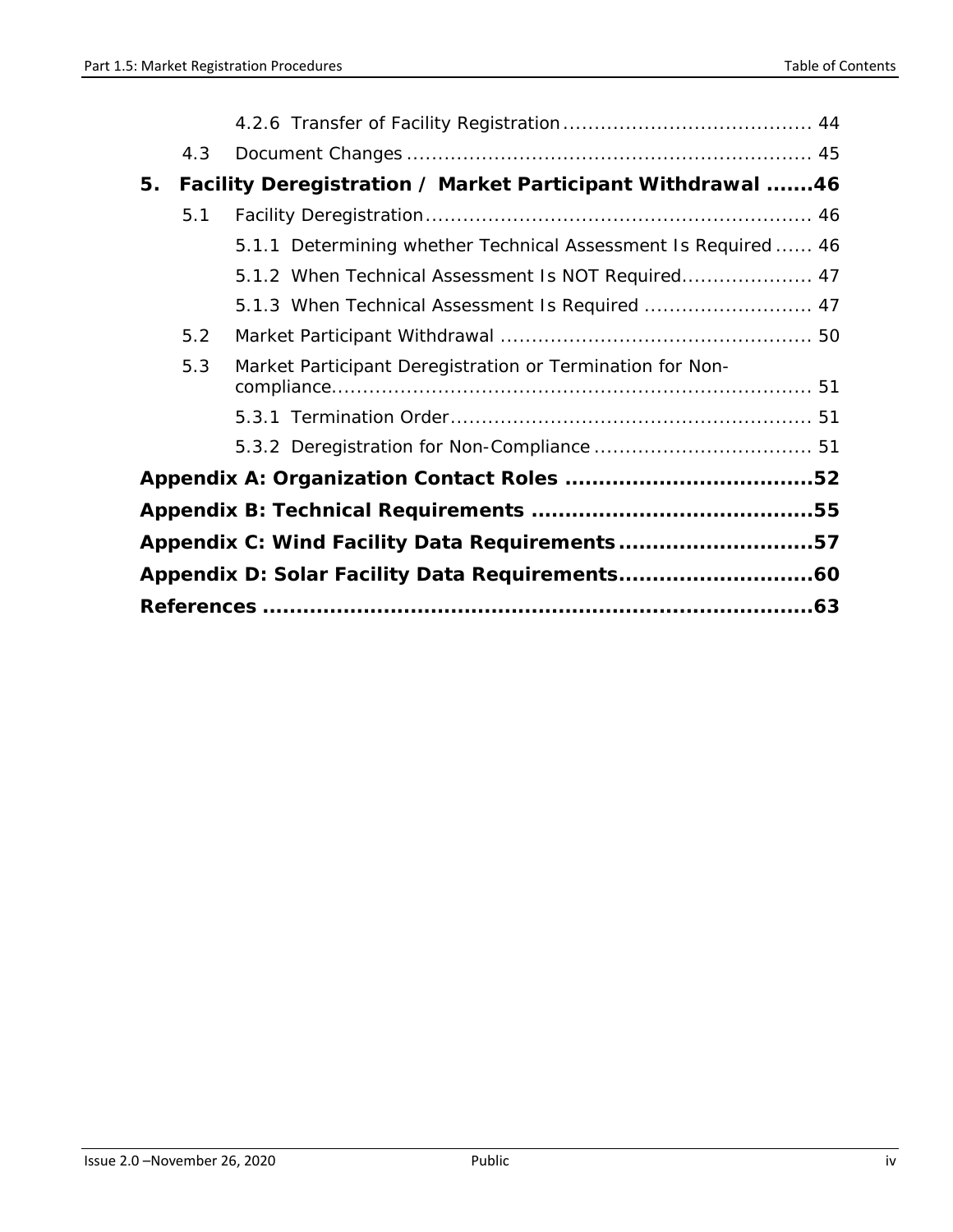4.2.6 Transfer of Facility Registration ....................................... 44

4.3 Document Changes ................................................................ 45

**5. Facility Deregistration / Market Participant Withdrawal .......46**

5.1 Facility Deregistration............................................................. 46

5.1.1 Determining whether Technical Assessment Is Required ...... 46

5.1.2 When Technical Assessment Is NOT Required..................... 47

5.1.3 When Technical Assessment Is Required ........................... 47

5.2 Market Participant Withdrawal ................................................. 50

5.3 Market Participant Deregistration or Termination for Non-compliance............................................................................ 51

5.3.1 Termination Order.......................................................... 51

5.3.2 Deregistration for Non-Compliance ................................... 51

**Appendix A: Organization Contact Roles ....................................52**

**Appendix B: Technical Requirements .........................................55**

**Appendix C: Wind Facility Data Requirements............................57**

**Appendix D: Solar Facility Data Requirements............................60**

**References ..................................................................................63**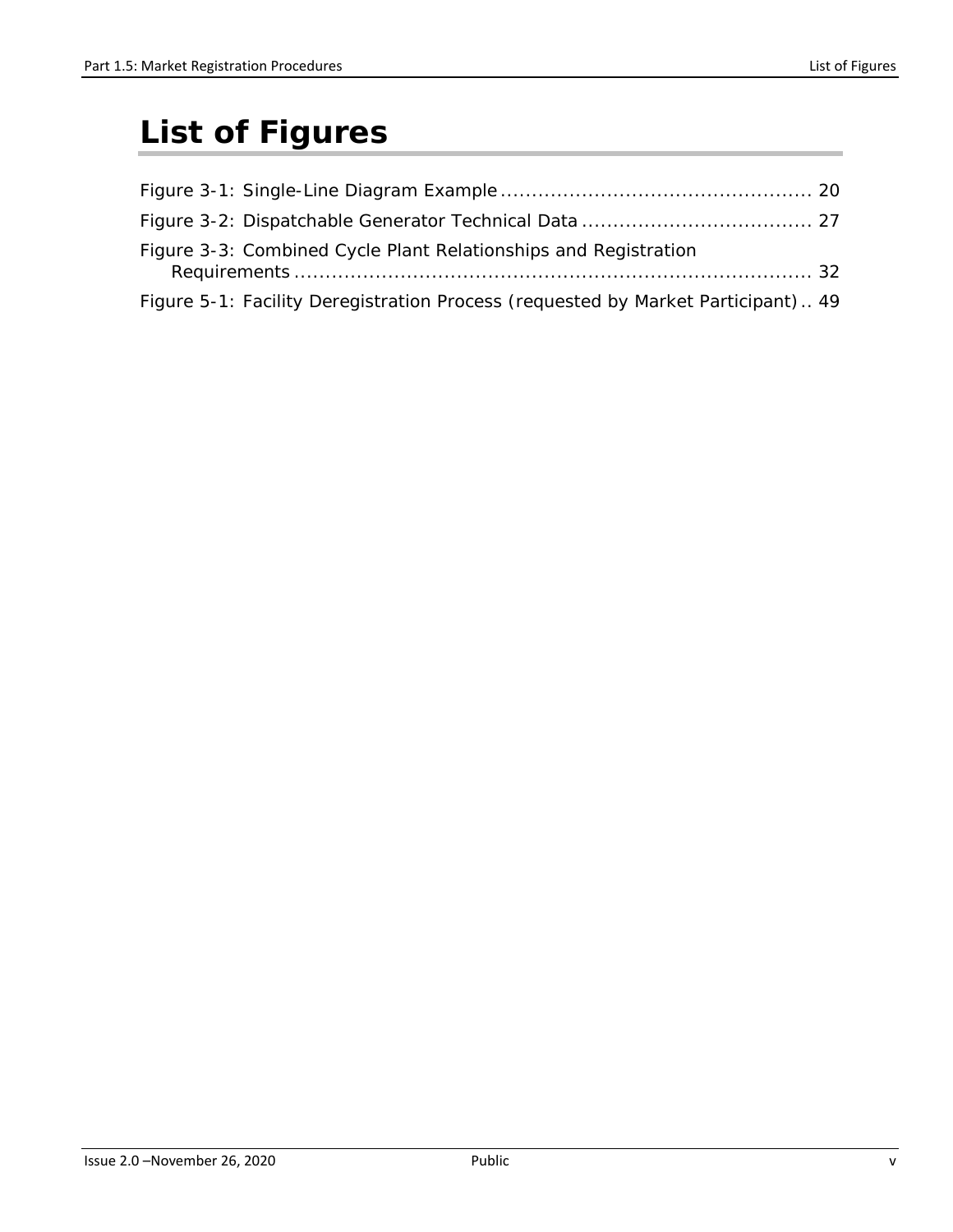# List of Figures

Figure 3-1: Single-Line Diagram Example .................................................. 20

Figure 3-2: Dispatchable Generator Technical Data .................................... 27

Figure 3-3: Combined Cycle Plant Relationships and Registration Requirements ..................................................................................... 32

Figure 5-1: Facility Deregistration Process (requested by Market Participant) .. 49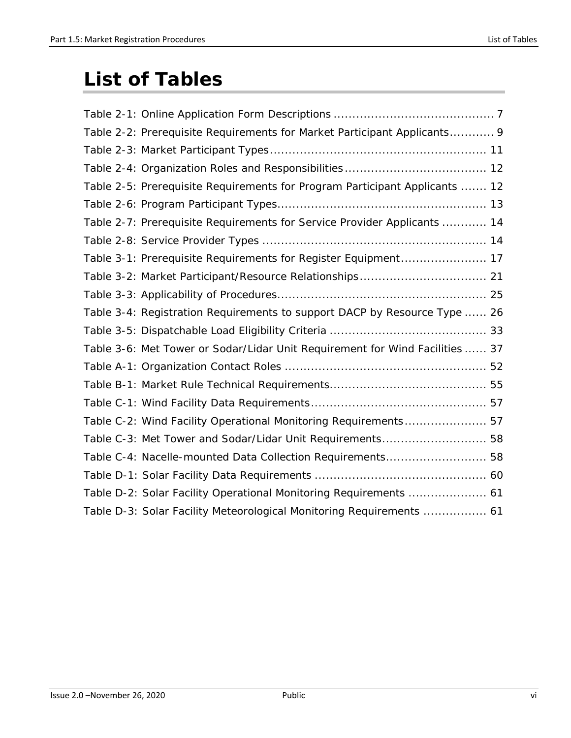# List of Tables

Table 2-1: Online Application Form Descriptions .......................................... 7
Table 2-2: Prerequisite Requirements for Market Participant Applicants............ 9
Table 2-3: Market Participant Types.......................................................... 11
Table 2-4: Organization Roles and Responsibilities...................................... 12
Table 2-5: Prerequisite Requirements for Program Participant Applicants ....... 12
Table 2-6: Program Participant Types........................................................ 13
Table 2-7: Prerequisite Requirements for Service Provider Applicants ............ 14
Table 2-8: Service Provider Types ............................................................ 14
Table 3-1: Prerequisite Requirements for Register Equipment...................... 17
Table 3-2: Market Participant/Resource Relationships.................................. 21
Table 3-3: Applicability of Procedures........................................................ 25
Table 3-4: Registration Requirements to support DACP by Resource Type ...... 26
Table 3-5: Dispatchable Load Eligibility Criteria .......................................... 33
Table 3-6: Met Tower or Sodar/Lidar Unit Requirement for Wind Facilities ...... 37
Table A-1: Organization Contact Roles ...................................................... 52
Table B-1: Market Rule Technical Requirements.......................................... 55
Table C-1: Wind Facility Data Requirements............................................... 57
Table C-2: Wind Facility Operational Monitoring Requirements...................... 57
Table C-3: Met Tower and Sodar/Lidar Unit Requirements............................ 58
Table C-4: Nacelle-mounted Data Collection Requirements........................... 58
Table D-1: Solar Facility Data Requirements .............................................. 60
Table D-2: Solar Facility Operational Monitoring Requirements ..................... 61
Table D-3: Solar Facility Meteorological Monitoring Requirements ................. 61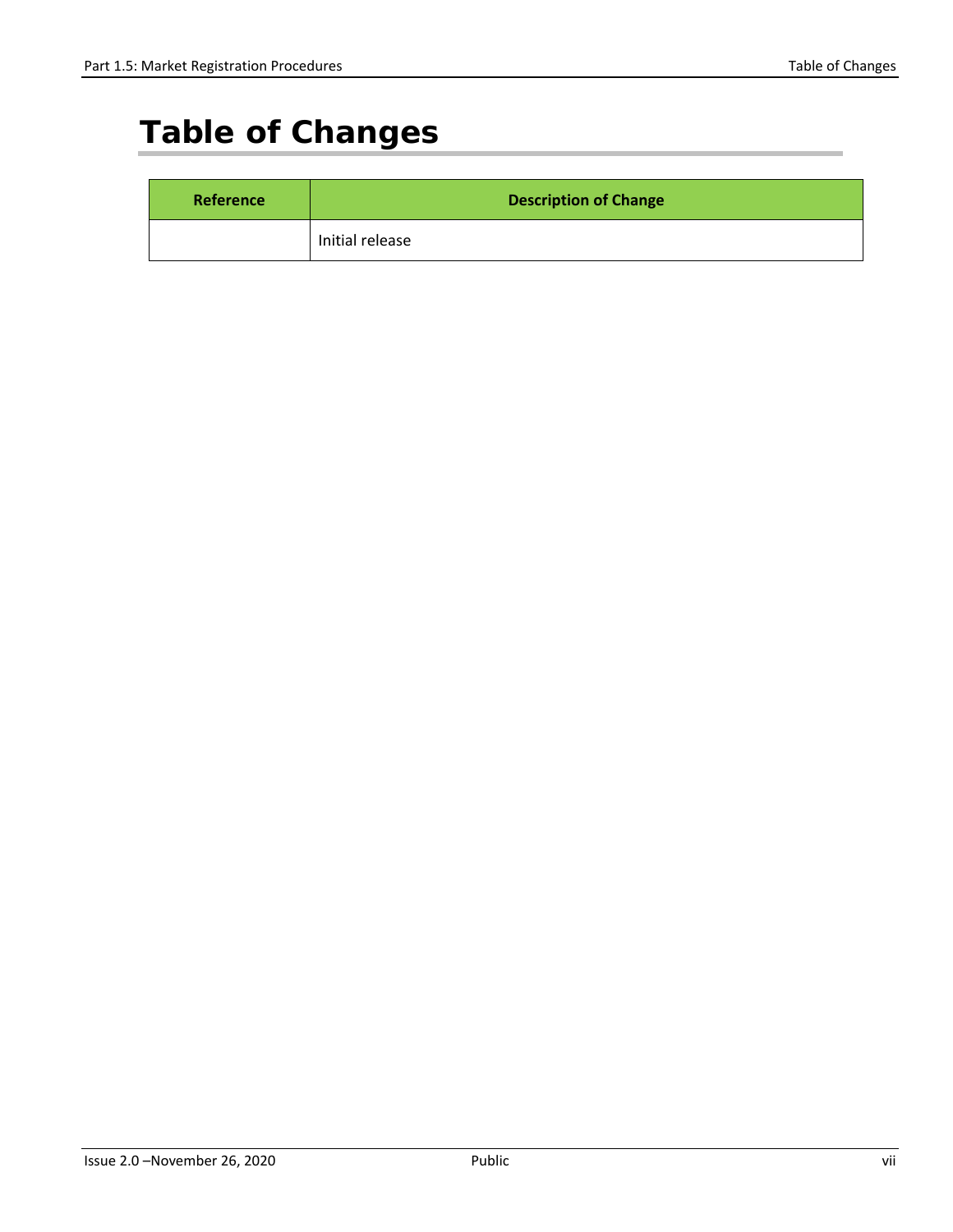# Table of Changes

| Reference | Description of Change |
| --- | --- |
| | Initial release |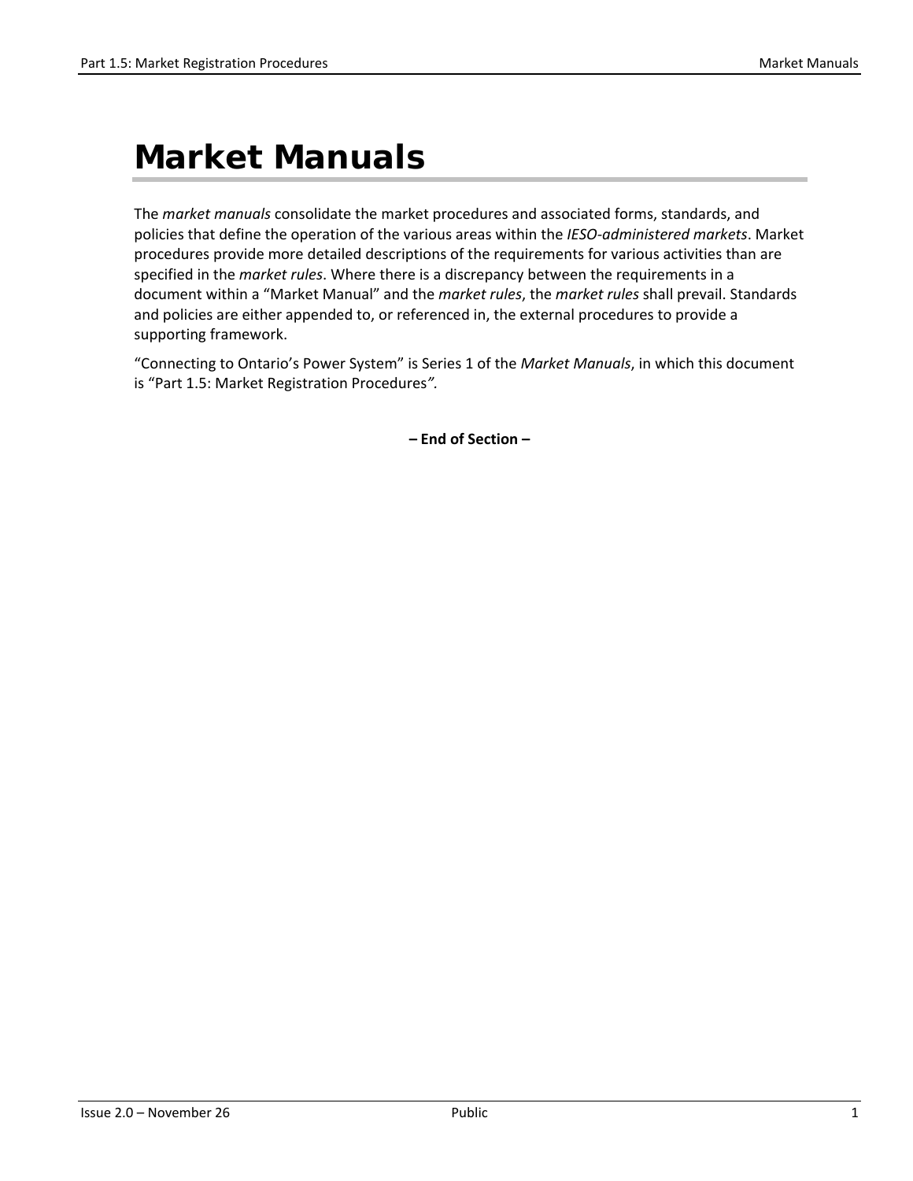# Market Manuals

The *market manuals* consolidate the market procedures and associated forms, standards, and policies that define the operation of the various areas within the *IESO-administered markets*. Market procedures provide more detailed descriptions of the requirements for various activities than are specified in the *market rules*. Where there is a discrepancy between the requirements in a document within a "Market Manual" and the *market rules*, the *market rules* shall prevail. Standards and policies are either appended to, or referenced in, the external procedures to provide a supporting framework.

"Connecting to Ontario's Power System" is Series 1 of the *Market Manuals*, in which this document is "Part 1.5: Market Registration Procedures".

**– End of Section –**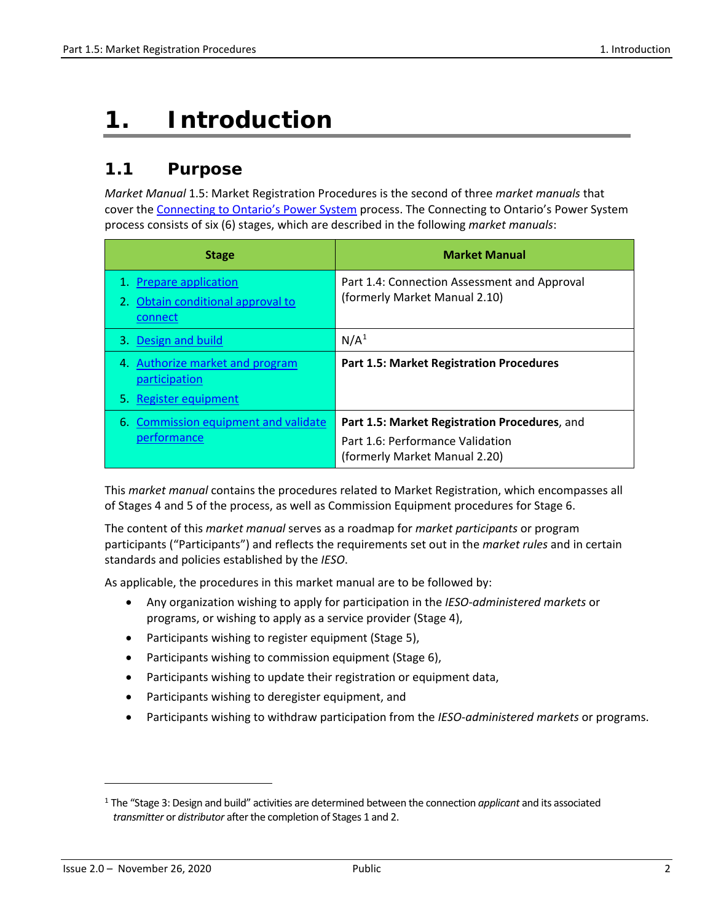# 1. Introduction

## 1.1 Purpose

*Market Manual* 1.5: Market Registration Procedures is the second of three *market manuals* that cover the Connecting to Ontario's Power System process. The Connecting to Ontario's Power System process consists of six (6) stages, which are described in the following *market manuals*:

| Stage | Market Manual |
| --- | --- |
| 1. Prepare application<br>2. Obtain conditional approval to connect | Part 1.4: Connection Assessment and Approval (formerly Market Manual 2.10) |
| 3. Design and build | N/A[1] |
| 4. Authorize market and program participation<br>5. Register equipment | **Part 1.5: Market Registration Procedures** |
| 6. Commission equipment and validate performance | **Part 1.5: Market Registration Procedures**, and<br>Part 1.6: Performance Validation (formerly Market Manual 2.20) |

This *market manual* contains the procedures related to Market Registration, which encompasses all of Stages 4 and 5 of the process, as well as Commission Equipment procedures for Stage 6.

The content of this *market manual* serves as a roadmap for *market participants* or program participants ("Participants") and reflects the requirements set out in the *market rules* and in certain standards and policies established by the *IESO*.

As applicable, the procedures in this market manual are to be followed by:

- Any organization wishing to apply for participation in the *IESO-administered markets* or programs, or wishing to apply as a service provider (Stage 4),
- Participants wishing to register equipment (Stage 5),
- Participants wishing to commission equipment (Stage 6),
- Participants wishing to update their registration or equipment data,
- Participants wishing to deregister equipment, and
- Participants wishing to withdraw participation from the *IESO-administered markets* or programs.

[1] The "Stage 3: Design and build" activities are determined between the connection *applicant* and its associated *transmitter* or *distributor* after the completion of Stages 1 and 2.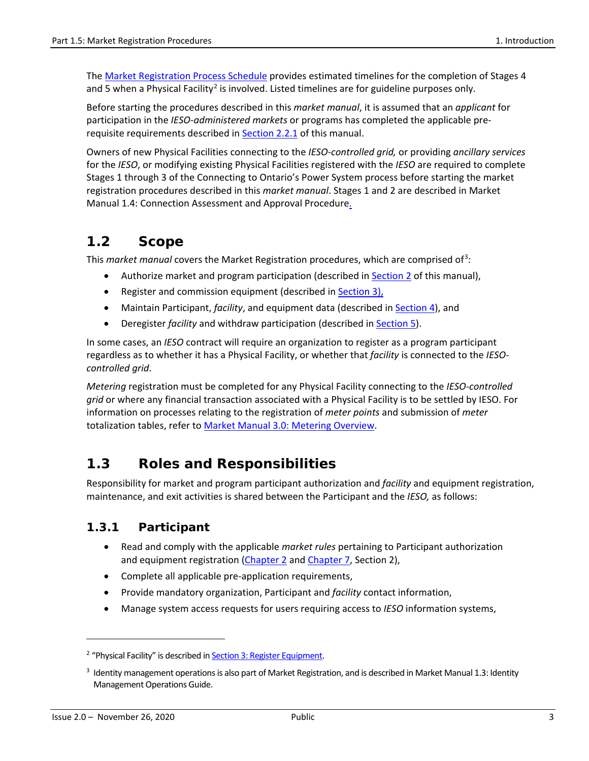The [Market Registration Process Schedule](#) provides estimated timelines for the completion of Stages 4 and 5 when a Physical Facility[2] is involved. Listed timelines are for guideline purposes only.

Before starting the procedures described in this *market manual*, it is assumed that an *applicant* for participation in the *IESO-administered markets* or programs has completed the applicable pre-requisite requirements described in [Section 2.2.1](#) of this manual.

Owners of new Physical Facilities connecting to the *IESO-controlled grid,* or providing *ancillary services* for the *IESO*, or modifying existing Physical Facilities registered with the *IESO* are required to complete Stages 1 through 3 of the Connecting to Ontario's Power System process before starting the market registration procedures described in this *market manual*. Stages 1 and 2 are described in Market Manual 1.4: Connection Assessment and Approval Procedure.

## 1.2 Scope

This *market manual* covers the Market Registration procedures, which are comprised of[3]:

- Authorize market and program participation (described in [Section 2](#) of this manual),
- Register and commission equipment (described in [Section 3),](#)
- Maintain Participant, *facility*, and equipment data (described in [Section 4](#)), and
- Deregister *facility* and withdraw participation (described in [Section 5](#)).

In some cases, an *IESO* contract will require an organization to register as a program participant regardless as to whether it has a Physical Facility, or whether that *facility* is connected to the *IESO-controlled grid*.

*Metering* registration must be completed for any Physical Facility connecting to the *IESO-controlled grid* or where any financial transaction associated with a Physical Facility is to be settled by IESO. For information on processes relating to the registration of *meter points* and submission of *meter* totalization tables, refer to [Market Manual 3.0: Metering Overview](#).

## 1.3 Roles and Responsibilities

Responsibility for market and program participant authorization and *facility* and equipment registration, maintenance, and exit activities is shared between the Participant and the *IESO,* as follows:

### 1.3.1 Participant

- Read and comply with the applicable *market rules* pertaining to Participant authorization and equipment registration ([Chapter 2](#) and [Chapter 7](#), Section 2),
- Complete all applicable pre-application requirements,
- Provide mandatory organization, Participant and *facility* contact information,
- Manage system access requests for users requiring access to *IESO* information systems,

---

[2] "Physical Facility" is described in [Section 3: Register Equipment](#).

[3] Identity management operations is also part of Market Registration, and is described in Market Manual 1.3: Identity Management Operations Guide.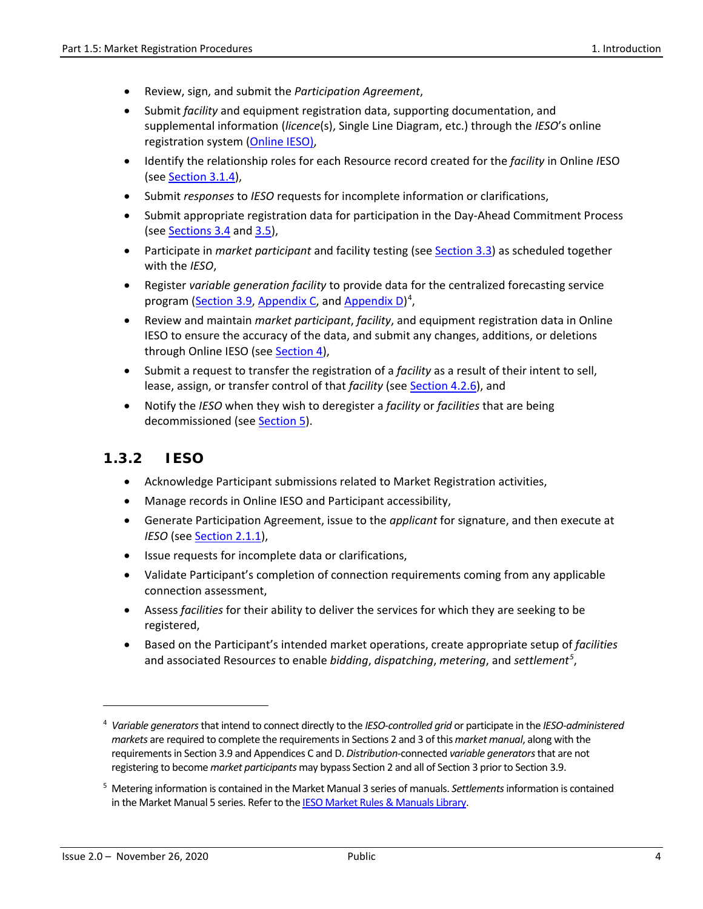- Review, sign, and submit the *Participation Agreement*,
- Submit *facility* and equipment registration data, supporting documentation, and supplemental information (*licence*(s), Single Line Diagram, etc.) through the *IESO*'s online registration system (Online IESO),
- Identify the relationship roles for each Resource record created for the *facility* in Online *I*ESO (see Section 3.1.4),
- Submit *responses* to *IESO* requests for incomplete information or clarifications,
- Submit appropriate registration data for participation in the Day-Ahead Commitment Process (see Sections 3.4 and 3.5),
- Participate in *market participant* and facility testing (see Section 3.3) as scheduled together with the *IESO*,
- Register *variable generation facility* to provide data for the centralized forecasting service program (Section 3.9, Appendix C, and Appendix D)[4],
- Review and maintain *market participant*, *facility*, and equipment registration data in Online IESO to ensure the accuracy of the data, and submit any changes, additions, or deletions through Online IESO (see Section 4),
- Submit a request to transfer the registration of a *facility* as a result of their intent to sell, lease, assign, or transfer control of that *facility* (see Section 4.2.6), and
- Notify the *IESO* when they wish to deregister a *facility* or *facilities* that are being decommissioned (see Section 5).

### 1.3.2 IESO

- Acknowledge Participant submissions related to Market Registration activities,
- Manage records in Online IESO and Participant accessibility,
- Generate Participation Agreement, issue to the *applicant* for signature, and then execute at *IESO* (see Section 2.1.1),
- Issue requests for incomplete data or clarifications,
- Validate Participant's completion of connection requirements coming from any applicable connection assessment,
- Assess *facilities* for their ability to deliver the services for which they are seeking to be registered,
- Based on the Participant's intended market operations, create appropriate setup of *facilities* and associated Resources to enable *bidding*, *dispatching*, *metering*, and *settlement*[5],

---

[4] *Variable generators* that intend to connect directly to the *IESO-controlled grid* or participate in the *IESO-administered markets* are required to complete the requirements in Sections 2 and 3 of this *market manual*, along with the requirements in Section 3.9 and Appendices C and D. *Distribution*-connected *variable generators* that are not registering to become *market participants* may bypass Section 2 and all of Section 3 prior to Section 3.9.

[5] Metering information is contained in the Market Manual 3 series of manuals. *Settlements* information is contained in the Market Manual 5 series. Refer to the IESO Market Rules & Manuals Library.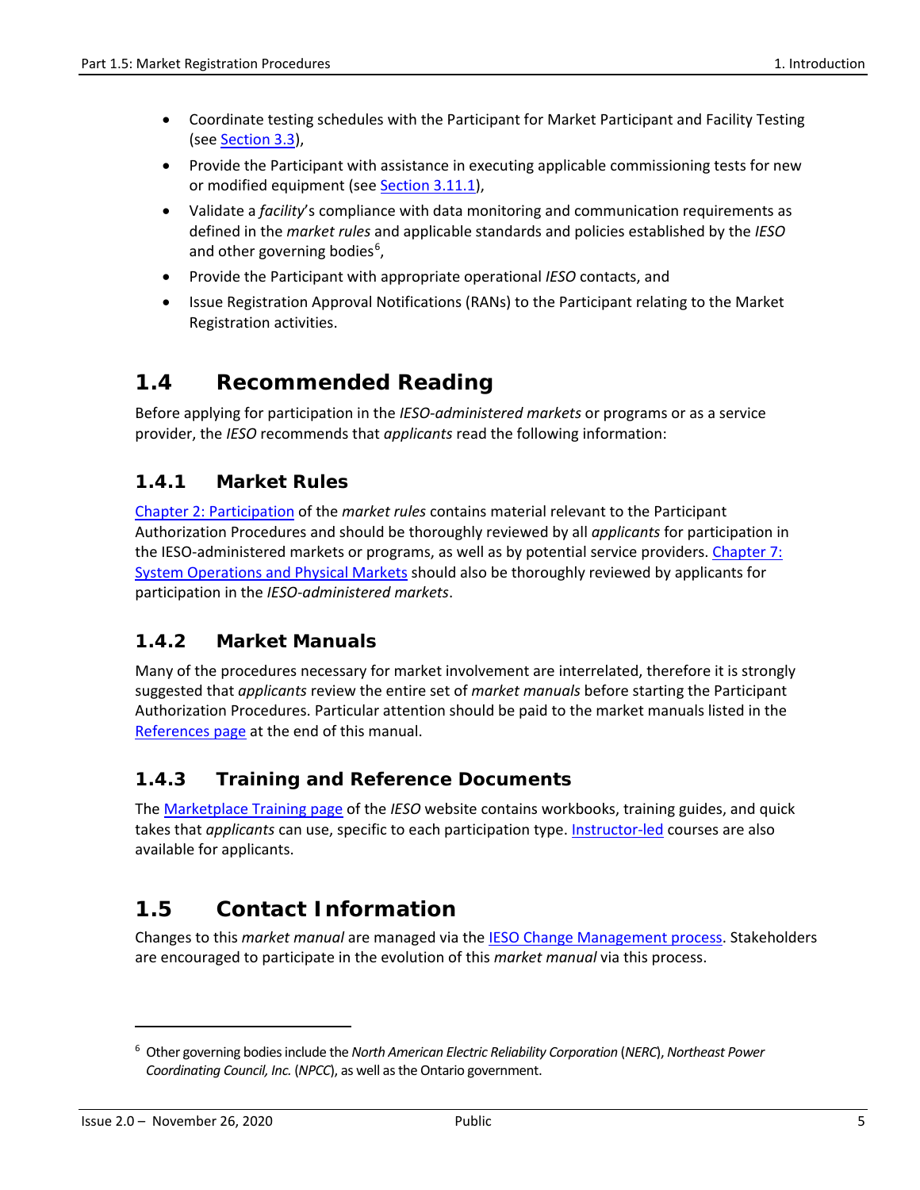- Coordinate testing schedules with the Participant for Market Participant and Facility Testing (see [Section 3.3](#)),
- Provide the Participant with assistance in executing applicable commissioning tests for new or modified equipment (see [Section 3.11.1](#)),
- Validate a *facility*'s compliance with data monitoring and communication requirements as defined in the *market rules* and applicable standards and policies established by the *IESO* and other governing bodies[6],
- Provide the Participant with appropriate operational *IESO* contacts, and
- Issue Registration Approval Notifications (RANs) to the Participant relating to the Market Registration activities.

## 1.4 Recommended Reading

Before applying for participation in the *IESO-administered markets* or programs or as a service provider, the *IESO* recommends that *applicants* read the following information:

### 1.4.1 Market Rules

[Chapter 2: Participation](#) of the *market rules* contains material relevant to the Participant Authorization Procedures and should be thoroughly reviewed by all *applicants* for participation in the IESO-administered markets or programs, as well as by potential service providers. [Chapter 7: System Operations and Physical Markets](#) should also be thoroughly reviewed by applicants for participation in the *IESO-administered markets*.

### 1.4.2 Market Manuals

Many of the procedures necessary for market involvement are interrelated, therefore it is strongly suggested that *applicants* review the entire set of *market manuals* before starting the Participant Authorization Procedures. Particular attention should be paid to the market manuals listed in the [References page](#) at the end of this manual.

### 1.4.3 Training and Reference Documents

The [Marketplace Training page](#) of the *IESO* website contains workbooks, training guides, and quick takes that *applicants* can use, specific to each participation type. [Instructor-led](#) courses are also available for applicants.

## 1.5 Contact Information

Changes to this *market manual* are managed via the [IESO Change Management process](#). Stakeholders are encouraged to participate in the evolution of this *market manual* via this process.

---

[6] Other governing bodies include the *North American Electric Reliability Corporation* (*NERC*), *Northeast Power Coordinating Council, Inc.* (*NPCC*), as well as the Ontario government.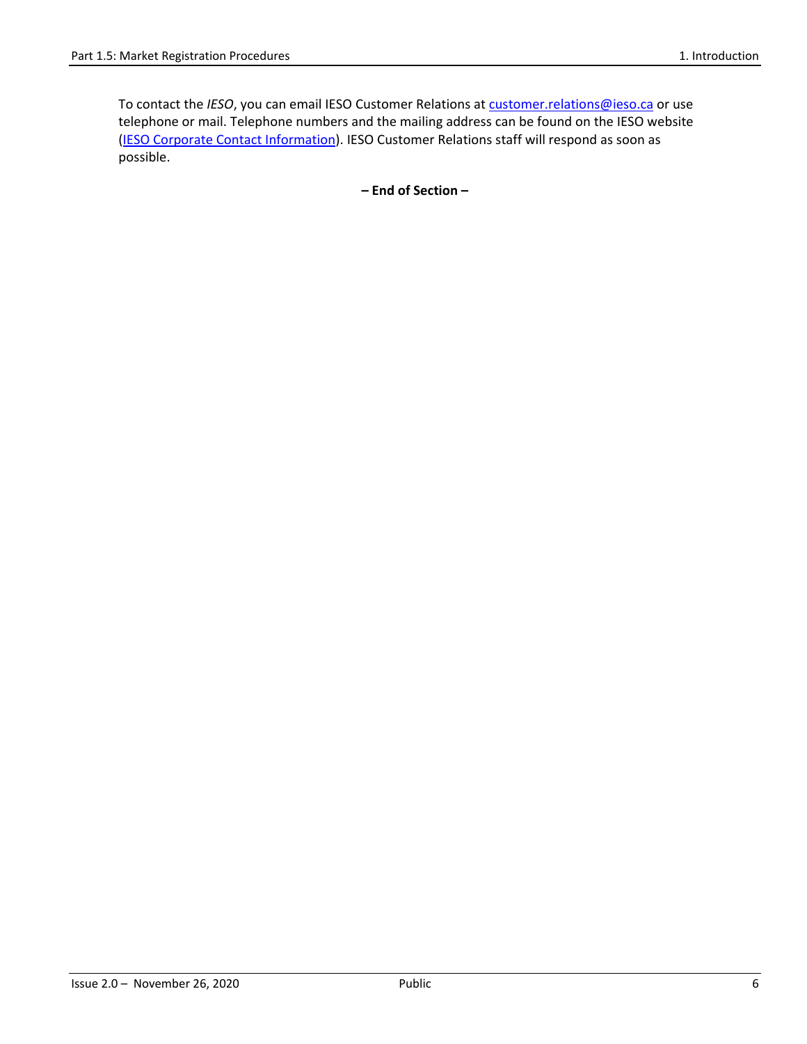To contact the *IESO*, you can email IESO Customer Relations at [customer.relations@ieso.ca](mailto:customer.relations@ieso.ca) or use telephone or mail. Telephone numbers and the mailing address can be found on the IESO website ([IESO Corporate Contact Information](#)). IESO Customer Relations staff will respond as soon as possible.

**– End of Section –**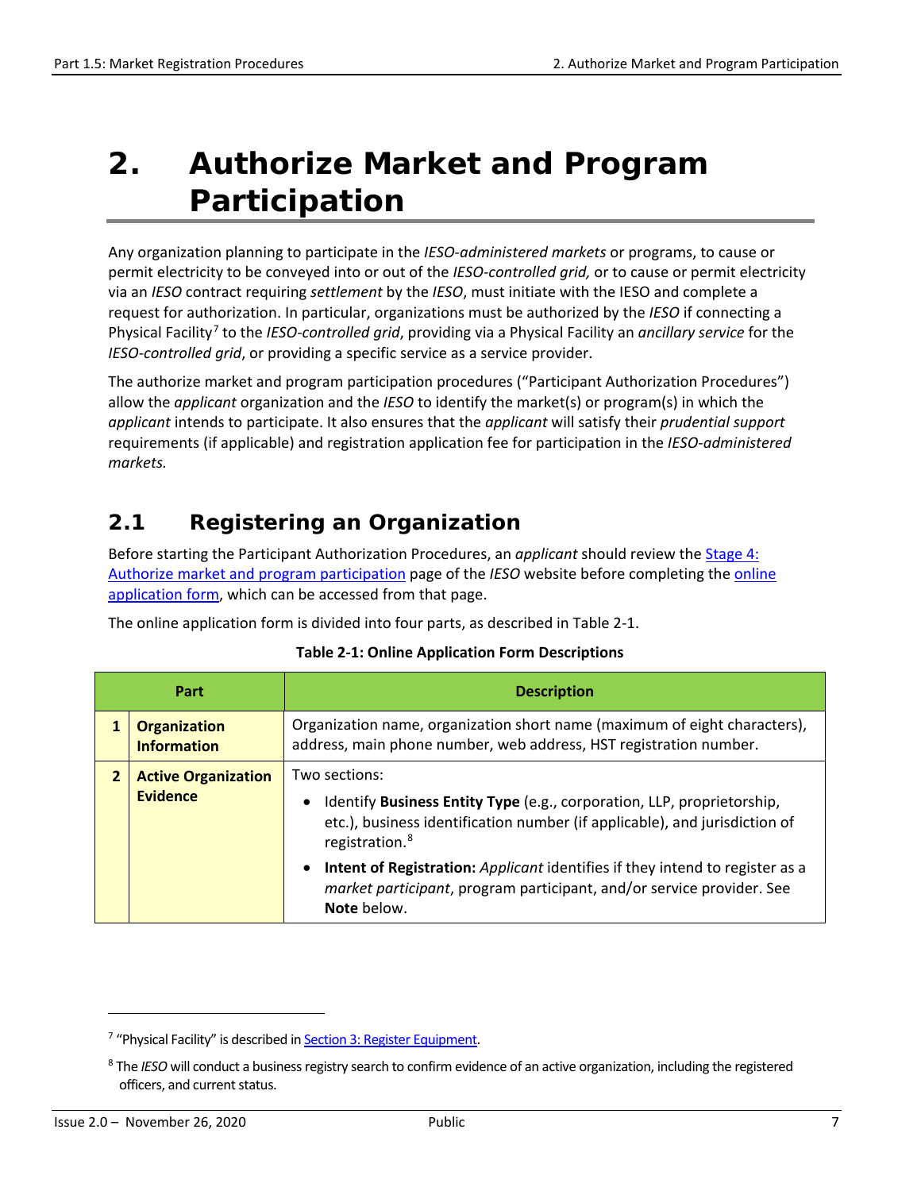# 2. Authorize Market and Program Participation

Any organization planning to participate in the *IESO-administered markets* or programs, to cause or permit electricity to be conveyed into or out of the *IESO-controlled grid,* or to cause or permit electricity via an *IESO* contract requiring *settlement* by the *IESO*, must initiate with the IESO and complete a request for authorization. In particular, organizations must be authorized by the *IESO* if connecting a Physical Facility[7] to the *IESO-controlled grid*, providing via a Physical Facility an *ancillary service* for the *IESO-controlled grid*, or providing a specific service as a service provider.

The authorize market and program participation procedures ("Participant Authorization Procedures") allow the *applicant* organization and the *IESO* to identify the market(s) or program(s) in which the *applicant* intends to participate. It also ensures that the *applicant* will satisfy their *prudential support* requirements (if applicable) and registration application fee for participation in the *IESO-administered markets.*

## 2.1 Registering an Organization

Before starting the Participant Authorization Procedures, an *applicant* should review the [Stage 4: Authorize market and program participation]() page of the *IESO* website before completing the [online application form](), which can be accessed from that page.

The online application form is divided into four parts, as described in Table 2-1.

**Table 2-1: Online Application Form Descriptions**

| Part | | Description |
|---|---|---|
| **1** | **Organization Information** | Organization name, organization short name (maximum of eight characters), address, main phone number, web address, HST registration number. |
| **2** | **Active Organization Evidence** | Two sections:<br>• Identify **Business Entity Type** (e.g., corporation, LLP, proprietorship, etc.), business identification number (if applicable), and jurisdiction of registration.[8]<br>• **Intent of Registration:** *Applicant* identifies if they intend to register as a *market participant*, program participant, and/or service provider. See **Note** below. |

---

[7] "Physical Facility" is described in [Section 3: Register Equipment]().

[8] The *IESO* will conduct a business registry search to confirm evidence of an active organization, including the registered officers, and current status.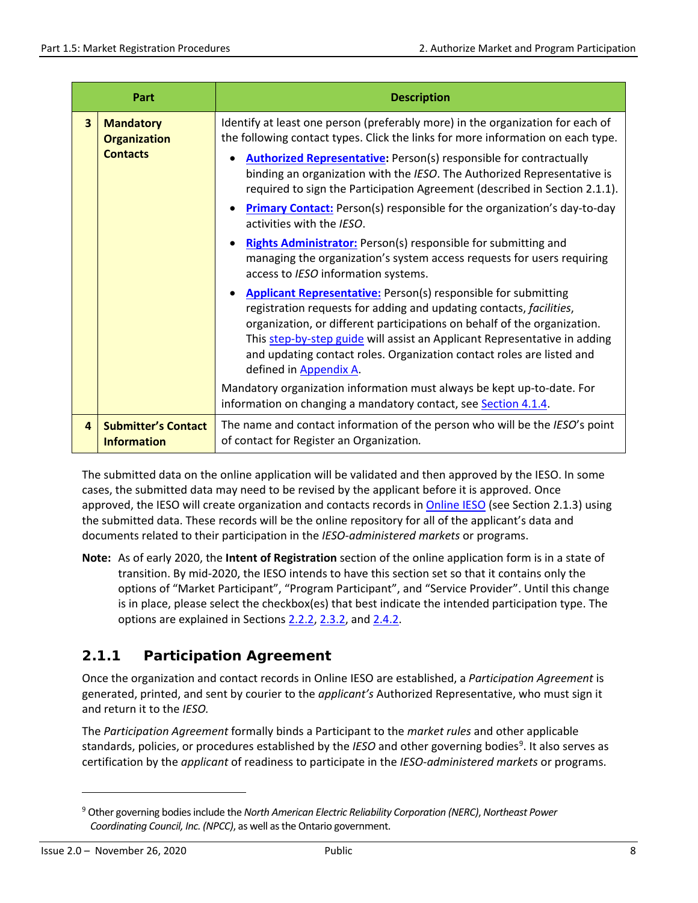| Part | | Description |
|---|---|---|
| 3 | **Mandatory Organization Contacts** | Identify at least one person (preferably more) in the organization for each of the following contact types. Click the links for more information on each type.<br>• **Authorized Representative:** Person(s) responsible for contractually binding an organization with the *IESO*. The Authorized Representative is required to sign the Participation Agreement (described in Section 2.1.1).<br>• **Primary Contact:** Person(s) responsible for the organization's day-to-day activities with the *IESO*.<br>• **Rights Administrator:** Person(s) responsible for submitting and managing the organization's system access requests for users requiring access to *IESO* information systems.<br>• **Applicant Representative:** Person(s) responsible for submitting registration requests for adding and updating contacts, *facilities*, organization, or different participations on behalf of the organization. This step-by-step guide will assist an Applicant Representative in adding and updating contact roles. Organization contact roles are listed and defined in Appendix A.<br>Mandatory organization information must always be kept up-to-date. For information on changing a mandatory contact, see Section 4.1.4. |
| 4 | **Submitter's Contact Information** | The name and contact information of the person who will be the *IESO*'s point of contact for Register an Organization. |

The submitted data on the online application will be validated and then approved by the IESO. In some cases, the submitted data may need to be revised by the applicant before it is approved. Once approved, the IESO will create organization and contacts records in Online IESO (see Section 2.1.3) using the submitted data. These records will be the online repository for all of the applicant's data and documents related to their participation in the *IESO-administered markets* or programs.

**Note:** As of early 2020, the **Intent of Registration** section of the online application form is in a state of transition. By mid-2020, the IESO intends to have this section set so that it contains only the options of "Market Participant", "Program Participant", and "Service Provider". Until this change is in place, please select the checkbox(es) that best indicate the intended participation type. The options are explained in Sections 2.2.2, 2.3.2, and 2.4.2.

### 2.1.1 Participation Agreement

Once the organization and contact records in Online IESO are established, a *Participation Agreement* is generated, printed, and sent by courier to the *applicant's* Authorized Representative, who must sign it and return it to the *IESO.*

The *Participation Agreement* formally binds a Participant to the *market rules* and other applicable standards, policies, or procedures established by the *IESO* and other governing bodies[9]. It also serves as certification by the *applicant* of readiness to participate in the *IESO-administered markets* or programs.

[9] Other governing bodies include the *North American Electric Reliability Corporation (NERC)*, *Northeast Power Coordinating Council, Inc. (NPCC)*, as well as the Ontario government.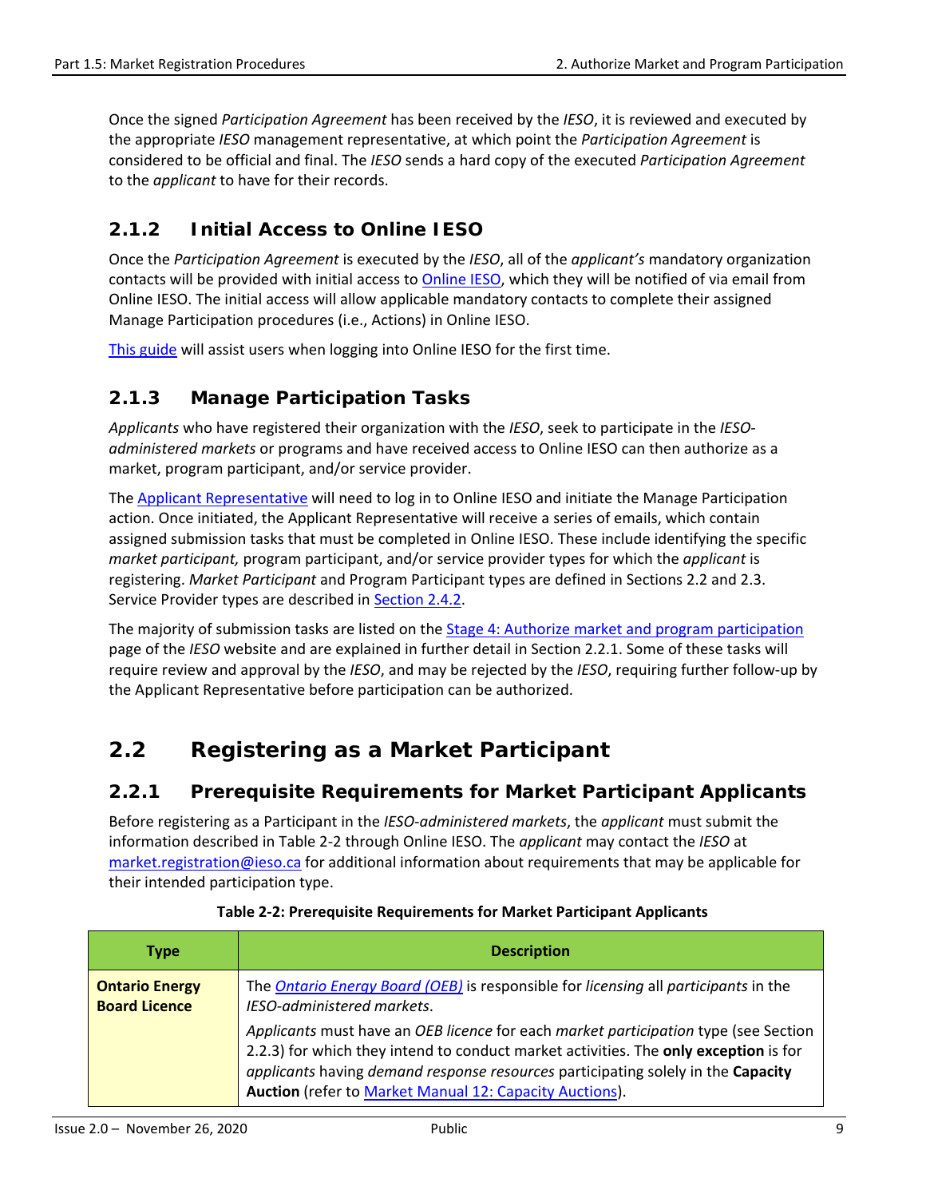Once the signed *Participation Agreement* has been received by the *IESO*, it is reviewed and executed by the appropriate *IESO* management representative, at which point the *Participation Agreement* is considered to be official and final. The *IESO* sends a hard copy of the executed *Participation Agreement* to the *applicant* to have for their records.

### 2.1.2 Initial Access to Online IESO

Once the *Participation Agreement* is executed by the *IESO*, all of the *applicant's* mandatory organization contacts will be provided with initial access to Online IESO, which they will be notified of via email from Online IESO. The initial access will allow applicable mandatory contacts to complete their assigned Manage Participation procedures (i.e., Actions) in Online IESO.

This guide will assist users when logging into Online IESO for the first time.

### 2.1.3 Manage Participation Tasks

*Applicants* who have registered their organization with the *IESO*, seek to participate in the *IESO-administered markets* or programs and have received access to Online IESO can then authorize as a market, program participant, and/or service provider.

The Applicant Representative will need to log in to Online IESO and initiate the Manage Participation action. Once initiated, the Applicant Representative will receive a series of emails, which contain assigned submission tasks that must be completed in Online IESO. These include identifying the specific *market participant,* program participant, and/or service provider types for which the *applicant* is registering. *Market Participant* and Program Participant types are defined in Sections 2.2 and 2.3. Service Provider types are described in Section 2.4.2.

The majority of submission tasks are listed on the Stage 4: Authorize market and program participation page of the *IESO* website and are explained in further detail in Section 2.2.1. Some of these tasks will require review and approval by the *IESO*, and may be rejected by the *IESO*, requiring further follow-up by the Applicant Representative before participation can be authorized.

## 2.2 Registering as a Market Participant

### 2.2.1 Prerequisite Requirements for Market Participant Applicants

Before registering as a Participant in the *IESO-administered markets*, the *applicant* must submit the information described in Table 2-2 through Online IESO. The *applicant* may contact the *IESO* at market.registration@ieso.ca for additional information about requirements that may be applicable for their intended participation type.

**Table 2-2: Prerequisite Requirements for Market Participant Applicants**

| Type | Description |
|---|---|
| **Ontario Energy Board Licence** | The *Ontario Energy Board (OEB)* is responsible for *licensing* all *participants* in the *IESO-administered markets*.<br><br>*Applicants* must have an *OEB licence* for each *market participation* type (see Section 2.2.3) for which they intend to conduct market activities. The **only exception** is for *applicants* having *demand response resources* participating solely in the **Capacity Auction** (refer to Market Manual 12: Capacity Auctions). |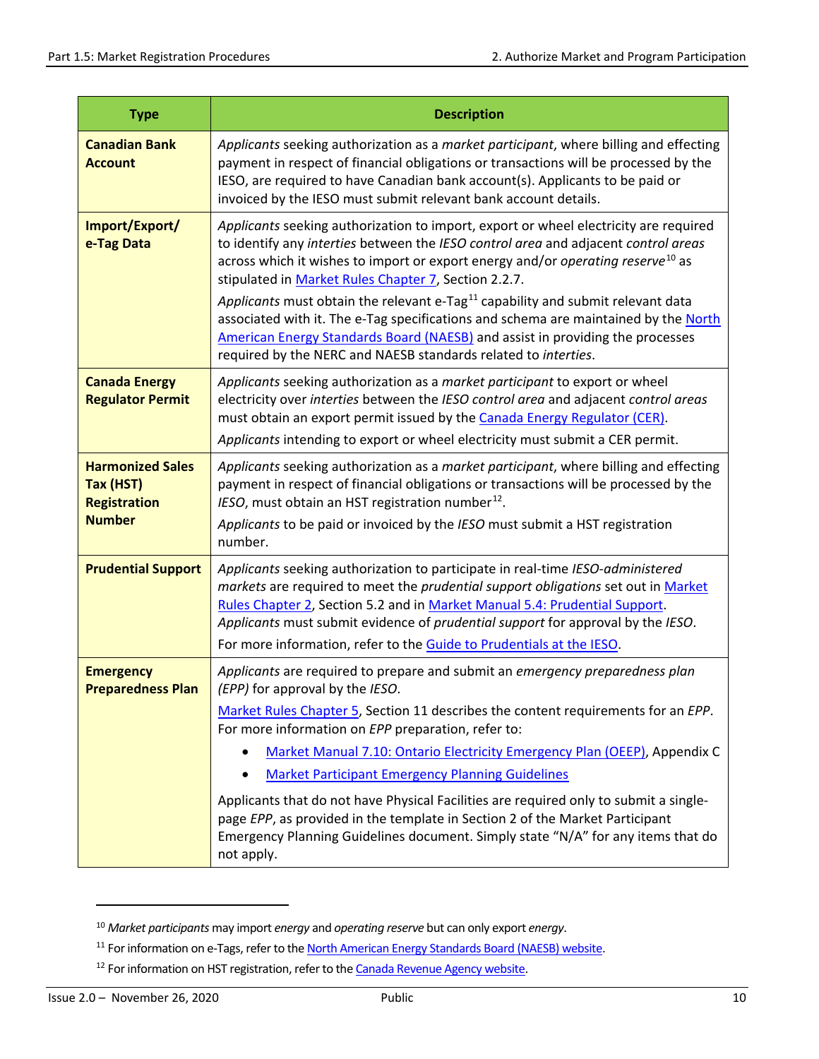| Type | Description |
| --- | --- |
| **Canadian Bank Account** | *Applicants* seeking authorization as a *market participant*, where billing and effecting payment in respect of financial obligations or transactions will be processed by the IESO, are required to have Canadian bank account(s). Applicants to be paid or invoiced by the IESO must submit relevant bank account details. |
| **Import/Export/ e-Tag Data** | *Applicants* seeking authorization to import, export or wheel electricity are required to identify any *interties* between the *IESO control area* and adjacent *control areas* across which it wishes to import or export energy and/or *operating reserve*[10] as stipulated in Market Rules Chapter 7, Section 2.2.7.<br><br>*Applicants* must obtain the relevant e-Tag[11] capability and submit relevant data associated with it. The e-Tag specifications and schema are maintained by the North American Energy Standards Board (NAESB) and assist in providing the processes required by the NERC and NAESB standards related to *interties*. |
| **Canada Energy Regulator Permit** | *Applicants* seeking authorization as a *market participant* to export or wheel electricity over *interties* between the *IESO control area* and adjacent *control areas* must obtain an export permit issued by the Canada Energy Regulator (CER).<br><br>*Applicants* intending to export or wheel electricity must submit a CER permit. |
| **Harmonized Sales Tax (HST) Registration Number** | *Applicants* seeking authorization as a *market participant*, where billing and effecting payment in respect of financial obligations or transactions will be processed by the *IESO*, must obtain an HST registration number[12].<br><br>*Applicants* to be paid or invoiced by the *IESO* must submit a HST registration number. |
| **Prudential Support** | *Applicants* seeking authorization to participate in real-time *IESO-administered markets* are required to meet the *prudential support obligations* set out in Market Rules Chapter 2, Section 5.2 and in Market Manual 5.4: Prudential Support. *Applicants* must submit evidence of *prudential support* for approval by the *IESO*.<br><br>For more information, refer to the Guide to Prudentials at the IESO. |
| **Emergency Preparedness Plan** | *Applicants* are required to prepare and submit an *emergency preparedness plan (EPP)* for approval by the *IESO*.<br><br>Market Rules Chapter 5, Section 11 describes the content requirements for an *EPP*. For more information on *EPP* preparation, refer to:<br>• Market Manual 7.10: Ontario Electricity Emergency Plan (OEEP), Appendix C<br>• Market Participant Emergency Planning Guidelines<br><br>Applicants that do not have Physical Facilities are required only to submit a single-page *EPP*, as provided in the template in Section 2 of the Market Participant Emergency Planning Guidelines document. Simply state "N/A" for any items that do not apply. |

[10] *Market participants* may import *energy* and *operating reserve* but can only export *energy*.

[11] For information on e-Tags, refer to the North American Energy Standards Board (NAESB) website.

[12] For information on HST registration, refer to the Canada Revenue Agency website.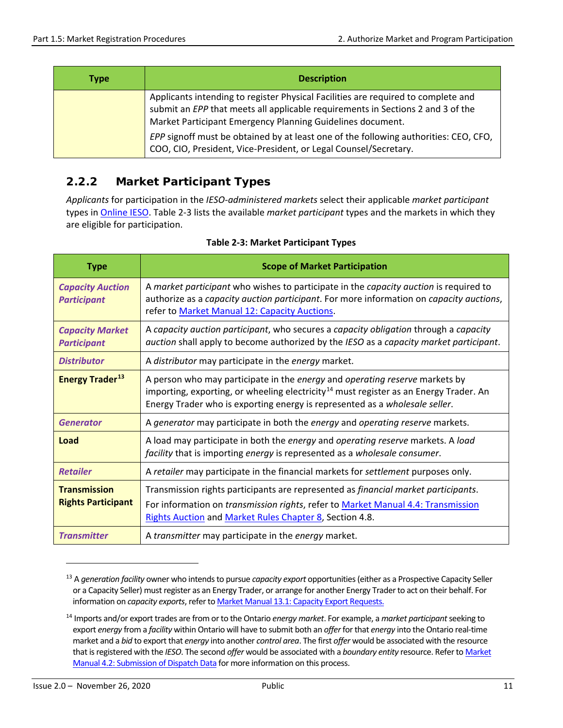| Type | Description |
| --- | --- |
| | Applicants intending to register Physical Facilities are required to complete and submit an *EPP* that meets all applicable requirements in Sections 2 and 3 of the Market Participant Emergency Planning Guidelines document.<br>*EPP* signoff must be obtained by at least one of the following authorities: CEO, CFO, COO, CIO, President, Vice-President, or Legal Counsel/Secretary. |

### 2.2.2 Market Participant Types

*Applicants* for participation in the *IESO-administered markets* select their applicable *market participant* types in Online IESO. Table 2-3 lists the available *market participant* types and the markets in which they are eligible for participation.

**Table 2-3: Market Participant Types**

| Type | Scope of Market Participation |
| --- | --- |
| ***Capacity Auction Participant*** | A *market participant* who wishes to participate in the *capacity auction* is required to authorize as a *capacity auction participant*. For more information on *capacity auctions*, refer to Market Manual 12: Capacity Auctions. |
| ***Capacity Market Participant*** | A *capacity auction participant*, who secures a *capacity obligation* through a *capacity auction* shall apply to become authorized by the *IESO* as a *capacity market participant*. |
| ***Distributor*** | A *distributor* may participate in the *energy* market. |
| **Energy Trader**[13] | A person who may participate in the *energy* and *operating reserve* markets by importing, exporting, or wheeling electricity[14] must register as an Energy Trader. An Energy Trader who is exporting energy is represented as a *wholesale seller*. |
| ***Generator*** | A *generator* may participate in both the *energy* and *operating reserve* markets. |
| **Load** | A load may participate in both the *energy* and *operating reserve* markets. A *load facility* that is importing *energy* is represented as a *wholesale consumer*. |
| ***Retailer*** | A *retailer* may participate in the financial markets for *settlement* purposes only. |
| **Transmission Rights Participant** | Transmission rights participants are represented as *financial market participants*.<br>For information on *transmission rights*, refer to Market Manual 4.4: Transmission Rights Auction and Market Rules Chapter 8, Section 4.8. |
| ***Transmitter*** | A *transmitter* may participate in the *energy* market. |

[13] A *generation facility* owner who intends to pursue *capacity export* opportunities (either as a Prospective Capacity Seller or a Capacity Seller) must register as an Energy Trader, or arrange for another Energy Trader to act on their behalf. For information on *capacity exports*, refer to Market Manual 13.1: Capacity Export Requests.

[14] Imports and/or export trades are from or to the Ontario *energy market*. For example, a *market participant* seeking to export *energy* from a *facility* within Ontario will have to submit both an *offer* for that *energy* into the Ontario real-time market and a *bid* to export that *energy* into another *control area*. The first *offer* would be associated with the resource that is registered with the *IESO*. The second *offer* would be associated with a *boundary entity* resource. Refer to Market Manual 4.2: Submission of Dispatch Data for more information on this process.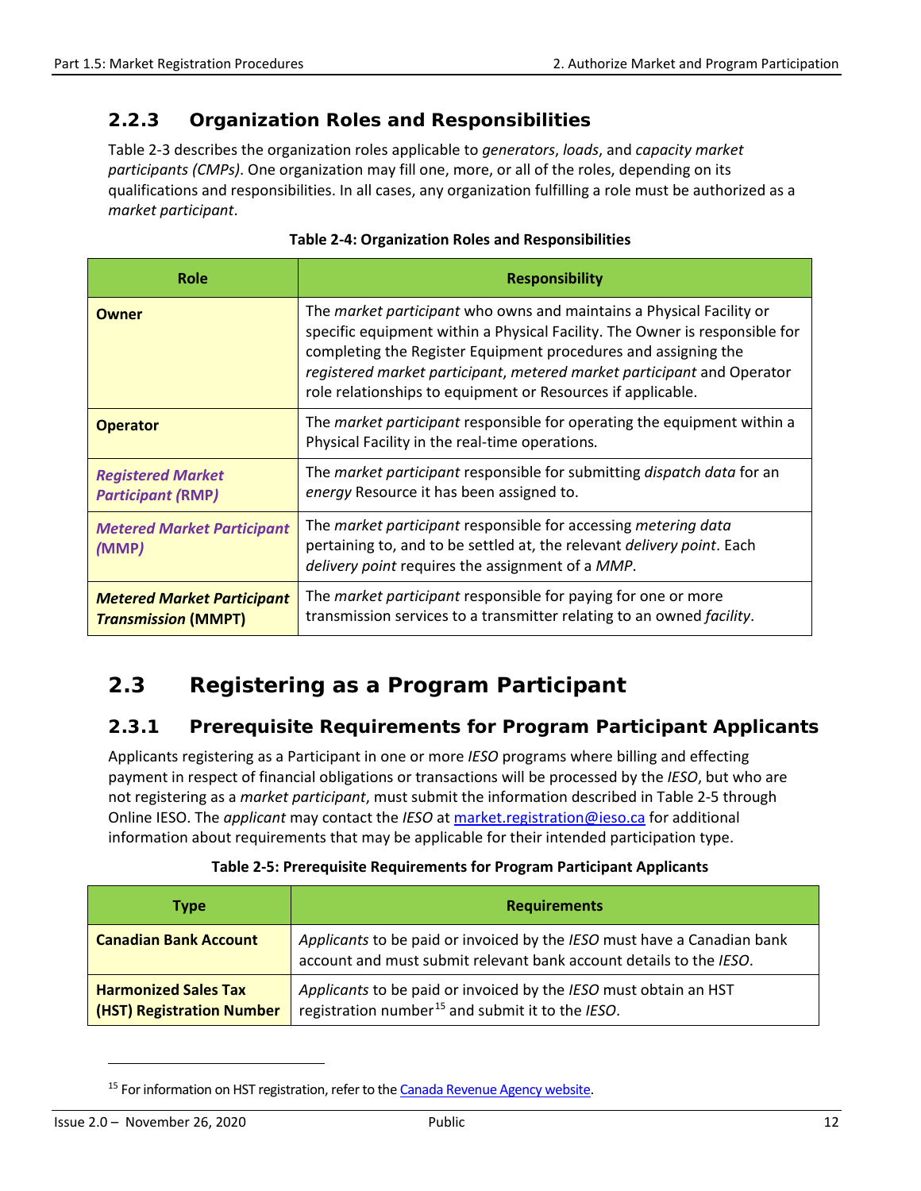### 2.2.3 Organization Roles and Responsibilities

Table 2-3 describes the organization roles applicable to *generators*, *loads*, and *capacity market participants (CMPs)*. One organization may fill one, more, or all of the roles, depending on its qualifications and responsibilities. In all cases, any organization fulfilling a role must be authorized as a *market participant*.

**Table 2-4: Organization Roles and Responsibilities**

| Role | Responsibility |
|---|---|
| **Owner** | The *market participant* who owns and maintains a Physical Facility or specific equipment within a Physical Facility. The Owner is responsible for completing the Register Equipment procedures and assigning the *registered market participant*, *metered market participant* and Operator role relationships to equipment or Resources if applicable. |
| **Operator** | The *market participant* responsible for operating the equipment within a Physical Facility in the real-time operations. |
| ***Registered Market Participant (*RMP*)*** | The *market participant* responsible for submitting *dispatch data* for an *energy* Resource it has been assigned to. |
| ***Metered Market Participant (MMP)*** | The *market participant* responsible for accessing *metering data* pertaining to, and to be settled at, the relevant *delivery point*. Each *delivery point* requires the assignment of a *MMP*. |
| ***Metered Market Participant Transmission* (MMPT)** | The *market participant* responsible for paying for one or more transmission services to a transmitter relating to an owned *facility*. |

## 2.3 Registering as a Program Participant

### 2.3.1 Prerequisite Requirements for Program Participant Applicants

Applicants registering as a Participant in one or more *IESO* programs where billing and effecting payment in respect of financial obligations or transactions will be processed by the *IESO*, but who are not registering as a *market participant*, must submit the information described in Table 2-5 through Online IESO. The *applicant* may contact the *IESO* at market.registration@ieso.ca for additional information about requirements that may be applicable for their intended participation type.

**Table 2-5: Prerequisite Requirements for Program Participant Applicants**

| Type | Requirements |
|---|---|
| **Canadian Bank Account** | *Applicants* to be paid or invoiced by the *IESO* must have a Canadian bank account and must submit relevant bank account details to the *IESO*. |
| **Harmonized Sales Tax (HST) Registration Number** | *Applicants* to be paid or invoiced by the *IESO* must obtain an HST registration number[15] and submit it to the *IESO*. |

[15] For information on HST registration, refer to the Canada Revenue Agency website.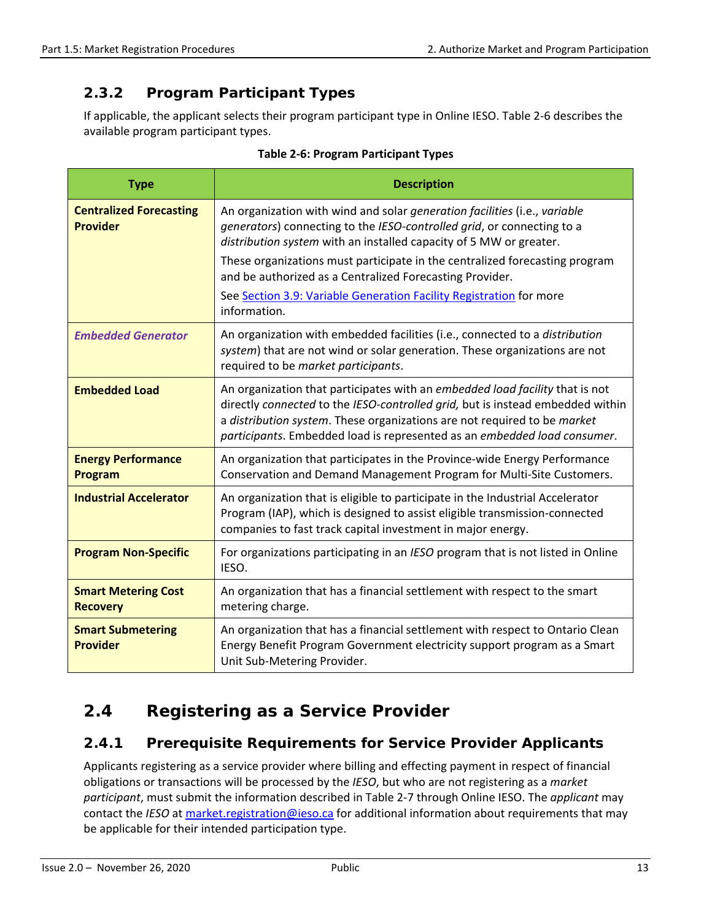### 2.3.2 Program Participant Types

If applicable, the applicant selects their program participant type in Online IESO. Table 2-6 describes the available program participant types.

**Table 2-6: Program Participant Types**

| Type | Description |
| --- | --- |
| **Centralized Forecasting Provider** | An organization with wind and solar *generation facilities* (i.e., *variable generators*) connecting to the *IESO-controlled grid*, or connecting to a *distribution system* with an installed capacity of 5 MW or greater.<br>These organizations must participate in the centralized forecasting program and be authorized as a Centralized Forecasting Provider.<br>See [Section 3.9: Variable Generation Facility Registration]() for more information. |
| ***Embedded Generator*** | An organization with embedded facilities (i.e., connected to a *distribution system*) that are not wind or solar generation. These organizations are not required to be *market participants*. |
| **Embedded Load** | An organization that participates with an *embedded load facility* that is not directly *connected* to the *IESO-controlled grid,* but is instead embedded within a *distribution system*. These organizations are not required to be *market participants*. Embedded load is represented as an *embedded load consumer*. |
| **Energy Performance Program** | An organization that participates in the Province-wide Energy Performance Conservation and Demand Management Program for Multi-Site Customers. |
| **Industrial Accelerator** | An organization that is eligible to participate in the Industrial Accelerator Program (IAP), which is designed to assist eligible transmission-connected companies to fast track capital investment in major energy. |
| **Program Non-Specific** | For organizations participating in an *IESO* program that is not listed in Online IESO. |
| **Smart Metering Cost Recovery** | An organization that has a financial settlement with respect to the smart metering charge. |
| **Smart Submetering Provider** | An organization that has a financial settlement with respect to Ontario Clean Energy Benefit Program Government electricity support program as a Smart Unit Sub-Metering Provider. |

## 2.4 Registering as a Service Provider

### 2.4.1 Prerequisite Requirements for Service Provider Applicants

Applicants registering as a service provider where billing and effecting payment in respect of financial obligations or transactions will be processed by the *IESO*, but who are not registering as a *market participant*, must submit the information described in Table 2-7 through Online IESO. The *applicant* may contact the *IESO* at market.registration@ieso.ca for additional information about requirements that may be applicable for their intended participation type.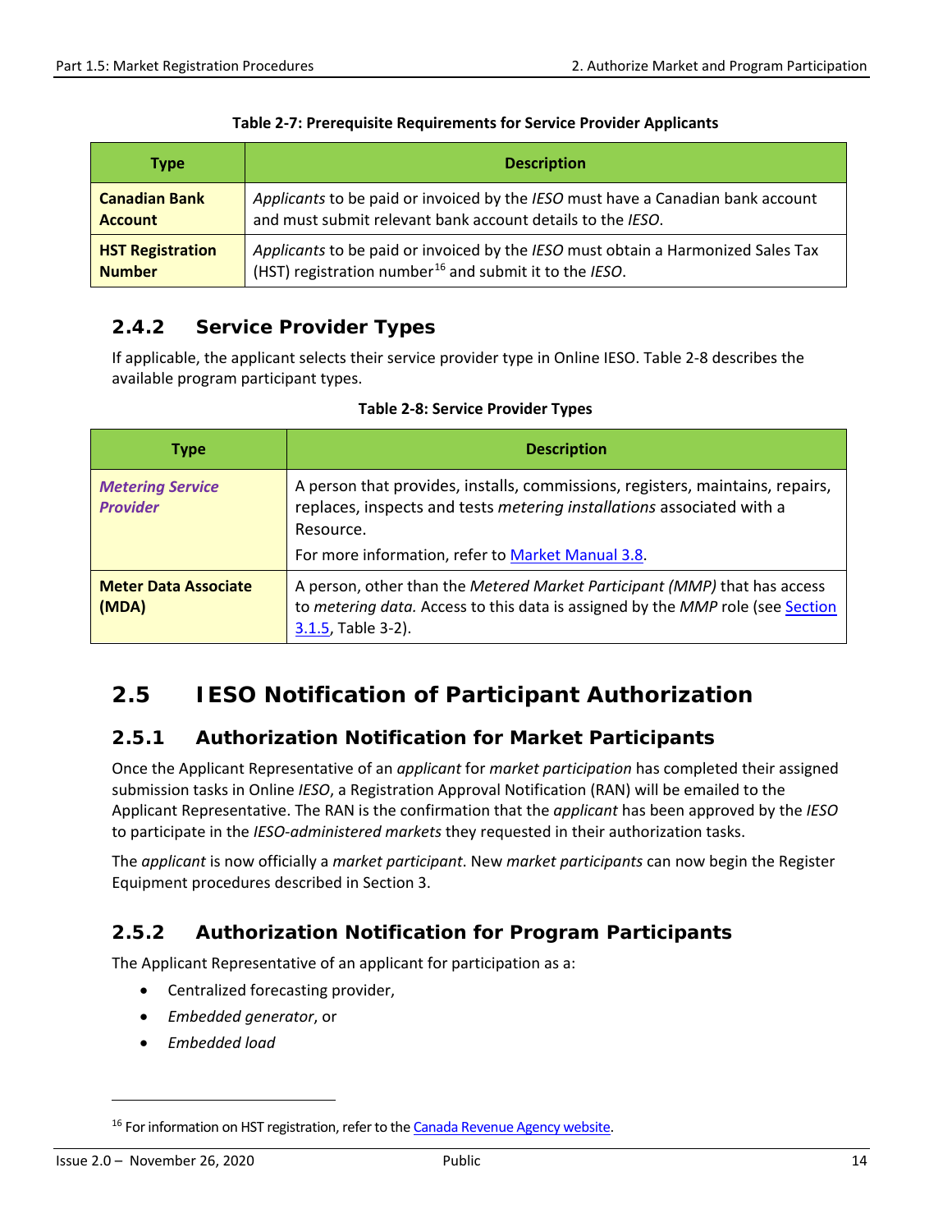**Table 2-7: Prerequisite Requirements for Service Provider Applicants**

| Type | Description |
|---|---|
| **Canadian Bank Account** | *Applicants* to be paid or invoiced by the *IESO* must have a Canadian bank account and must submit relevant bank account details to the *IESO*. |
| **HST Registration Number** | *Applicants* to be paid or invoiced by the *IESO* must obtain a Harmonized Sales Tax (HST) registration number[16] and submit it to the *IESO*. |

### 2.4.2 Service Provider Types

If applicable, the applicant selects their service provider type in Online IESO. Table 2-8 describes the available program participant types.

**Table 2-8: Service Provider Types**

| Type | Description |
|---|---|
| ***Metering Service Provider*** | A person that provides, installs, commissions, registers, maintains, repairs, replaces, inspects and tests *metering installations* associated with a Resource.<br>For more information, refer to Market Manual 3.8. |
| **Meter Data Associate (MDA)** | A person, other than the *Metered Market Participant (MMP)* that has access to *metering data.* Access to this data is assigned by the *MMP* role (see Section 3.1.5, Table 3-2). |

## 2.5 IESO Notification of Participant Authorization

### 2.5.1 Authorization Notification for Market Participants

Once the Applicant Representative of an *applicant* for *market participation* has completed their assigned submission tasks in Online *IESO*, a Registration Approval Notification (RAN) will be emailed to the Applicant Representative. The RAN is the confirmation that the *applicant* has been approved by the *IESO* to participate in the *IESO-administered markets* they requested in their authorization tasks.

The *applicant* is now officially a *market participant*. New *market participants* can now begin the Register Equipment procedures described in Section 3.

### 2.5.2 Authorization Notification for Program Participants

The Applicant Representative of an applicant for participation as a:

- Centralized forecasting provider,
- *Embedded generator*, or
- *Embedded load*

---

[16] For information on HST registration, refer to the Canada Revenue Agency website.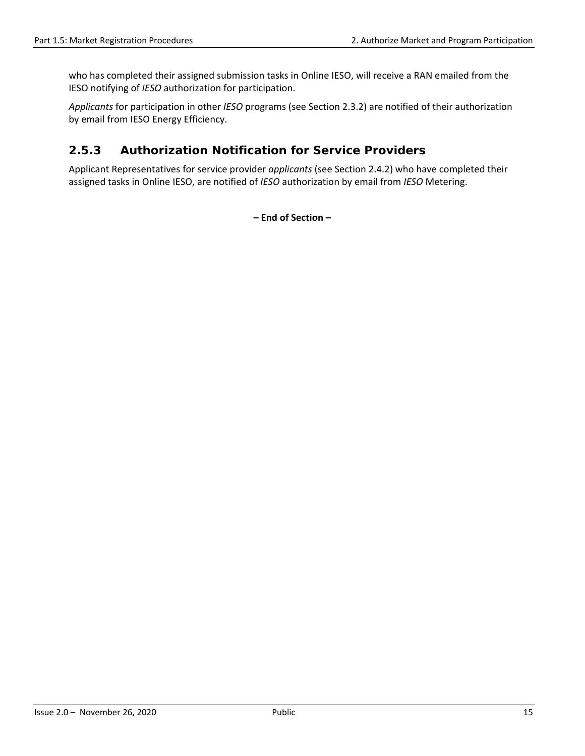who has completed their assigned submission tasks in Online IESO, will receive a RAN emailed from the IESO notifying of *IESO* authorization for participation.

*Applicants* for participation in other *IESO* programs (see Section 2.3.2) are notified of their authorization by email from IESO Energy Efficiency.

### 2.5.3 Authorization Notification for Service Providers

Applicant Representatives for service provider *applicants* (see Section 2.4.2) who have completed their assigned tasks in Online IESO, are notified of *IESO* authorization by email from *IESO* Metering.

**– End of Section –**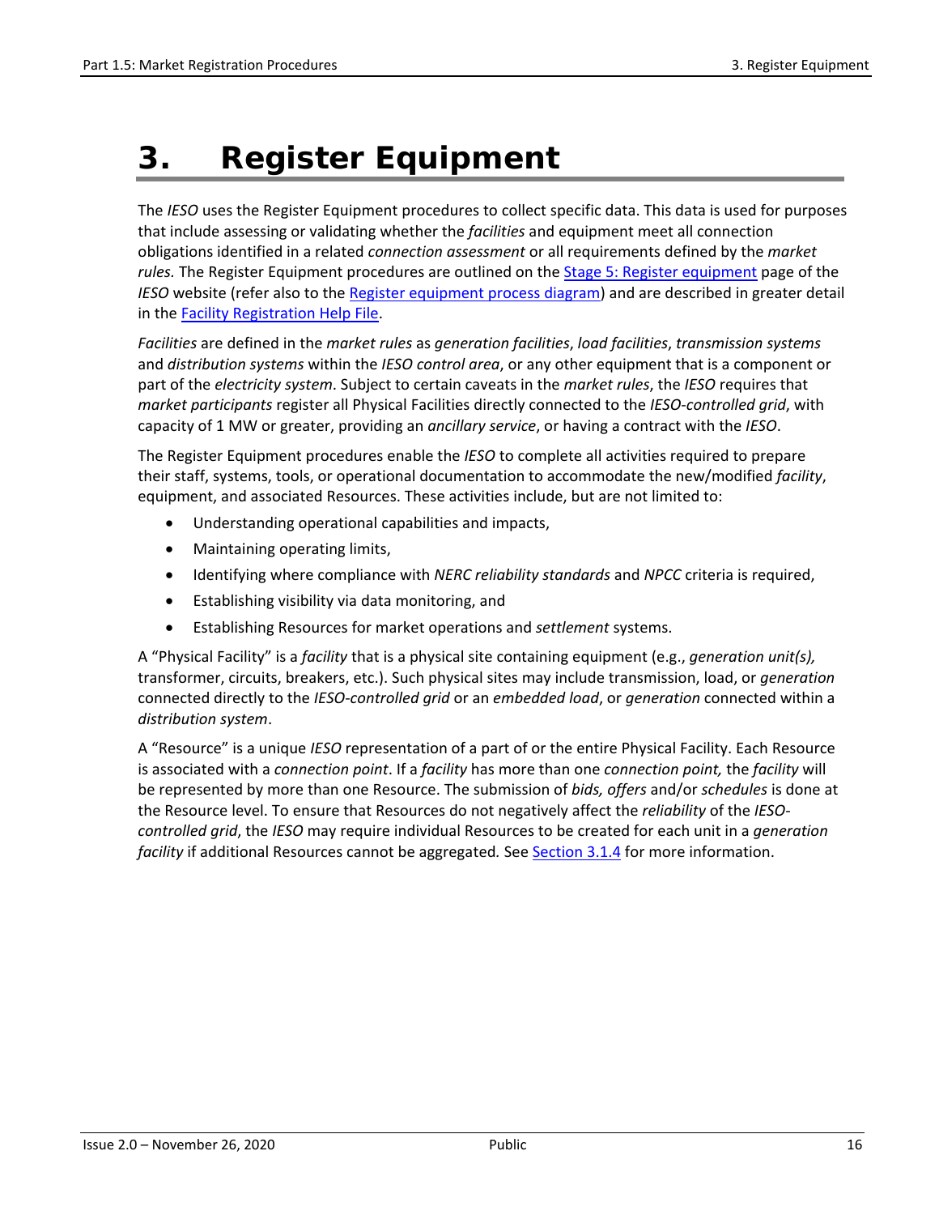# 3. Register Equipment

The *IESO* uses the Register Equipment procedures to collect specific data. This data is used for purposes that include assessing or validating whether the *facilities* and equipment meet all connection obligations identified in a related *connection assessment* or all requirements defined by the *market rules.* The Register Equipment procedures are outlined on the [Stage 5: Register equipment](#) page of the *IESO* website (refer also to the [Register equipment process diagram](#)) and are described in greater detail in the [Facility Registration Help File](#).

*Facilities* are defined in the *market rules* as *generation facilities*, *load facilities*, *transmission systems* and *distribution systems* within the *IESO control area*, or any other equipment that is a component or part of the *electricity system*. Subject to certain caveats in the *market rules*, the *IESO* requires that *market participants* register all Physical Facilities directly connected to the *IESO-controlled grid*, with capacity of 1 MW or greater, providing an *ancillary service*, or having a contract with the *IESO*.

The Register Equipment procedures enable the *IESO* to complete all activities required to prepare their staff, systems, tools, or operational documentation to accommodate the new/modified *facility*, equipment, and associated Resources. These activities include, but are not limited to:

- Understanding operational capabilities and impacts,
- Maintaining operating limits,
- Identifying where compliance with *NERC reliability standards* and *NPCC* criteria is required,
- Establishing visibility via data monitoring, and
- Establishing Resources for market operations and *settlement* systems.

A "Physical Facility" is a *facility* that is a physical site containing equipment (e.g., *generation unit(s),* transformer, circuits, breakers, etc.). Such physical sites may include transmission, load, or *generation* connected directly to the *IESO-controlled grid* or an *embedded load*, or *generation* connected within a *distribution system*.

A "Resource" is a unique *IESO* representation of a part of or the entire Physical Facility. Each Resource is associated with a *connection point*. If a *facility* has more than one *connection point,* the *facility* will be represented by more than one Resource. The submission of *bids, offers* and/or *schedules* is done at the Resource level. To ensure that Resources do not negatively affect the *reliability* of the *IESO-controlled grid*, the *IESO* may require individual Resources to be created for each unit in a *generation facility* if additional Resources cannot be aggregated*.* See [Section 3.1.4](#) for more information.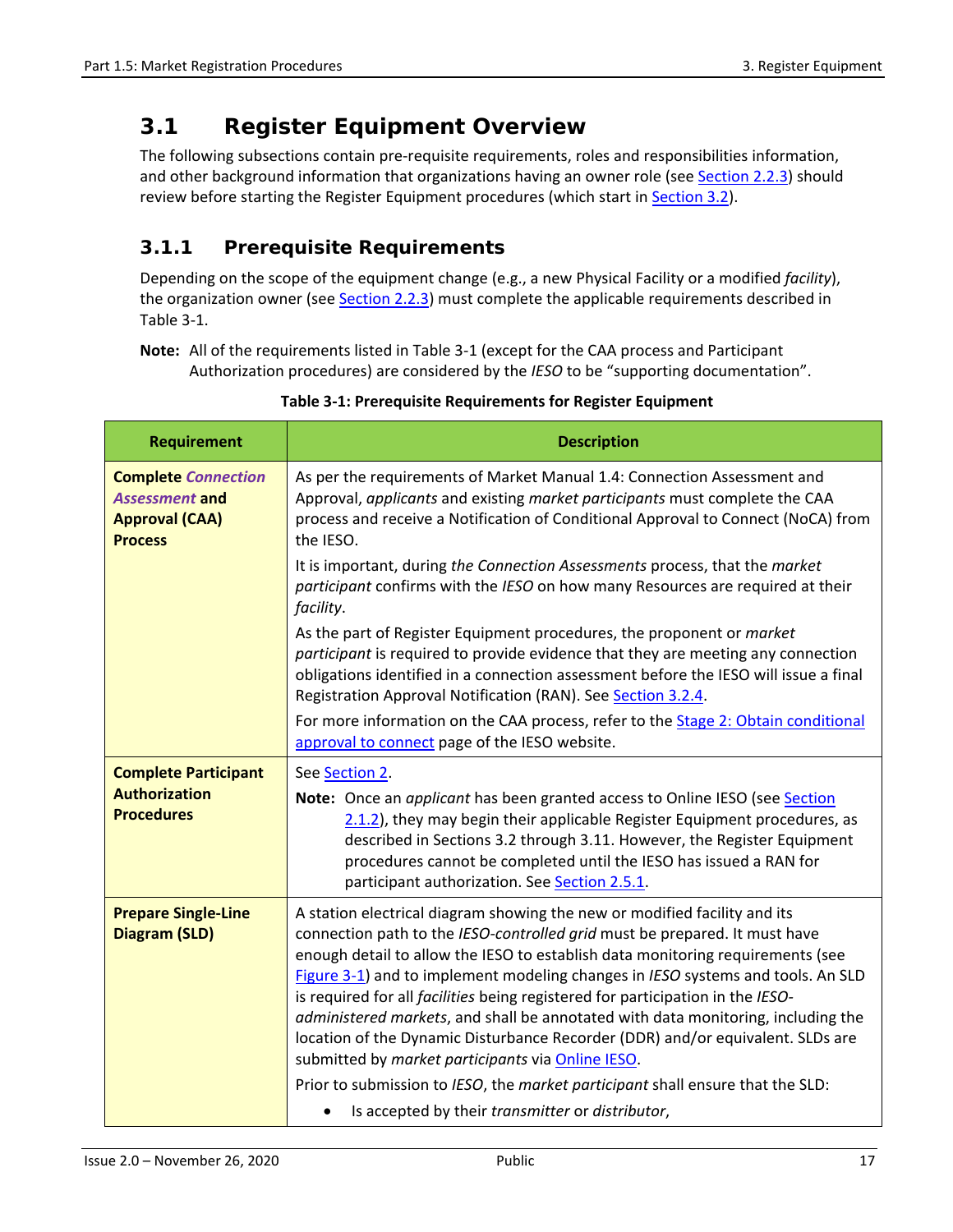## 3.1 Register Equipment Overview

The following subsections contain pre-requisite requirements, roles and responsibilities information, and other background information that organizations having an owner role (see Section 2.2.3) should review before starting the Register Equipment procedures (which start in Section 3.2).

### 3.1.1 Prerequisite Requirements

Depending on the scope of the equipment change (e.g., a new Physical Facility or a modified *facility*), the organization owner (see Section 2.2.3) must complete the applicable requirements described in Table 3-1.

**Note:** All of the requirements listed in Table 3-1 (except for the CAA process and Participant Authorization procedures) are considered by the *IESO* to be "supporting documentation".

**Table 3-1: Prerequisite Requirements for Register Equipment**

| Requirement | Description |
|---|---|
| **Complete *Connection Assessment* and Approval (CAA) Process** | As per the requirements of Market Manual 1.4: Connection Assessment and Approval, *applicants* and existing *market participants* must complete the CAA process and receive a Notification of Conditional Approval to Connect (NoCA) from the IESO.<br><br>It is important, during *the Connection Assessments* process, that the *market participant* confirms with the *IESO* on how many Resources are required at their *facility*.<br><br>As the part of Register Equipment procedures, the proponent or *market participant* is required to provide evidence that they are meeting any connection obligations identified in a connection assessment before the IESO will issue a final Registration Approval Notification (RAN). See Section 3.2.4.<br><br>For more information on the CAA process, refer to the Stage 2: Obtain conditional approval to connect page of the IESO website. |
| **Complete Participant Authorization Procedures** | See Section 2.<br><br>**Note:** Once an *applicant* has been granted access to Online IESO (see Section 2.1.2), they may begin their applicable Register Equipment procedures, as described in Sections 3.2 through 3.11. However, the Register Equipment procedures cannot be completed until the IESO has issued a RAN for participant authorization. See Section 2.5.1. |
| **Prepare Single-Line Diagram (SLD)** | A station electrical diagram showing the new or modified facility and its connection path to the *IESO-controlled grid* must be prepared. It must have enough detail to allow the IESO to establish data monitoring requirements (see Figure 3-1) and to implement modeling changes in *IESO* systems and tools. An SLD is required for all *facilities* being registered for participation in the *IESO-administered markets*, and shall be annotated with data monitoring, including the location of the Dynamic Disturbance Recorder (DDR) and/or equivalent. SLDs are submitted by *market participants* via Online IESO.<br><br>Prior to submission to *IESO*, the *market participant* shall ensure that the SLD:<br><br>• Is accepted by their *transmitter* or *distributor*, |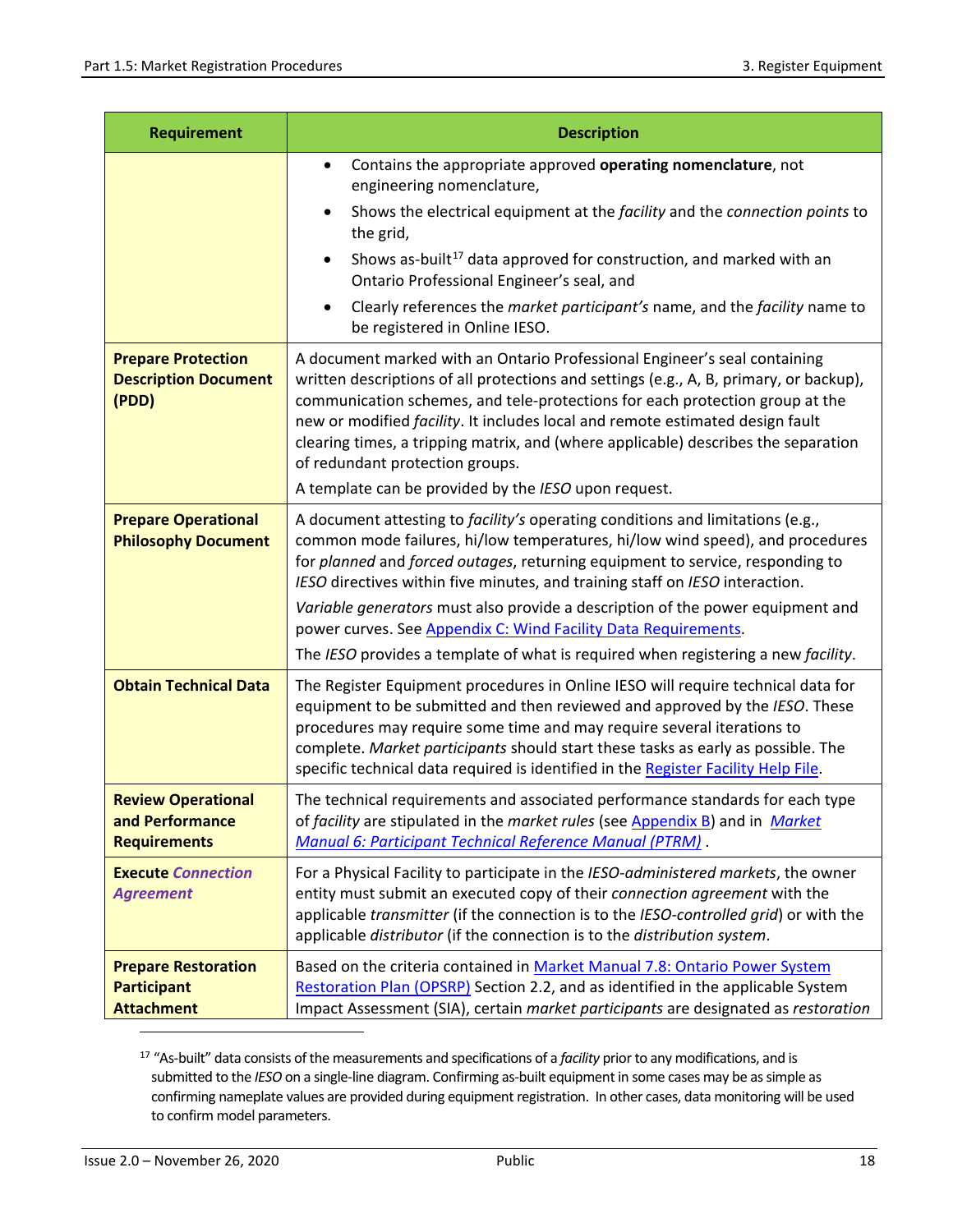| Requirement | Description |
|---|---|
| | • Contains the appropriate approved **operating nomenclature**, not engineering nomenclature,<br>• Shows the electrical equipment at the *facility* and the *connection points* to the grid,<br>• Shows as-built[17] data approved for construction, and marked with an Ontario Professional Engineer's seal, and<br>• Clearly references the *market participant's* name, and the *facility* name to be registered in Online IESO. |
| **Prepare Protection Description Document (PDD)** | A document marked with an Ontario Professional Engineer's seal containing written descriptions of all protections and settings (e.g., A, B, primary, or backup), communication schemes, and tele-protections for each protection group at the new or modified *facility*. It includes local and remote estimated design fault clearing times, a tripping matrix, and (where applicable) describes the separation of redundant protection groups.<br><br>A template can be provided by the *IESO* upon request. |
| **Prepare Operational Philosophy Document** | A document attesting to *facility's* operating conditions and limitations (e.g., common mode failures, hi/low temperatures, hi/low wind speed), and procedures for *planned* and *forced outages*, returning equipment to service, responding to *IESO* directives within five minutes, and training staff on *IESO* interaction.<br><br>*Variable generators* must also provide a description of the power equipment and power curves. See Appendix C: Wind Facility Data Requirements.<br><br>The *IESO* provides a template of what is required when registering a new *facility*. |
| **Obtain Technical Data** | The Register Equipment procedures in Online IESO will require technical data for equipment to be submitted and then reviewed and approved by the *IESO*. These procedures may require some time and may require several iterations to complete. *Market participants* should start these tasks as early as possible. The specific technical data required is identified in the Register Facility Help File. |
| **Review Operational and Performance Requirements** | The technical requirements and associated performance standards for each type of *facility* are stipulated in the *market rules* (see Appendix B) and in *Market Manual 6: Participant Technical Reference Manual (PTRM)* . |
| **Execute *Connection Agreement*** | For a Physical Facility to participate in the *IESO-administered markets*, the owner entity must submit an executed copy of their *connection agreement* with the applicable *transmitter* (if the connection is to the *IESO-controlled grid*) or with the applicable *distributor* (if the connection is to the *distribution system*. |
| **Prepare Restoration Participant Attachment** | Based on the criteria contained in Market Manual 7.8: Ontario Power System Restoration Plan (OPSRP) Section 2.2, and as identified in the applicable System Impact Assessment (SIA), certain *market participants* are designated as *restoration* |

[17] "As-built" data consists of the measurements and specifications of a *facility* prior to any modifications, and is submitted to the *IESO* on a single-line diagram. Confirming as-built equipment in some cases may be as simple as confirming nameplate values are provided during equipment registration. In other cases, data monitoring will be used to confirm model parameters.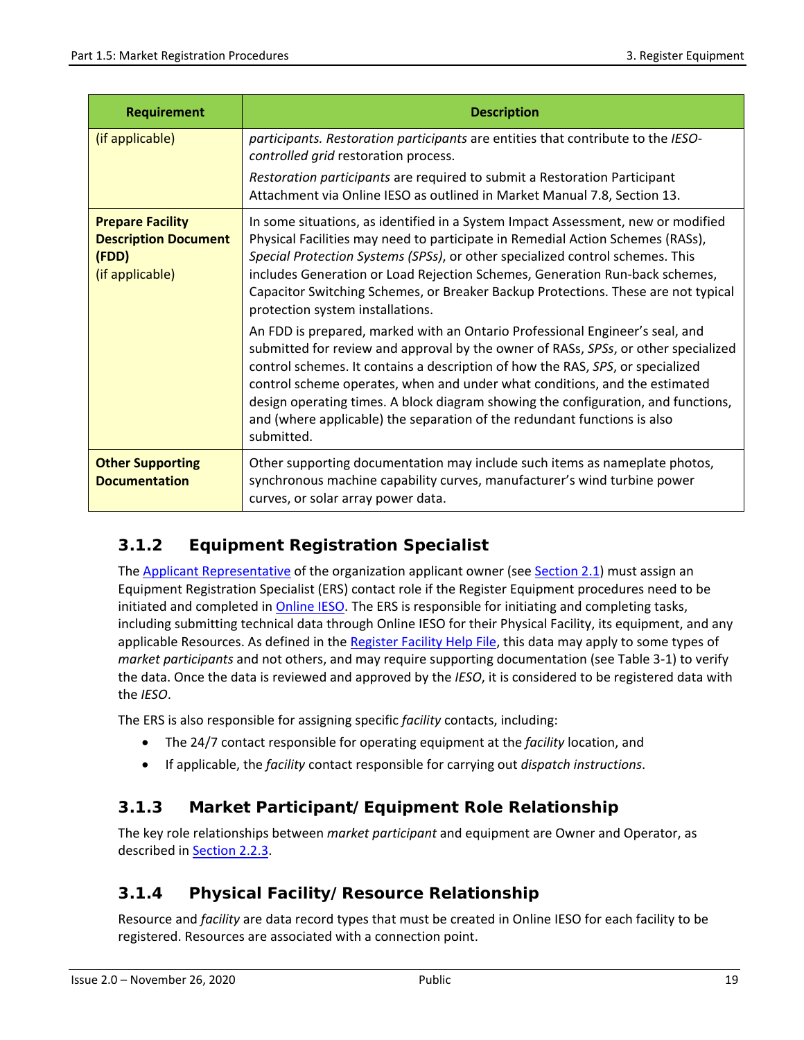| Requirement | Description |
| --- | --- |
| (if applicable) | *participants. Restoration participants* are entities that contribute to the *IESO-controlled grid* restoration process.<br><br>*Restoration participants* are required to submit a Restoration Participant Attachment via Online IESO as outlined in Market Manual 7.8, Section 13. |
| **Prepare Facility Description Document (FDD)**<br>(if applicable) | In some situations, as identified in a System Impact Assessment, new or modified Physical Facilities may need to participate in Remedial Action Schemes (RASs), *Special Protection Systems (SPSs)*, or other specialized control schemes. This includes Generation or Load Rejection Schemes, Generation Run-back schemes, Capacitor Switching Schemes, or Breaker Backup Protections. These are not typical protection system installations.<br><br>An FDD is prepared, marked with an Ontario Professional Engineer's seal, and submitted for review and approval by the owner of RASs, *SPSs*, or other specialized control schemes. It contains a description of how the RAS, *SPS*, or specialized control scheme operates, when and under what conditions, and the estimated design operating times. A block diagram showing the configuration, and functions, and (where applicable) the separation of the redundant functions is also submitted. |
| **Other Supporting Documentation** | Other supporting documentation may include such items as nameplate photos, synchronous machine capability curves, manufacturer's wind turbine power curves, or solar array power data. |

### 3.1.2 Equipment Registration Specialist

The Applicant Representative of the organization applicant owner (see Section 2.1) must assign an Equipment Registration Specialist (ERS) contact role if the Register Equipment procedures need to be initiated and completed in Online IESO. The ERS is responsible for initiating and completing tasks, including submitting technical data through Online IESO for their Physical Facility, its equipment, and any applicable Resources. As defined in the Register Facility Help File, this data may apply to some types of *market participants* and not others, and may require supporting documentation (see Table 3-1) to verify the data. Once the data is reviewed and approved by the *IESO*, it is considered to be registered data with the *IESO*.

The ERS is also responsible for assigning specific *facility* contacts, including:

- The 24/7 contact responsible for operating equipment at the *facility* location, and
- If applicable, the *facility* contact responsible for carrying out *dispatch instructions*.

### 3.1.3 Market Participant/ Equipment Role Relationship

The key role relationships between *market participant* and equipment are Owner and Operator, as described in Section 2.2.3.

### 3.1.4 Physical Facility/ Resource Relationship

Resource and *facility* are data record types that must be created in Online IESO for each facility to be registered. Resources are associated with a connection point.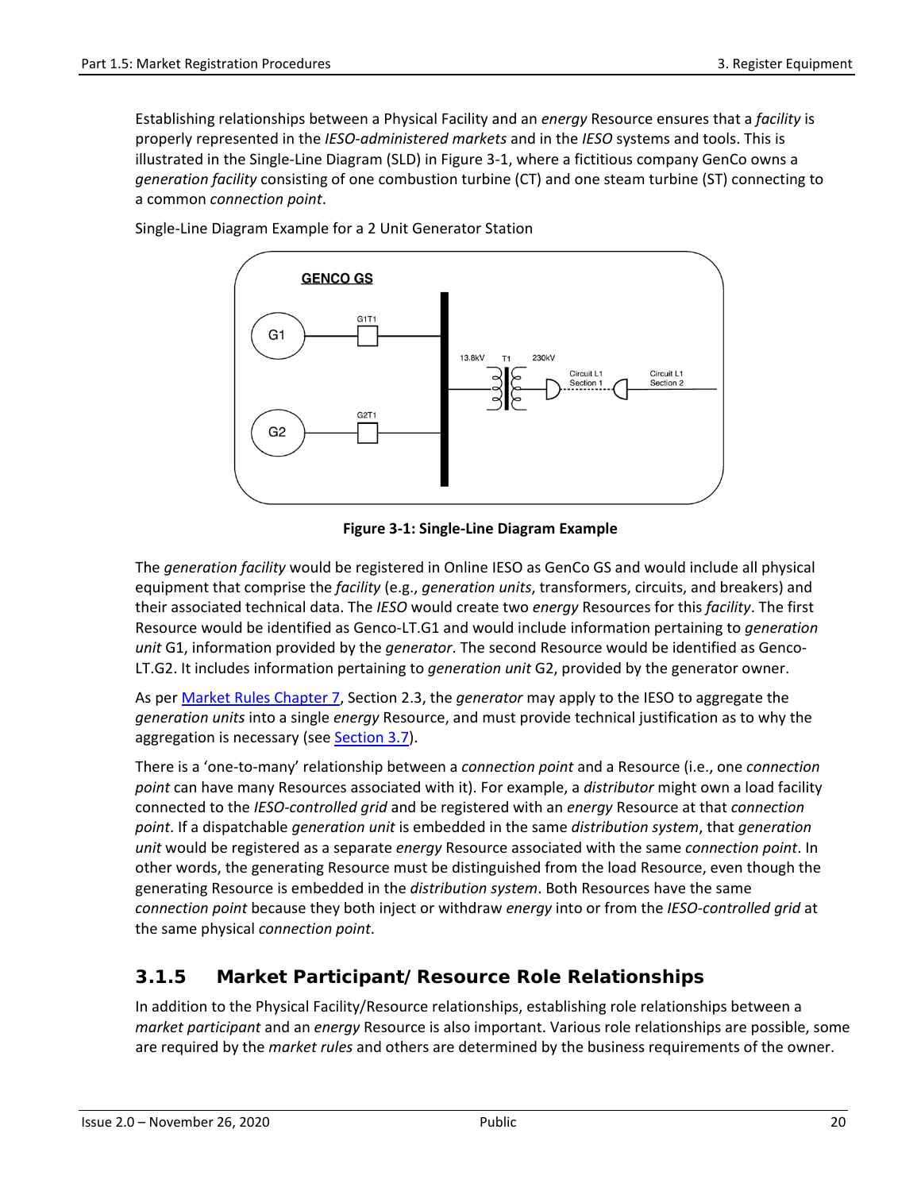Establishing relationships between a Physical Facility and an *energy* Resource ensures that a *facility* is properly represented in the *IESO-administered markets* and in the *IESO* systems and tools. This is illustrated in the Single-Line Diagram (SLD) in Figure 3-1, where a fictitious company GenCo owns a *generation facility* consisting of one combustion turbine (CT) and one steam turbine (ST) connecting to a common *connection point*.

Single-Line Diagram Example for a 2 Unit Generator Station

**Figure 3-1: Single-Line Diagram Example**

The *generation facility* would be registered in Online IESO as GenCo GS and would include all physical equipment that comprise the *facility* (e.g., *generation units*, transformers, circuits, and breakers) and their associated technical data. The *IESO* would create two *energy* Resources for this *facility*. The first Resource would be identified as Genco-LT.G1 and would include information pertaining to *generation unit* G1, information provided by the *generator*. The second Resource would be identified as Genco-LT.G2. It includes information pertaining to *generation unit* G2, provided by the generator owner.

As per Market Rules Chapter 7, Section 2.3, the *generator* may apply to the IESO to aggregate the *generation units* into a single *energy* Resource, and must provide technical justification as to why the aggregation is necessary (see Section 3.7).

There is a 'one-to-many' relationship between a *connection point* and a Resource (i.e., one *connection point* can have many Resources associated with it). For example, a *distributor* might own a load facility connected to the *IESO-controlled grid* and be registered with an *energy* Resource at that *connection point*. If a dispatchable *generation unit* is embedded in the same *distribution system*, that *generation unit* would be registered as a separate *energy* Resource associated with the same *connection point*. In other words, the generating Resource must be distinguished from the load Resource, even though the generating Resource is embedded in the *distribution system*. Both Resources have the same *connection point* because they both inject or withdraw *energy* into or from the *IESO-controlled grid* at the same physical *connection point*.

### 3.1.5 Market Participant/ Resource Role Relationships

In addition to the Physical Facility/Resource relationships, establishing role relationships between a *market participant* and an *energy* Resource is also important. Various role relationships are possible, some are required by the *market rules* and others are determined by the business requirements of the owner.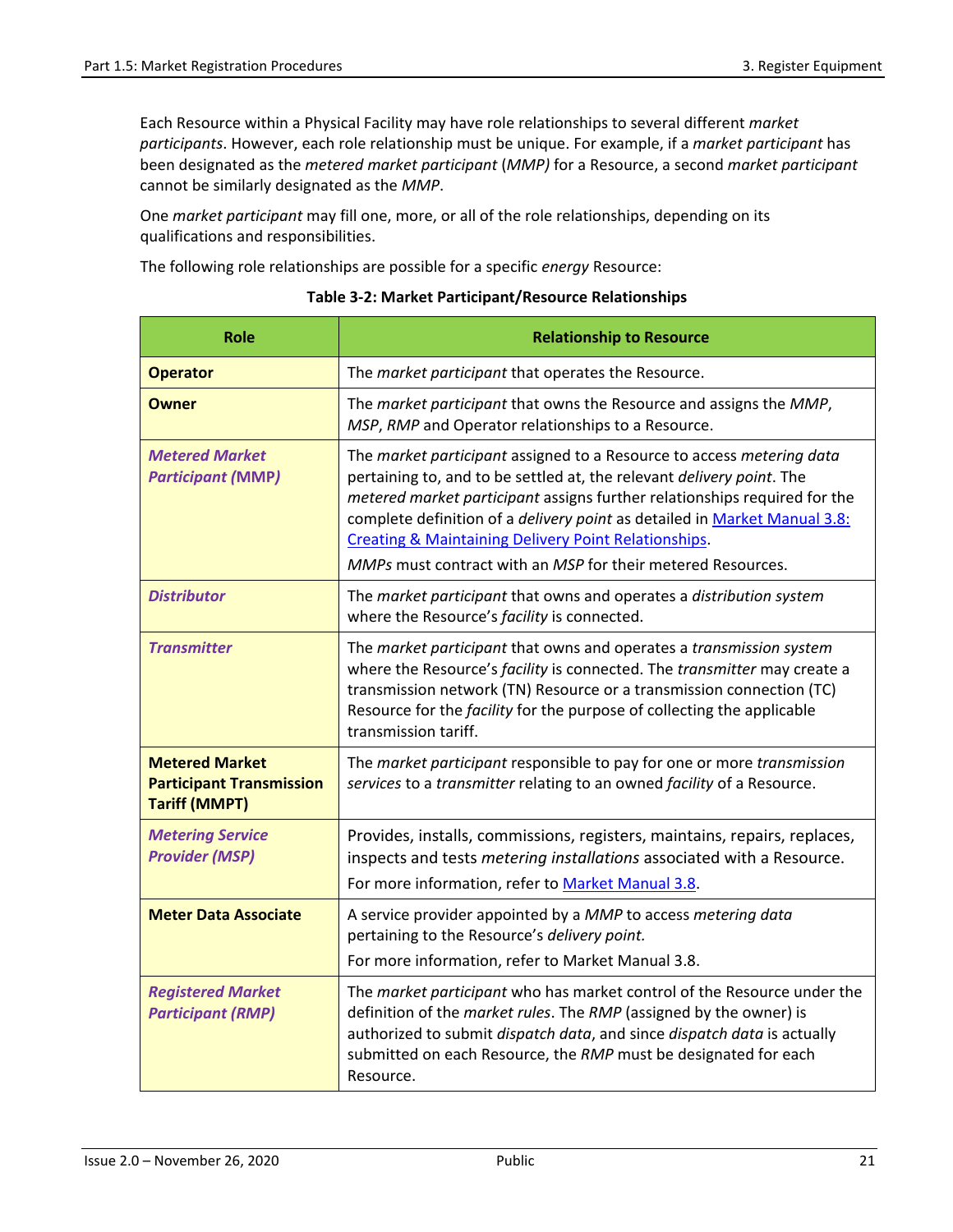Each Resource within a Physical Facility may have role relationships to several different *market participants*. However, each role relationship must be unique. For example, if a *market participant* has been designated as the *metered market participant* (*MMP)* for a Resource, a second *market participant* cannot be similarly designated as the *MMP*.

One *market participant* may fill one, more, or all of the role relationships, depending on its qualifications and responsibilities.

The following role relationships are possible for a specific *energy* Resource:

**Table 3-2: Market Participant/Resource Relationships**

| Role | Relationship to Resource |
|---|---|
| **Operator** | The *market participant* that operates the Resource. |
| **Owner** | The *market participant* that owns the Resource and assigns the *MMP*, *MSP*, *RMP* and Operator relationships to a Resource. |
| ***Metered Market Participant (MMP)*** | The *market participant* assigned to a Resource to access *metering data* pertaining to, and to be settled at, the relevant *delivery point*. The *metered market participant* assigns further relationships required for the complete definition of a *delivery point* as detailed in Market Manual 3.8: Creating & Maintaining Delivery Point Relationships. <br> *MMPs* must contract with an *MSP* for their metered Resources. |
| ***Distributor*** | The *market participant* that owns and operates a *distribution system* where the Resource's *facility* is connected. |
| ***Transmitter*** | The *market participant* that owns and operates a *transmission system* where the Resource's *facility* is connected. The *transmitter* may create a transmission network (TN) Resource or a transmission connection (TC) Resource for the *facility* for the purpose of collecting the applicable transmission tariff. |
| **Metered Market Participant Transmission Tariff (MMPT)** | The *market participant* responsible to pay for one or more *transmission services* to a *transmitter* relating to an owned *facility* of a Resource. |
| ***Metering Service Provider (MSP)*** | Provides, installs, commissions, registers, maintains, repairs, replaces, inspects and tests *metering installations* associated with a Resource. <br> For more information, refer to Market Manual 3.8. |
| **Meter Data Associate** | A service provider appointed by a *MMP* to access *metering data* pertaining to the Resource's *delivery point.* <br> For more information, refer to Market Manual 3.8. |
| ***Registered Market Participant (RMP)*** | The *market participant* who has market control of the Resource under the definition of the *market rules*. The *RMP* (assigned by the owner) is authorized to submit *dispatch data*, and since *dispatch data* is actually submitted on each Resource, the *RMP* must be designated for each Resource. |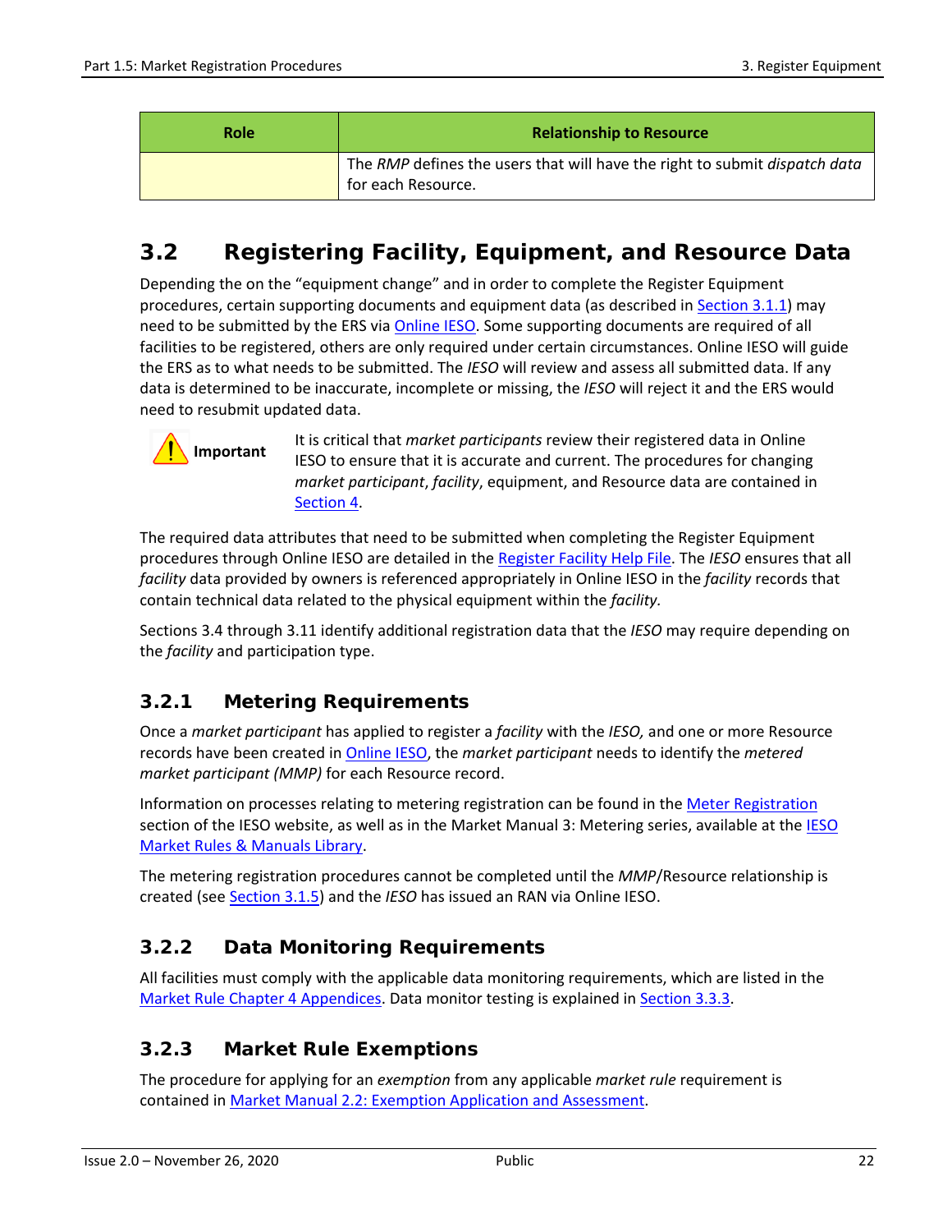| Role | Relationship to Resource |
|---|---|
| | The *RMP* defines the users that will have the right to submit *dispatch data* for each Resource. |

## 3.2 Registering Facility, Equipment, and Resource Data

Depending the on the "equipment change" and in order to complete the Register Equipment procedures, certain supporting documents and equipment data (as described in Section 3.1.1) may need to be submitted by the ERS via Online IESO. Some supporting documents are required of all facilities to be registered, others are only required under certain circumstances. Online IESO will guide the ERS as to what needs to be submitted. The *IESO* will review and assess all submitted data. If any data is determined to be inaccurate, incomplete or missing, the *IESO* will reject it and the ERS would need to resubmit updated data.

**Important** It is critical that *market participants* review their registered data in Online IESO to ensure that it is accurate and current. The procedures for changing *market participant*, *facility*, equipment, and Resource data are contained in Section 4.

The required data attributes that need to be submitted when completing the Register Equipment procedures through Online IESO are detailed in the Register Facility Help File. The *IESO* ensures that all *facility* data provided by owners is referenced appropriately in Online IESO in the *facility* records that contain technical data related to the physical equipment within the *facility.*

Sections 3.4 through 3.11 identify additional registration data that the *IESO* may require depending on the *facility* and participation type.

### 3.2.1 Metering Requirements

Once a *market participant* has applied to register a *facility* with the *IESO,* and one or more Resource records have been created in Online IESO, the *market participant* needs to identify the *metered market participant (MMP)* for each Resource record.

Information on processes relating to metering registration can be found in the Meter Registration section of the IESO website, as well as in the Market Manual 3: Metering series, available at the IESO Market Rules & Manuals Library.

The metering registration procedures cannot be completed until the *MMP*/Resource relationship is created (see Section 3.1.5) and the *IESO* has issued an RAN via Online IESO.

### 3.2.2 Data Monitoring Requirements

All facilities must comply with the applicable data monitoring requirements, which are listed in the Market Rule Chapter 4 Appendices. Data monitor testing is explained in Section 3.3.3.

### 3.2.3 Market Rule Exemptions

The procedure for applying for an *exemption* from any applicable *market rule* requirement is contained in Market Manual 2.2: Exemption Application and Assessment.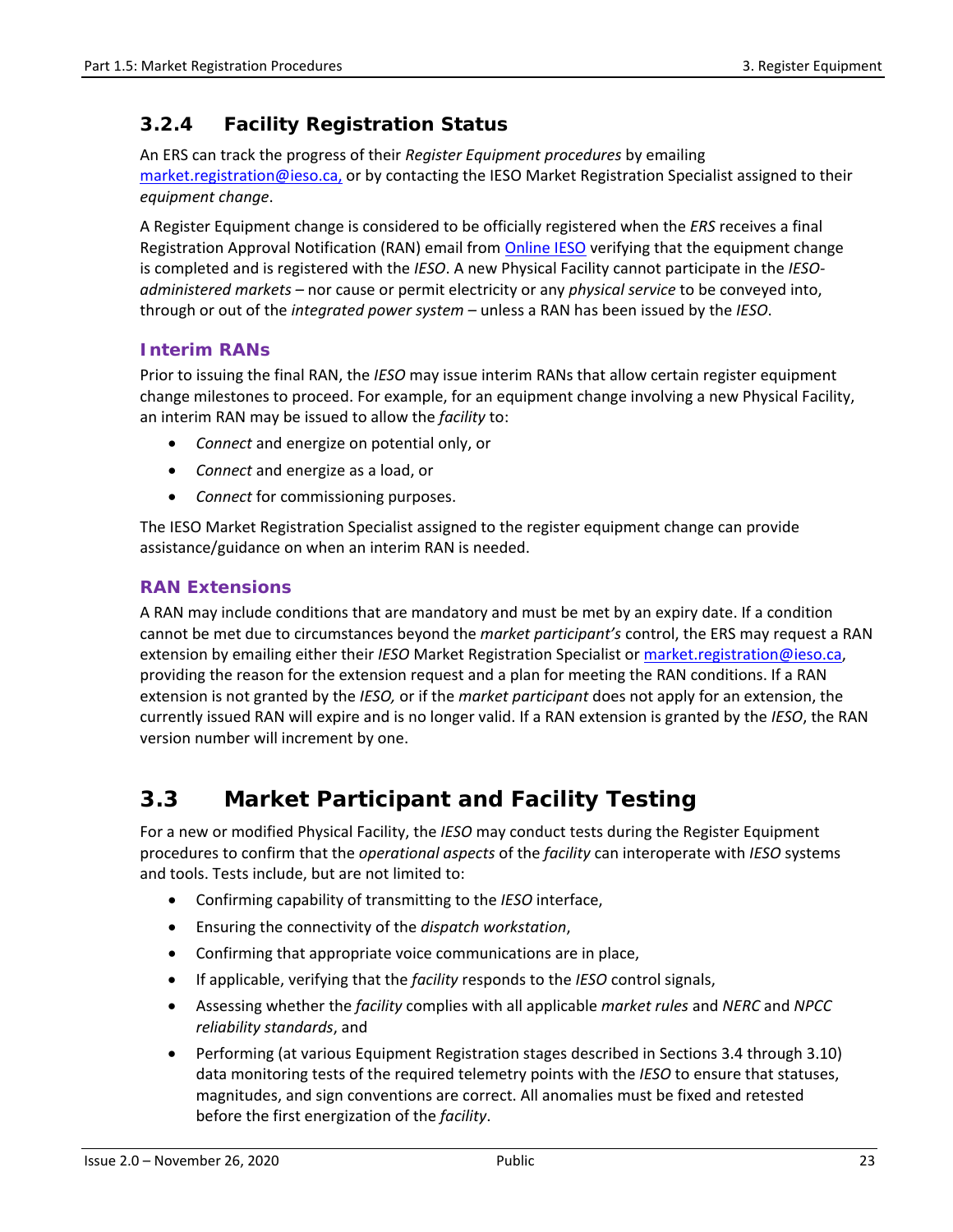### 3.2.4 Facility Registration Status

An ERS can track the progress of their *Register Equipment procedures* by emailing market.registration@ieso.ca, or by contacting the IESO Market Registration Specialist assigned to their *equipment change*.

A Register Equipment change is considered to be officially registered when the *ERS* receives a final Registration Approval Notification (RAN) email from Online IESO verifying that the equipment change is completed and is registered with the *IESO*. A new Physical Facility cannot participate in the *IESO-administered markets* – nor cause or permit electricity or any *physical service* to be conveyed into, through or out of the *integrated power system* – unless a RAN has been issued by the *IESO*.

#### Interim RANs

Prior to issuing the final RAN, the *IESO* may issue interim RANs that allow certain register equipment change milestones to proceed. For example, for an equipment change involving a new Physical Facility, an interim RAN may be issued to allow the *facility* to:

- *Connect* and energize on potential only, or
- *Connect* and energize as a load, or
- *Connect* for commissioning purposes.

The IESO Market Registration Specialist assigned to the register equipment change can provide assistance/guidance on when an interim RAN is needed.

#### RAN Extensions

A RAN may include conditions that are mandatory and must be met by an expiry date. If a condition cannot be met due to circumstances beyond the *market participant's* control, the ERS may request a RAN extension by emailing either their *IESO* Market Registration Specialist or market.registration@ieso.ca, providing the reason for the extension request and a plan for meeting the RAN conditions. If a RAN extension is not granted by the *IESO,* or if the *market participant* does not apply for an extension, the currently issued RAN will expire and is no longer valid. If a RAN extension is granted by the *IESO*, the RAN version number will increment by one.

## 3.3 Market Participant and Facility Testing

For a new or modified Physical Facility, the *IESO* may conduct tests during the Register Equipment procedures to confirm that the *operational aspects* of the *facility* can interoperate with *IESO* systems and tools. Tests include, but are not limited to:

- Confirming capability of transmitting to the *IESO* interface,
- Ensuring the connectivity of the *dispatch workstation*,
- Confirming that appropriate voice communications are in place,
- If applicable, verifying that the *facility* responds to the *IESO* control signals,
- Assessing whether the *facility* complies with all applicable *market rules* and *NERC* and *NPCC reliability standards*, and
- Performing (at various Equipment Registration stages described in Sections 3.4 through 3.10) data monitoring tests of the required telemetry points with the *IESO* to ensure that statuses, magnitudes, and sign conventions are correct. All anomalies must be fixed and retested before the first energization of the *facility*.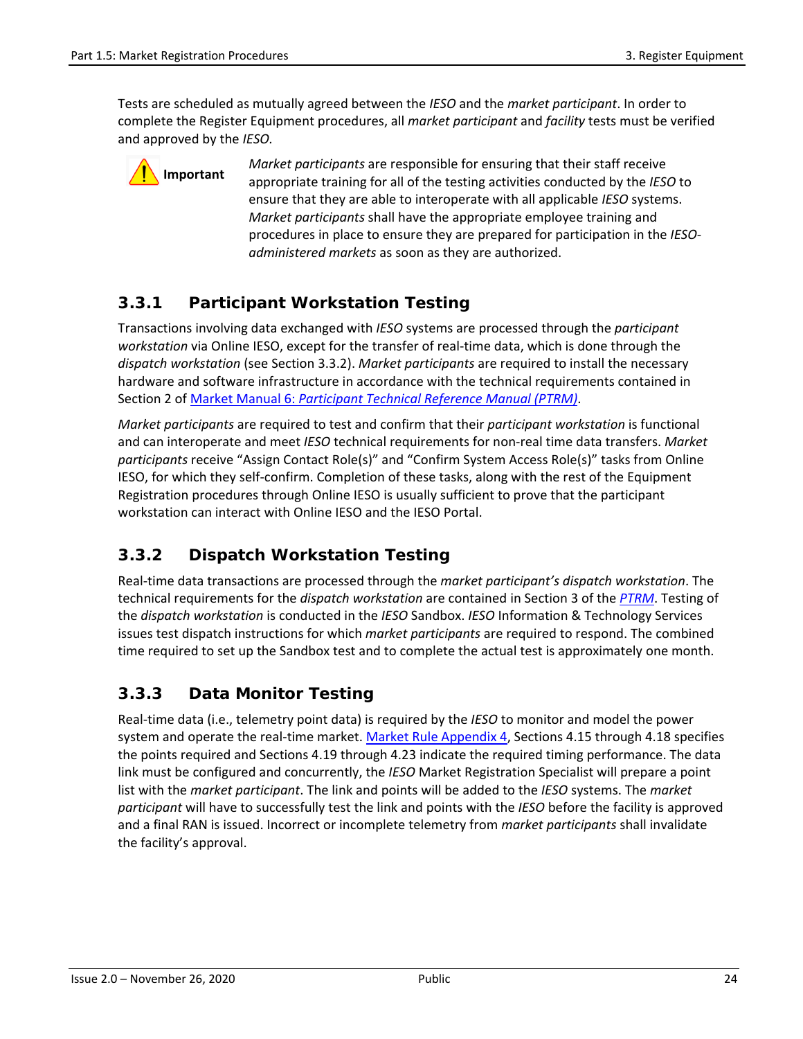Tests are scheduled as mutually agreed between the *IESO* and the *market participant*. In order to complete the Register Equipment procedures, all *market participant* and *facility* tests must be verified and approved by the *IESO.*

**Important** *Market participants* are responsible for ensuring that their staff receive appropriate training for all of the testing activities conducted by the *IESO* to ensure that they are able to interoperate with all applicable *IESO* systems. *Market participants* shall have the appropriate employee training and procedures in place to ensure they are prepared for participation in the *IESO-administered markets* as soon as they are authorized.

### 3.3.1 Participant Workstation Testing

Transactions involving data exchanged with *IESO* systems are processed through the *participant workstation* via Online IESO, except for the transfer of real-time data, which is done through the *dispatch workstation* (see Section 3.3.2). *Market participants* are required to install the necessary hardware and software infrastructure in accordance with the technical requirements contained in Section 2 of [Market Manual 6: *Participant Technical Reference Manual (PTRM)*](#).

*Market participants* are required to test and confirm that their *participant workstation* is functional and can interoperate and meet *IESO* technical requirements for non-real time data transfers. *Market participants* receive "Assign Contact Role(s)" and "Confirm System Access Role(s)" tasks from Online IESO, for which they self-confirm. Completion of these tasks, along with the rest of the Equipment Registration procedures through Online IESO is usually sufficient to prove that the participant workstation can interact with Online IESO and the IESO Portal.

### 3.3.2 Dispatch Workstation Testing

Real-time data transactions are processed through the *market participant's dispatch workstation*. The technical requirements for the *dispatch workstation* are contained in Section 3 of the [*PTRM*](#). Testing of the *dispatch workstation* is conducted in the *IESO* Sandbox. *IESO* Information & Technology Services issues test dispatch instructions for which *market participants* are required to respond. The combined time required to set up the Sandbox test and to complete the actual test is approximately one month.

### 3.3.3 Data Monitor Testing

Real-time data (i.e., telemetry point data) is required by the *IESO* to monitor and model the power system and operate the real-time market. [Market Rule Appendix 4](#), Sections 4.15 through 4.18 specifies the points required and Sections 4.19 through 4.23 indicate the required timing performance. The data link must be configured and concurrently, the *IESO* Market Registration Specialist will prepare a point list with the *market participant*. The link and points will be added to the *IESO* systems. The *market participant* will have to successfully test the link and points with the *IESO* before the facility is approved and a final RAN is issued. Incorrect or incomplete telemetry from *market participants* shall invalidate the facility's approval.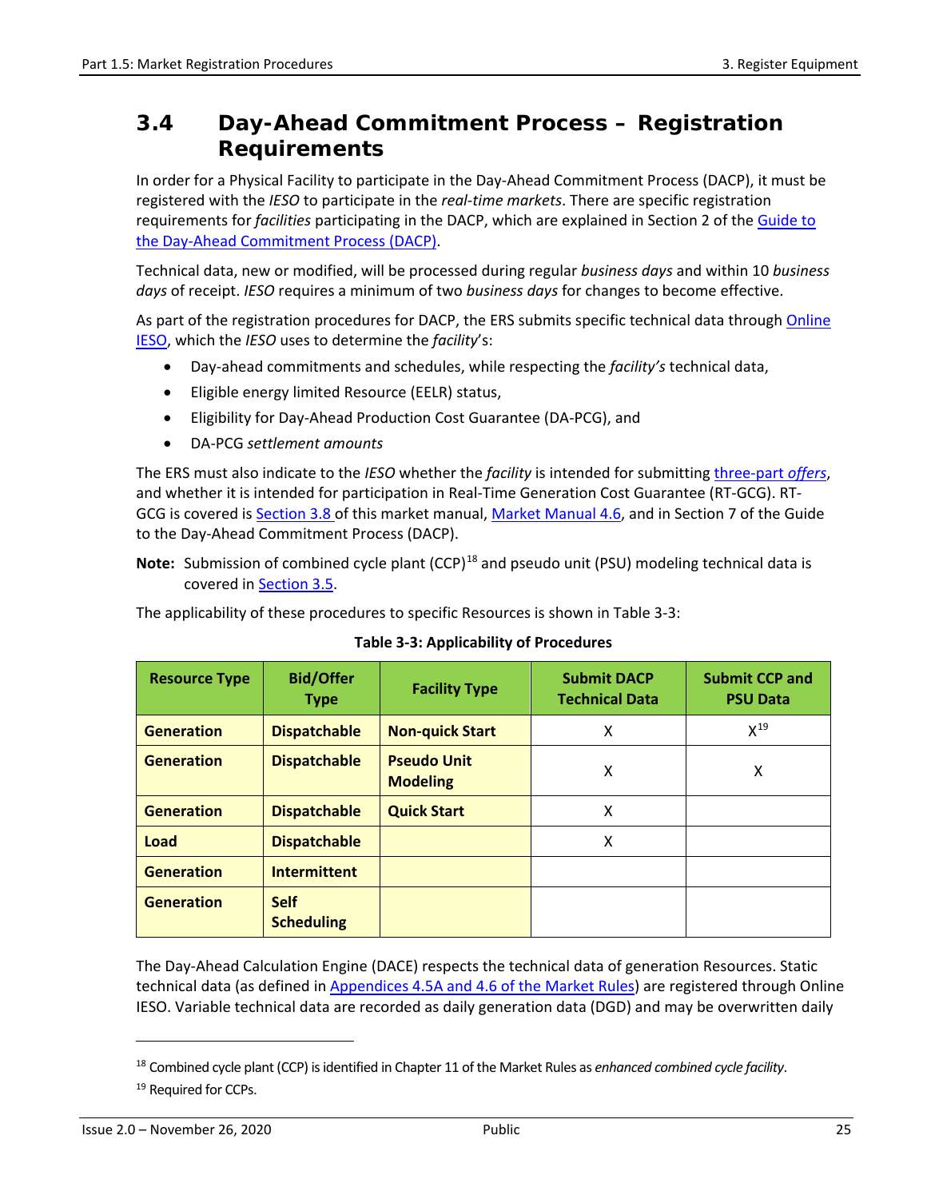## 3.4 Day-Ahead Commitment Process – Registration Requirements

In order for a Physical Facility to participate in the Day-Ahead Commitment Process (DACP), it must be registered with the *IESO* to participate in the *real-time markets*. There are specific registration requirements for *facilities* participating in the DACP, which are explained in Section 2 of the Guide to the Day-Ahead Commitment Process (DACP).

Technical data, new or modified, will be processed during regular *business days* and within 10 *business days* of receipt. *IESO* requires a minimum of two *business days* for changes to become effective.

As part of the registration procedures for DACP, the ERS submits specific technical data through Online IESO, which the *IESO* uses to determine the *facility*'s:

- Day-ahead commitments and schedules, while respecting the *facility's* technical data,
- Eligible energy limited Resource (EELR) status,
- Eligibility for Day-Ahead Production Cost Guarantee (DA-PCG), and
- DA-PCG *settlement amounts*

The ERS must also indicate to the *IESO* whether the *facility* is intended for submitting three-part *offers*, and whether it is intended for participation in Real-Time Generation Cost Guarantee (RT-GCG). RT-GCG is covered is Section 3.8 of this market manual, Market Manual 4.6, and in Section 7 of the Guide to the Day-Ahead Commitment Process (DACP).

**Note:** Submission of combined cycle plant (CCP)[18] and pseudo unit (PSU) modeling technical data is covered in Section 3.5.

The applicability of these procedures to specific Resources is shown in Table 3-3:

**Table 3-3: Applicability of Procedures**

| Resource Type | Bid/Offer Type | Facility Type | Submit DACP Technical Data | Submit CCP and PSU Data |
|---|---|---|---|---|
| **Generation** | **Dispatchable** | **Non-quick Start** | X | X[19] |
| **Generation** | **Dispatchable** | **Pseudo Unit Modeling** | X | X |
| **Generation** | **Dispatchable** | **Quick Start** | X | |
| **Load** | **Dispatchable** | | X | |
| **Generation** | **Intermittent** | | | |
| **Generation** | **Self Scheduling** | | | |

The Day-Ahead Calculation Engine (DACE) respects the technical data of generation Resources. Static technical data (as defined in Appendices 4.5A and 4.6 of the Market Rules) are registered through Online IESO. Variable technical data are recorded as daily generation data (DGD) and may be overwritten daily

---

[18] Combined cycle plant (CCP) is identified in Chapter 11 of the Market Rules as *enhanced combined cycle facility*.

[19] Required for CCPs.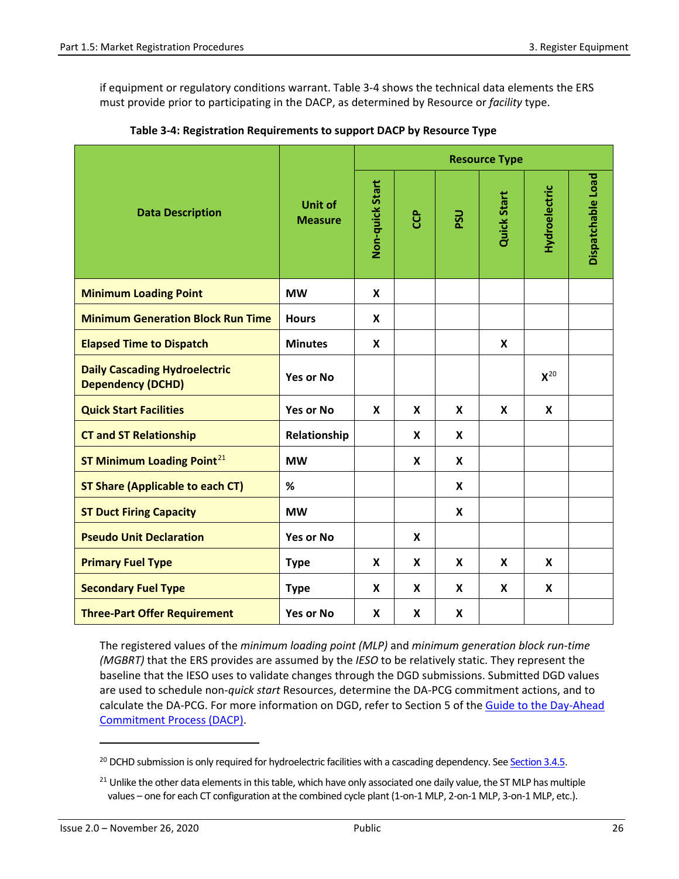if equipment or regulatory conditions warrant. Table 3-4 shows the technical data elements the ERS must provide prior to participating in the DACP, as determined by Resource or *facility* type.

**Table 3-4: Registration Requirements to support DACP by Resource Type**

| Data Description | Unit of Measure | Resource Type | | | | | |
|---|---|---|---|---|---|---|---|
| | | Non-quick Start | CCP | PSU | Quick Start | Hydroelectric | Dispatchable Load |
| Minimum Loading Point | MW | X | | | | | |
| Minimum Generation Block Run Time | Hours | X | | | | | |
| Elapsed Time to Dispatch | Minutes | X | | | X | | |
| Daily Cascading Hydroelectric Dependency (DCHD) | Yes or No | | | | | X[20] | |
| Quick Start Facilities | Yes or No | X | X | X | X | X | |
| CT and ST Relationship | Relationship | | X | X | | | |
| ST Minimum Loading Point[21] | MW | | X | X | | | |
| ST Share (Applicable to each CT) | % | | | X | | | |
| ST Duct Firing Capacity | MW | | | X | | | |
| Pseudo Unit Declaration | Yes or No | | X | | | | |
| Primary Fuel Type | Type | X | X | X | X | X | |
| Secondary Fuel Type | Type | X | X | X | X | X | |
| Three-Part Offer Requirement | Yes or No | X | X | X | | | |

The registered values of the *minimum loading point (MLP)* and *minimum generation block run-time (MGBRT)* that the ERS provides are assumed by the *IESO* to be relatively static. They represent the baseline that the IESO uses to validate changes through the DGD submissions. Submitted DGD values are used to schedule non-*quick start* Resources, determine the DA-PCG commitment actions, and to calculate the DA-PCG. For more information on DGD, refer to Section 5 of the Guide to the Day-Ahead Commitment Process (DACP).

[20] DCHD submission is only required for hydroelectric facilities with a cascading dependency. See Section 3.4.5.

[21] Unlike the other data elements in this table, which have only associated one daily value, the ST MLP has multiple values – one for each CT configuration at the combined cycle plant (1-on-1 MLP, 2-on-1 MLP, 3-on-1 MLP, etc.).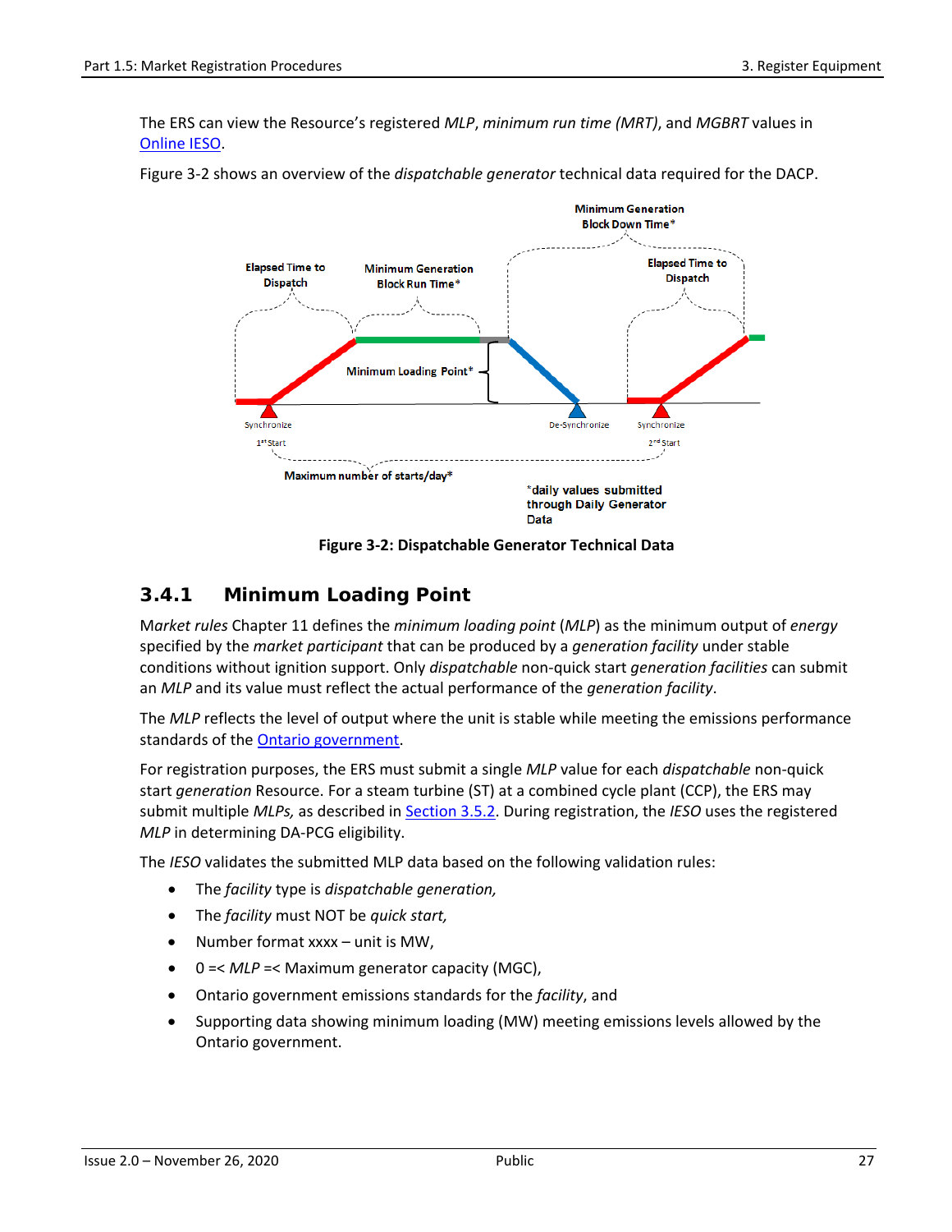The ERS can view the Resource's registered *MLP*, *minimum run time (MRT)*, and *MGBRT* values in [Online IESO](#).

Figure 3-2 shows an overview of the *dispatchable generator* technical data required for the DACP.

Figure 3-2: Dispatchable Generator Technical Data

## 3.4.1 Minimum Loading Point

*Market rules* Chapter 11 defines the *minimum loading point* (*MLP*) as the minimum output of *energy* specified by the *market participant* that can be produced by a *generation facility* under stable conditions without ignition support. Only *dispatchable* non-quick start *generation facilities* can submit an *MLP* and its value must reflect the actual performance of the *generation facility*.

The *MLP* reflects the level of output where the unit is stable while meeting the emissions performance standards of the [Ontario government](#).

For registration purposes, the ERS must submit a single *MLP* value for each *dispatchable* non-quick start *generation* Resource. For a steam turbine (ST) at a combined cycle plant (CCP), the ERS may submit multiple *MLPs,* as described in [Section 3.5.2](#). During registration, the *IESO* uses the registered *MLP* in determining DA-PCG eligibility.

The *IESO* validates the submitted MLP data based on the following validation rules:

- The *facility* type is *dispatchable generation,*
- The *facility* must NOT be *quick start,*
- Number format xxxx – unit is MW,
- 0 =< *MLP* =< Maximum generator capacity (MGC),
- Ontario government emissions standards for the *facility*, and
- Supporting data showing minimum loading (MW) meeting emissions levels allowed by the Ontario government.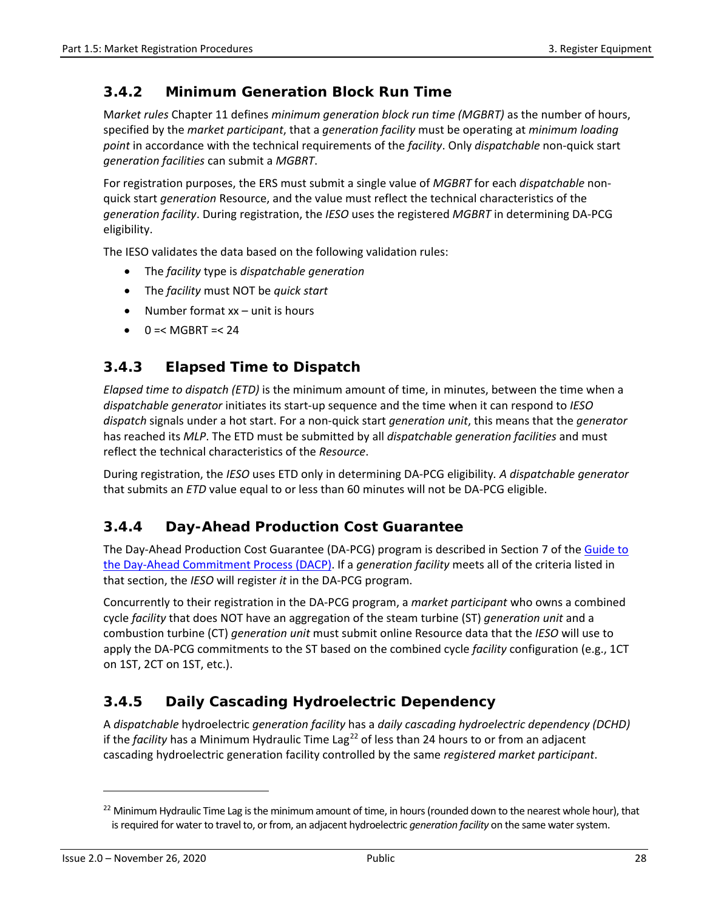### 3.4.2 Minimum Generation Block Run Time

M*arket rules* Chapter 11 defines *minimum generation block run time (MGBRT)* as the number of hours, specified by the *market participant*, that a *generation facility* must be operating at *minimum loading point* in accordance with the technical requirements of the *facility*. Only *dispatchable* non-quick start *generation facilities* can submit a *MGBRT*.

For registration purposes, the ERS must submit a single value of *MGBRT* for each *dispatchable* non-quick start *generation* Resource, and the value must reflect the technical characteristics of the *generation facility*. During registration, the *IESO* uses the registered *MGBRT* in determining DA-PCG eligibility.

The IESO validates the data based on the following validation rules:

- The *facility* type is *dispatchable generation*
- The *facility* must NOT be *quick start*
- Number format xx – unit is hours
- 0 =< MGBRT =< 24

### 3.4.3 Elapsed Time to Dispatch

*Elapsed time to dispatch (ETD)* is the minimum amount of time, in minutes, between the time when a *dispatchable generator* initiates its start-up sequence and the time when it can respond to *IESO dispatch* signals under a hot start. For a non-quick start *generation unit*, this means that the *generator* has reached its *MLP*. The ETD must be submitted by all *dispatchable generation facilities* and must reflect the technical characteristics of the *Resource*.

During registration, the *IESO* uses ETD only in determining DA-PCG eligibility. *A dispatchable generator* that submits an *ETD* value equal to or less than 60 minutes will not be DA-PCG eligible.

### 3.4.4 Day-Ahead Production Cost Guarantee

The Day-Ahead Production Cost Guarantee (DA-PCG) program is described in Section 7 of the Guide to the Day-Ahead Commitment Process (DACP). If a *generation facility* meets all of the criteria listed in that section, the *IESO* will register *it* in the DA-PCG program.

Concurrently to their registration in the DA-PCG program, a *market participant* who owns a combined cycle *facility* that does NOT have an aggregation of the steam turbine (ST) *generation unit* and a combustion turbine (CT) *generation unit* must submit online Resource data that the *IESO* will use to apply the DA-PCG commitments to the ST based on the combined cycle *facility* configuration (e.g., 1CT on 1ST, 2CT on 1ST, etc.).

### 3.4.5 Daily Cascading Hydroelectric Dependency

A *dispatchable* hydroelectric *generation facility* has a *daily cascading hydroelectric dependency (DCHD)* if the *facility* has a Minimum Hydraulic Time Lag[22] of less than 24 hours to or from an adjacent cascading hydroelectric generation facility controlled by the same *registered market participant*.

---

[22] Minimum Hydraulic Time Lag is the minimum amount of time, in hours (rounded down to the nearest whole hour), that is required for water to travel to, or from, an adjacent hydroelectric *generation facility* on the same water system.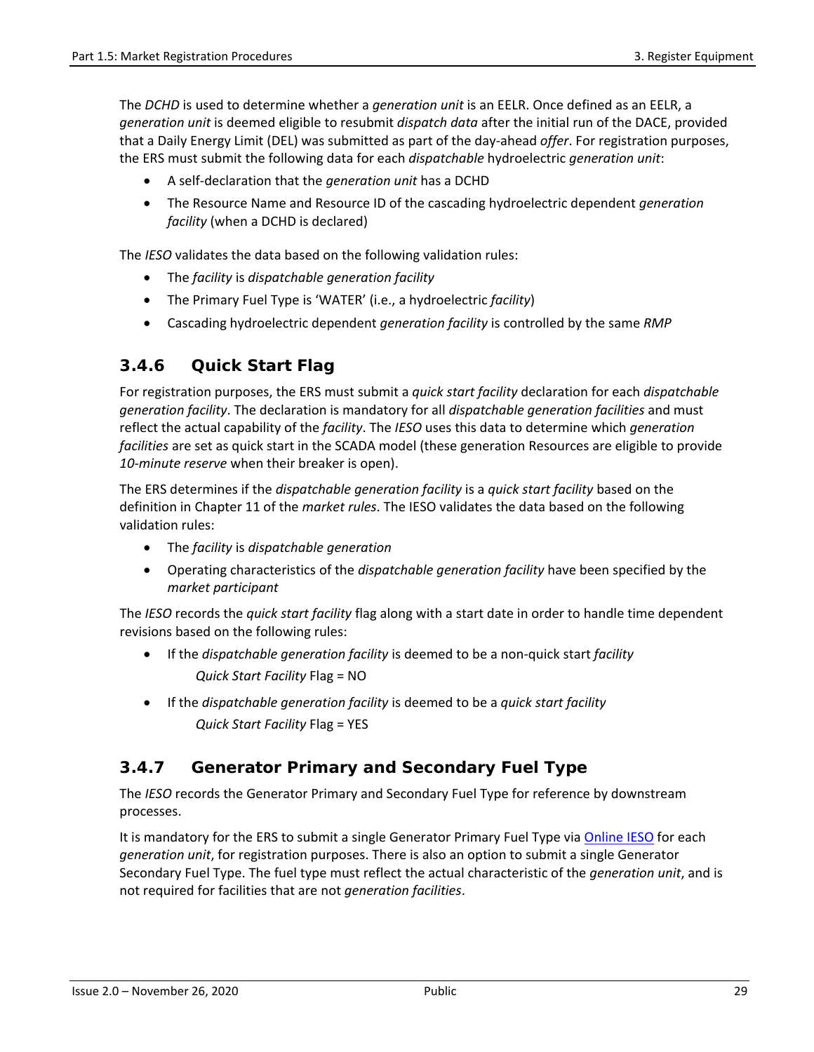The *DCHD* is used to determine whether a *generation unit* is an EELR. Once defined as an EELR, a *generation unit* is deemed eligible to resubmit *dispatch data* after the initial run of the DACE, provided that a Daily Energy Limit (DEL) was submitted as part of the day-ahead *offer*. For registration purposes, the ERS must submit the following data for each *dispatchable* hydroelectric *generation unit*:

- A self-declaration that the *generation unit* has a DCHD
- The Resource Name and Resource ID of the cascading hydroelectric dependent *generation facility* (when a DCHD is declared)

The *IESO* validates the data based on the following validation rules:

- The *facility* is *dispatchable generation facility*
- The Primary Fuel Type is 'WATER' (i.e., a hydroelectric *facility*)
- Cascading hydroelectric dependent *generation facility* is controlled by the same *RMP*

### 3.4.6 Quick Start Flag

For registration purposes, the ERS must submit a *quick start facility* declaration for each *dispatchable generation facility*. The declaration is mandatory for all *dispatchable generation facilities* and must reflect the actual capability of the *facility*. The *IESO* uses this data to determine which *generation facilities* are set as quick start in the SCADA model (these generation Resources are eligible to provide *10-minute reserve* when their breaker is open).

The ERS determines if the *dispatchable generation facility* is a *quick start facility* based on the definition in Chapter 11 of the *market rules*. The IESO validates the data based on the following validation rules:

- The *facility* is *dispatchable generation*
- Operating characteristics of the *dispatchable generation facility* have been specified by the *market participant*

The *IESO* records the *quick start facility* flag along with a start date in order to handle time dependent revisions based on the following rules:

- If the *dispatchable generation facility* is deemed to be a non-quick start *facility*

  *Quick Start Facility* Flag = NO

- If the *dispatchable generation facility* is deemed to be a *quick start facility*

  *Quick Start Facility* Flag = YES

### 3.4.7 Generator Primary and Secondary Fuel Type

The *IESO* records the Generator Primary and Secondary Fuel Type for reference by downstream processes.

It is mandatory for the ERS to submit a single Generator Primary Fuel Type via Online IESO for each *generation unit*, for registration purposes. There is also an option to submit a single Generator Secondary Fuel Type. The fuel type must reflect the actual characteristic of the *generation unit*, and is not required for facilities that are not *generation facilities*.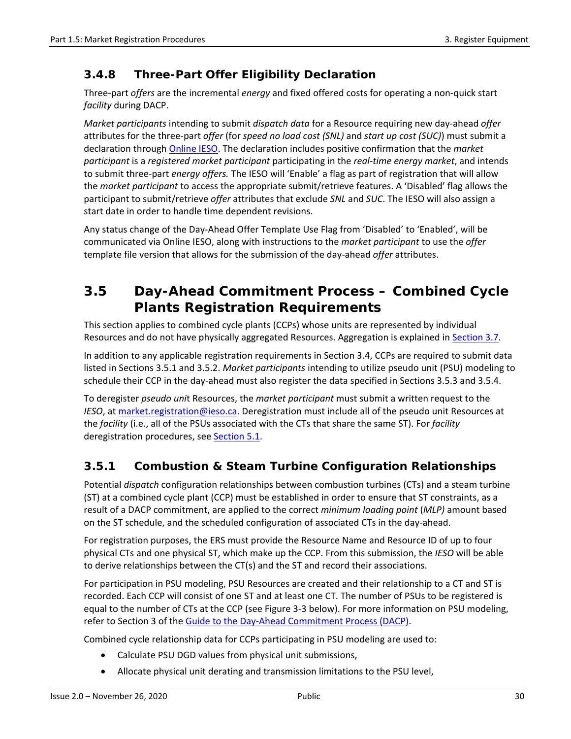### 3.4.8 Three-Part Offer Eligibility Declaration

Three-part *offers* are the incremental *energy* and fixed offered costs for operating a non-quick start *facility* during DACP.

*Market participants* intending to submit *dispatch data* for a Resource requiring new day-ahead *offer* attributes for the three-part *offer* (for *speed no load cost (SNL)* and *start up cost (SUC)*) must submit a declaration through Online IESO. The declaration includes positive confirmation that the *market participant* is a *registered market participant* participating in the *real-time energy market*, and intends to submit three-part *energy offers.* The IESO will 'Enable' a flag as part of registration that will allow the *market participant* to access the appropriate submit/retrieve features. A 'Disabled' flag allows the participant to submit/retrieve *offer* attributes that exclude *SNL* and *SUC*. The IESO will also assign a start date in order to handle time dependent revisions.

Any status change of the Day-Ahead Offer Template Use Flag from 'Disabled' to 'Enabled', will be communicated via Online IESO, along with instructions to the *market participant* to use the *offer* template file version that allows for the submission of the day-ahead *offer* attributes.

## 3.5 Day-Ahead Commitment Process – Combined Cycle Plants Registration Requirements

This section applies to combined cycle plants (CCPs) whose units are represented by individual Resources and do not have physically aggregated Resources. Aggregation is explained in Section 3.7.

In addition to any applicable registration requirements in Section 3.4, CCPs are required to submit data listed in Sections 3.5.1 and 3.5.2. *Market participants* intending to utilize pseudo unit (PSU) modeling to schedule their CCP in the day-ahead must also register the data specified in Sections 3.5.3 and 3.5.4.

To deregister *pseudo unit* Resources, the *market participant* must submit a written request to the *IESO*, at market.registration@ieso.ca. Deregistration must include all of the pseudo unit Resources at the *facility* (i.e., all of the PSUs associated with the CTs that share the same ST). For *facility* deregistration procedures, see Section 5.1.

### 3.5.1 Combustion & Steam Turbine Configuration Relationships

Potential *dispatch* configuration relationships between combustion turbines (CTs) and a steam turbine (ST) at a combined cycle plant (CCP) must be established in order to ensure that ST constraints, as a result of a DACP commitment, are applied to the correct *minimum loading point* (*MLP)* amount based on the ST schedule, and the scheduled configuration of associated CTs in the day-ahead.

For registration purposes, the ERS must provide the Resource Name and Resource ID of up to four physical CTs and one physical ST, which make up the CCP. From this submission, the *IESO* will be able to derive relationships between the CT(s) and the ST and record their associations.

For participation in PSU modeling, PSU Resources are created and their relationship to a CT and ST is recorded. Each CCP will consist of one ST and at least one CT. The number of PSUs to be registered is equal to the number of CTs at the CCP (see Figure 3-3 below). For more information on PSU modeling, refer to Section 3 of the Guide to the Day-Ahead Commitment Process (DACP).

Combined cycle relationship data for CCPs participating in PSU modeling are used to:

- Calculate PSU DGD values from physical unit submissions,
- Allocate physical unit derating and transmission limitations to the PSU level,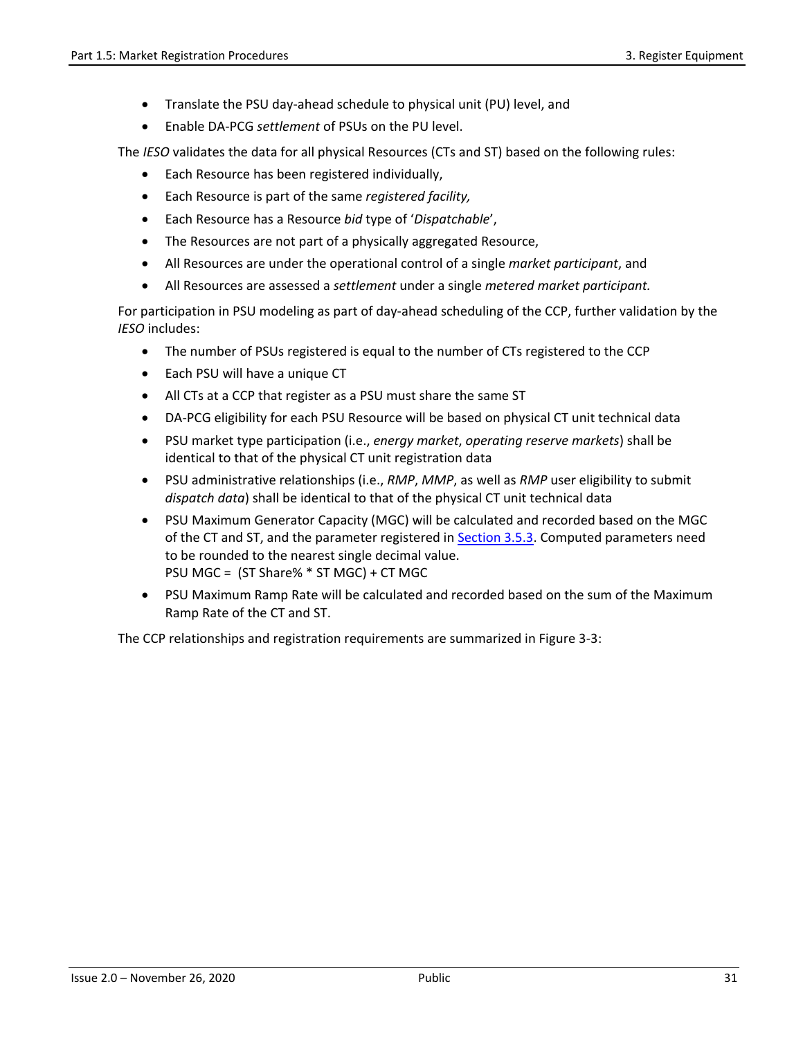- Translate the PSU day-ahead schedule to physical unit (PU) level, and
- Enable DA-PCG *settlement* of PSUs on the PU level.

The *IESO* validates the data for all physical Resources (CTs and ST) based on the following rules:

- Each Resource has been registered individually,
- Each Resource is part of the same *registered facility,*
- Each Resource has a Resource *bid* type of '*Dispatchable*',
- The Resources are not part of a physically aggregated Resource,
- All Resources are under the operational control of a single *market participant*, and
- All Resources are assessed a *settlement* under a single *metered market participant.*

For participation in PSU modeling as part of day-ahead scheduling of the CCP, further validation by the *IESO* includes:

- The number of PSUs registered is equal to the number of CTs registered to the CCP
- Each PSU will have a unique CT
- All CTs at a CCP that register as a PSU must share the same ST
- DA-PCG eligibility for each PSU Resource will be based on physical CT unit technical data
- PSU market type participation (i.e., *energy market*, *operating reserve markets*) shall be identical to that of the physical CT unit registration data
- PSU administrative relationships (i.e., *RMP*, *MMP*, as well as *RMP* user eligibility to submit *dispatch data*) shall be identical to that of the physical CT unit technical data
- PSU Maximum Generator Capacity (MGC) will be calculated and recorded based on the MGC of the CT and ST, and the parameter registered in Section 3.5.3. Computed parameters need to be rounded to the nearest single decimal value.
  PSU MGC = (ST Share% * ST MGC) + CT MGC
- PSU Maximum Ramp Rate will be calculated and recorded based on the sum of the Maximum Ramp Rate of the CT and ST.

The CCP relationships and registration requirements are summarized in Figure 3-3: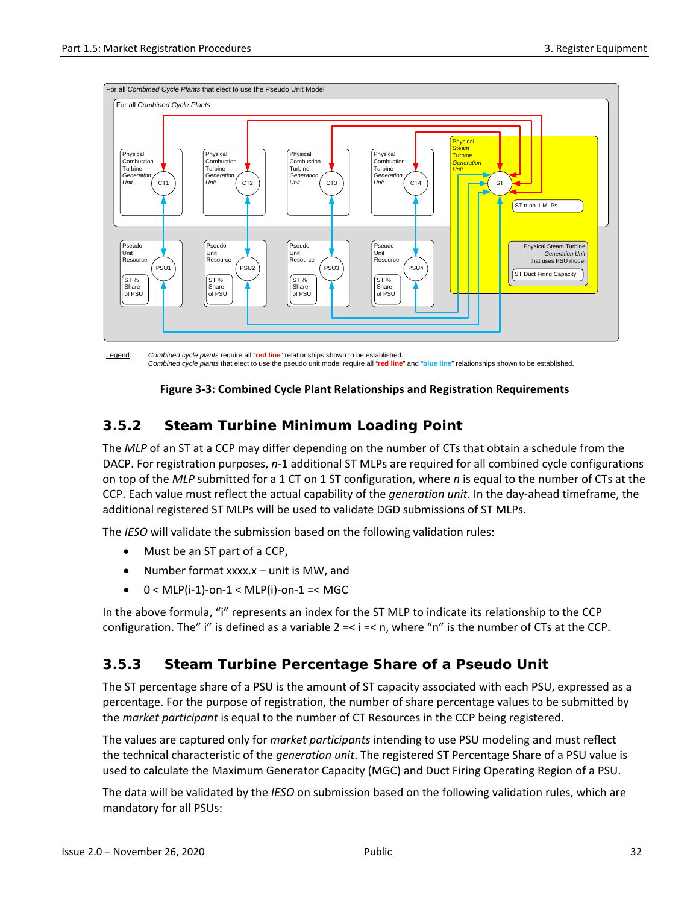For all *Combined Cycle Plants* that elect to use the Pseudo Unit Model

For all *Combined Cycle Plants*

Physical Combustion Turbine *Generation Unit* CT1

Physical Combustion Turbine *Generation Unit* CT2

Physical Combustion Turbine *Generation Unit* CT3

Physical Combustion Turbine *Generation Unit* CT4

Physical Steam Turbine *Generation Unit* ST

ST n-on-1 MLPs

Pseudo Unit Resource PSU1 ST % Share of PSU

Pseudo Unit Resource PSU2 ST % Share of PSU

Pseudo Unit Resource PSU3 ST % Share of PSU

Pseudo Unit Resource PSU4 ST % Share of PSU

Physical Steam Turbine *Generation Unit* that uses PSU model

ST Duct Firing Capacity

Legend: *Combined cycle plants* require all "**red line**" relationships shown to be established.
*Combined cycle plants* that elect to use the pseudo unit model require all "**red line**" and "**blue line**" relationships shown to be established.

**Figure 3-3: Combined Cycle Plant Relationships and Registration Requirements**

### 3.5.2 Steam Turbine Minimum Loading Point

The *MLP* of an ST at a CCP may differ depending on the number of CTs that obtain a schedule from the DACP. For registration purposes, *n*-1 additional ST MLPs are required for all combined cycle configurations on top of the *MLP* submitted for a 1 CT on 1 ST configuration, where *n* is equal to the number of CTs at the CCP. Each value must reflect the actual capability of the *generation unit*. In the day-ahead timeframe, the additional registered ST MLPs will be used to validate DGD submissions of ST MLPs.

The *IESO* will validate the submission based on the following validation rules:

- Must be an ST part of a CCP,
- Number format xxxx.x – unit is MW, and
- 0 < MLP(i-1)-on-1 < MLP(i)-on-1 =< MGC

In the above formula, "i" represents an index for the ST MLP to indicate its relationship to the CCP configuration. The" i" is defined as a variable 2 =< i =< n, where "n" is the number of CTs at the CCP.

### 3.5.3 Steam Turbine Percentage Share of a Pseudo Unit

The ST percentage share of a PSU is the amount of ST capacity associated with each PSU, expressed as a percentage. For the purpose of registration, the number of share percentage values to be submitted by the *market participant* is equal to the number of CT Resources in the CCP being registered.

The values are captured only for *market participants* intending to use PSU modeling and must reflect the technical characteristic of the *generation unit*. The registered ST Percentage Share of a PSU value is used to calculate the Maximum Generator Capacity (MGC) and Duct Firing Operating Region of a PSU.

The data will be validated by the *IESO* on submission based on the following validation rules, which are mandatory for all PSUs: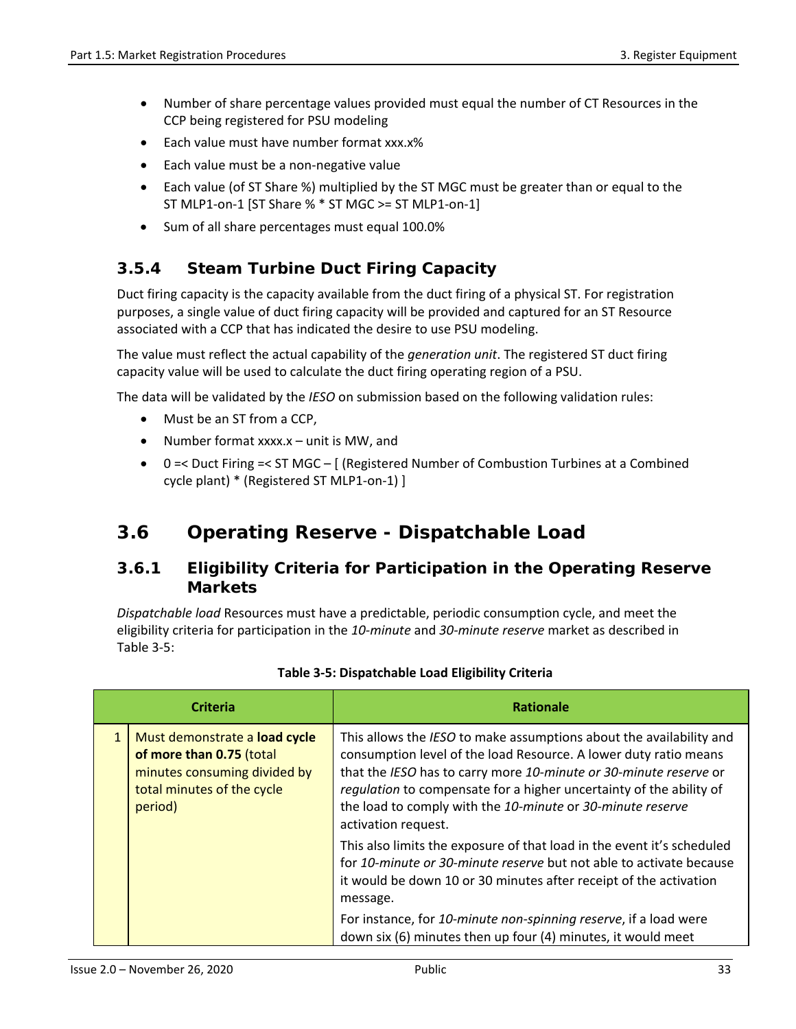- Number of share percentage values provided must equal the number of CT Resources in the CCP being registered for PSU modeling
- Each value must have number format xxx.x%
- Each value must be a non-negative value
- Each value (of ST Share %) multiplied by the ST MGC must be greater than or equal to the ST MLP1-on-1 [ST Share % * ST MGC >= ST MLP1-on-1]
- Sum of all share percentages must equal 100.0%

### 3.5.4 Steam Turbine Duct Firing Capacity

Duct firing capacity is the capacity available from the duct firing of a physical ST. For registration purposes, a single value of duct firing capacity will be provided and captured for an ST Resource associated with a CCP that has indicated the desire to use PSU modeling.

The value must reflect the actual capability of the *generation unit*. The registered ST duct firing capacity value will be used to calculate the duct firing operating region of a PSU.

The data will be validated by the *IESO* on submission based on the following validation rules:

- Must be an ST from a CCP,
- Number format xxxx.x – unit is MW, and
- 0 =< Duct Firing =< ST MGC – [ (Registered Number of Combustion Turbines at a Combined cycle plant) * (Registered ST MLP1-on-1) ]

## 3.6 Operating Reserve - Dispatchable Load

### 3.6.1 Eligibility Criteria for Participation in the Operating Reserve Markets

*Dispatchable load* Resources must have a predictable, periodic consumption cycle, and meet the eligibility criteria for participation in the *10-minute* and *30-minute reserve* market as described in Table 3-5:

**Table 3-5: Dispatchable Load Eligibility Criteria**

| | Criteria | Rationale |
|---|---|---|
| 1 | Must demonstrate a **load cycle of more than 0.75** (total minutes consuming divided by total minutes of the cycle period) | This allows the *IESO* to make assumptions about the availability and consumption level of the load Resource. A lower duty ratio means that the *IESO* has to carry more *10-minute or 30-minute reserve* or *regulation* to compensate for a higher uncertainty of the ability of the load to comply with the *10-minute* or *30-minute reserve* activation request.<br><br>This also limits the exposure of that load in the event it's scheduled for *10-minute or 30-minute reserve* but not able to activate because it would be down 10 or 30 minutes after receipt of the activation message.<br><br>For instance, for *10-minute non-spinning reserve*, if a load were down six (6) minutes then up four (4) minutes, it would meet |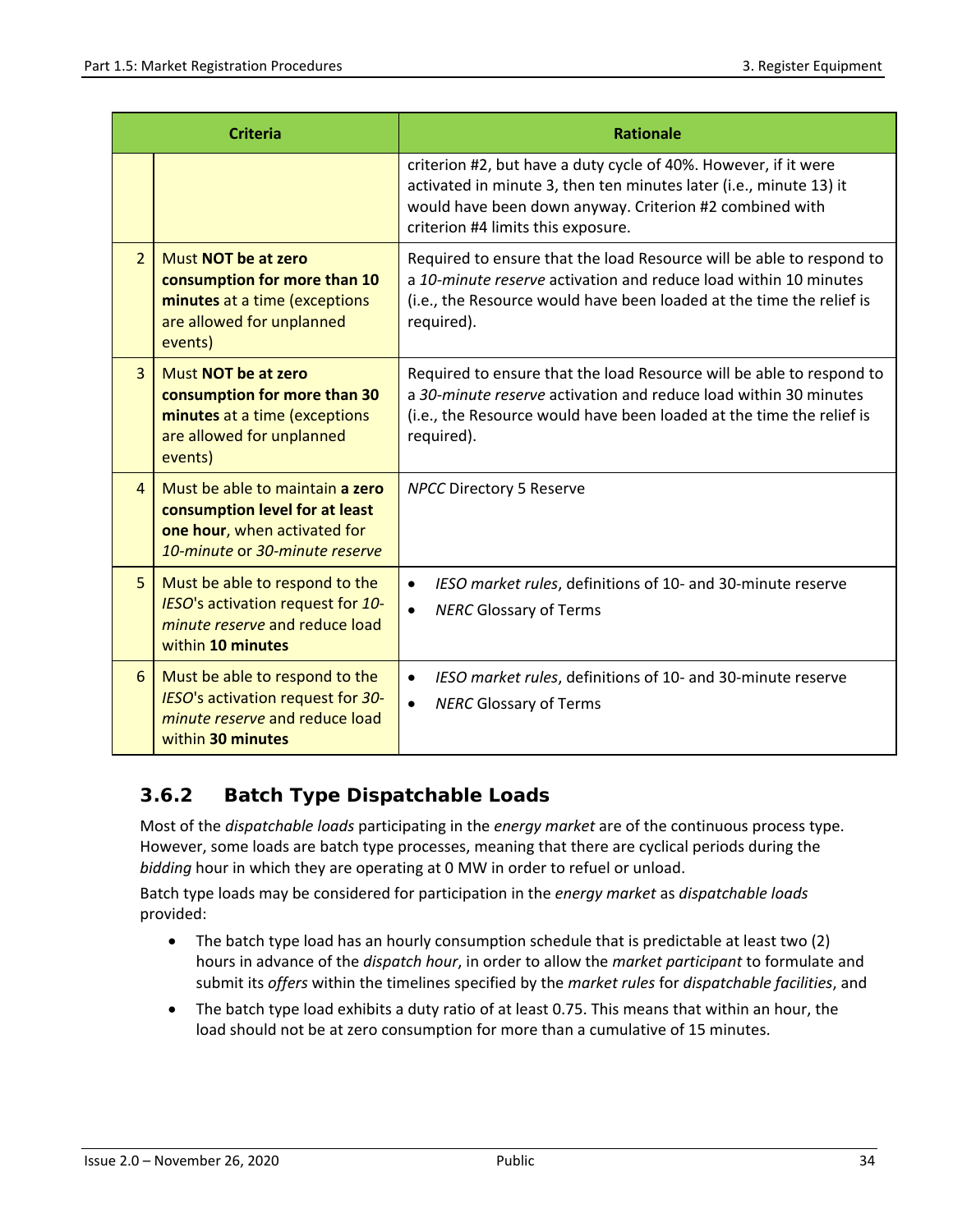| | Criteria | Rationale |
|---|---|---|
| | | criterion #2, but have a duty cycle of 40%. However, if it were activated in minute 3, then ten minutes later (i.e., minute 13) it would have been down anyway. Criterion #2 combined with criterion #4 limits this exposure. |
| 2 | Must **NOT be at zero consumption for more than 10 minutes** at a time (exceptions are allowed for unplanned events) | Required to ensure that the load Resource will be able to respond to a *10-minute reserve* activation and reduce load within 10 minutes (i.e., the Resource would have been loaded at the time the relief is required). |
| 3 | Must **NOT be at zero consumption for more than 30 minutes** at a time (exceptions are allowed for unplanned events) | Required to ensure that the load Resource will be able to respond to a *30-minute reserve* activation and reduce load within 30 minutes (i.e., the Resource would have been loaded at the time the relief is required). |
| 4 | Must be able to maintain **a zero consumption level for at least one hour**, when activated for *10-minute* or *30-minute reserve* | *NPCC* Directory 5 Reserve |
| 5 | Must be able to respond to the *IESO*'s activation request for *10-minute reserve* and reduce load within **10 minutes** | • *IESO market rules*, definitions of 10- and 30-minute reserve<br>• *NERC* Glossary of Terms |
| 6 | Must be able to respond to the *IESO*'s activation request for *30-minute reserve* and reduce load within **30 minutes** | • *IESO market rules*, definitions of 10- and 30-minute reserve<br>• *NERC* Glossary of Terms |

### 3.6.2 Batch Type Dispatchable Loads

Most of the *dispatchable loads* participating in the *energy market* are of the continuous process type. However, some loads are batch type processes, meaning that there are cyclical periods during the *bidding* hour in which they are operating at 0 MW in order to refuel or unload.

Batch type loads may be considered for participation in the *energy market* as *dispatchable loads* provided:

- The batch type load has an hourly consumption schedule that is predictable at least two (2) hours in advance of the *dispatch hour*, in order to allow the *market participant* to formulate and submit its *offers* within the timelines specified by the *market rules* for *dispatchable facilities*, and
- The batch type load exhibits a duty ratio of at least 0.75. This means that within an hour, the load should not be at zero consumption for more than a cumulative of 15 minutes.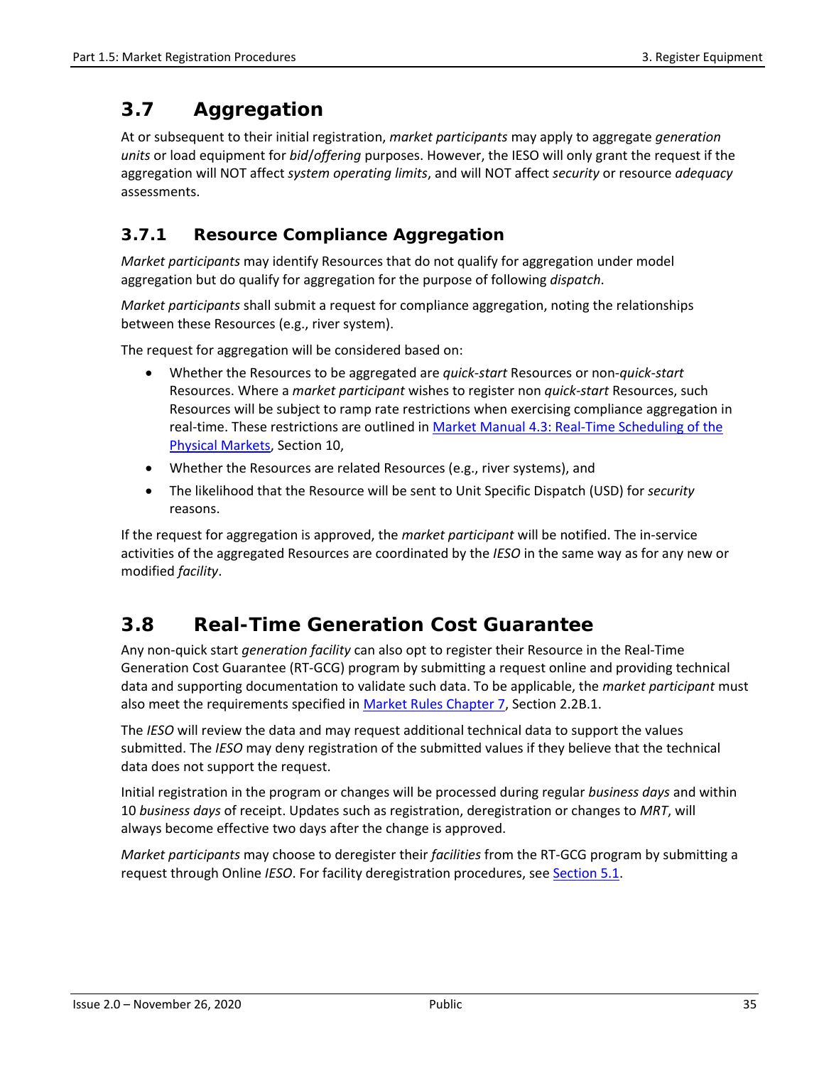## 3.7 Aggregation

At or subsequent to their initial registration, *market participants* may apply to aggregate *generation units* or load equipment for *bid*/*offering* purposes. However, the IESO will only grant the request if the aggregation will NOT affect *system operating limits*, and will NOT affect *security* or resource *adequacy* assessments.

### 3.7.1 Resource Compliance Aggregation

*Market participants* may identify Resources that do not qualify for aggregation under model aggregation but do qualify for aggregation for the purpose of following *dispatch*.

*Market participants* shall submit a request for compliance aggregation, noting the relationships between these Resources (e.g., river system).

The request for aggregation will be considered based on:

- Whether the Resources to be aggregated are *quick-start* Resources or non-*quick-start* Resources. Where a *market participant* wishes to register non *quick-start* Resources, such Resources will be subject to ramp rate restrictions when exercising compliance aggregation in real-time. These restrictions are outlined in [Market Manual 4.3: Real-Time Scheduling of the Physical Markets](), Section 10,
- Whether the Resources are related Resources (e.g., river systems), and
- The likelihood that the Resource will be sent to Unit Specific Dispatch (USD) for *security* reasons.

If the request for aggregation is approved, the *market participant* will be notified. The in-service activities of the aggregated Resources are coordinated by the *IESO* in the same way as for any new or modified *facility*.

## 3.8 Real-Time Generation Cost Guarantee

Any non-quick start *generation facility* can also opt to register their Resource in the Real-Time Generation Cost Guarantee (RT-GCG) program by submitting a request online and providing technical data and supporting documentation to validate such data. To be applicable, the *market participant* must also meet the requirements specified in [Market Rules Chapter 7](), Section 2.2B.1.

The *IESO* will review the data and may request additional technical data to support the values submitted. The *IESO* may deny registration of the submitted values if they believe that the technical data does not support the request.

Initial registration in the program or changes will be processed during regular *business days* and within 10 *business days* of receipt. Updates such as registration, deregistration or changes to *MRT*, will always become effective two days after the change is approved.

*Market participants* may choose to deregister their *facilities* from the RT-GCG program by submitting a request through Online *IESO*. For facility deregistration procedures, see [Section 5.1]().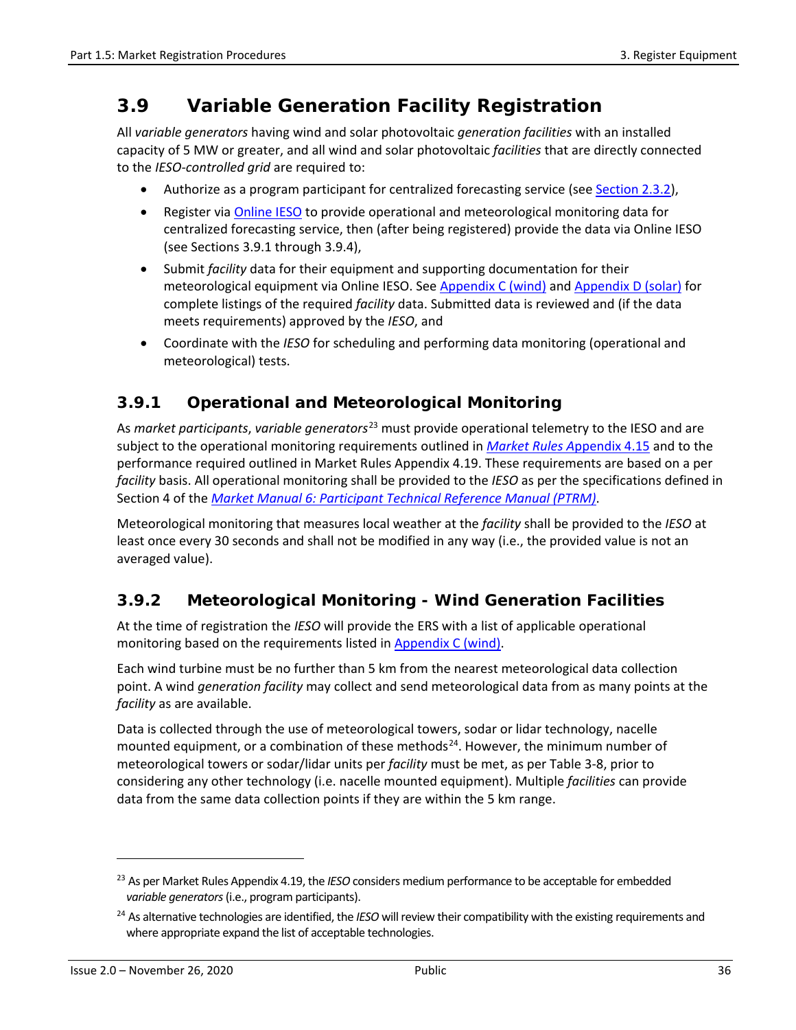## 3.9 Variable Generation Facility Registration

All *variable generators* having wind and solar photovoltaic *generation facilities* with an installed capacity of 5 MW or greater, and all wind and solar photovoltaic *facilities* that are directly connected to the *IESO-controlled grid* are required to:

- Authorize as a program participant for centralized forecasting service (see Section 2.3.2),
- Register via Online IESO to provide operational and meteorological monitoring data for centralized forecasting service, then (after being registered) provide the data via Online IESO (see Sections 3.9.1 through 3.9.4),
- Submit *facility* data for their equipment and supporting documentation for their meteorological equipment via Online IESO. See Appendix C (wind) and Appendix D (solar) for complete listings of the required *facility* data. Submitted data is reviewed and (if the data meets requirements) approved by the *IESO*, and
- Coordinate with the *IESO* for scheduling and performing data monitoring (operational and meteorological) tests.

### 3.9.1 Operational and Meteorological Monitoring

As *market participants*, *variable generators*[23] must provide operational telemetry to the IESO and are subject to the operational monitoring requirements outlined in *Market Rules* Appendix 4.15 and to the performance required outlined in Market Rules Appendix 4.19. These requirements are based on a per *facility* basis. All operational monitoring shall be provided to the *IESO* as per the specifications defined in Section 4 of the *Market Manual 6: Participant Technical Reference Manual (PTRM)*.

Meteorological monitoring that measures local weather at the *facility* shall be provided to the *IESO* at least once every 30 seconds and shall not be modified in any way (i.e., the provided value is not an averaged value).

### 3.9.2 Meteorological Monitoring - Wind Generation Facilities

At the time of registration the *IESO* will provide the ERS with a list of applicable operational monitoring based on the requirements listed in Appendix C (wind).

Each wind turbine must be no further than 5 km from the nearest meteorological data collection point. A wind *generation facility* may collect and send meteorological data from as many points at the *facility* as are available.

Data is collected through the use of meteorological towers, sodar or lidar technology, nacelle mounted equipment, or a combination of these methods[24]. However, the minimum number of meteorological towers or sodar/lidar units per *facility* must be met, as per Table 3-8, prior to considering any other technology (i.e. nacelle mounted equipment). Multiple *facilities* can provide data from the same data collection points if they are within the 5 km range.

---

[23] As per Market Rules Appendix 4.19, the *IESO* considers medium performance to be acceptable for embedded *variable generators* (i.e., program participants).

[24] As alternative technologies are identified, the *IESO* will review their compatibility with the existing requirements and where appropriate expand the list of acceptable technologies.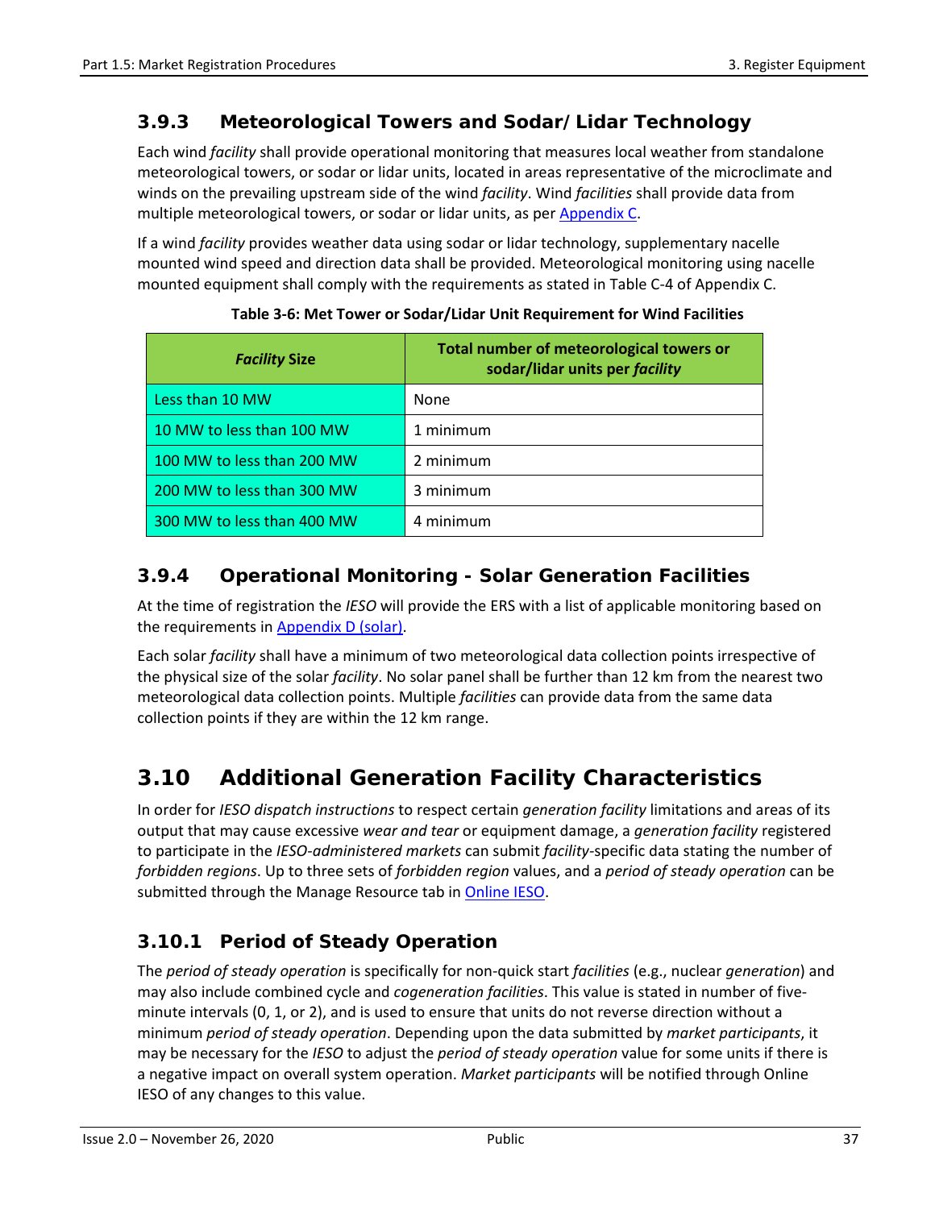### 3.9.3 Meteorological Towers and Sodar/ Lidar Technology

Each wind *facility* shall provide operational monitoring that measures local weather from standalone meteorological towers, or sodar or lidar units, located in areas representative of the microclimate and winds on the prevailing upstream side of the wind *facility*. Wind *facilities* shall provide data from multiple meteorological towers, or sodar or lidar units, as per Appendix C.

If a wind *facility* provides weather data using sodar or lidar technology, supplementary nacelle mounted wind speed and direction data shall be provided. Meteorological monitoring using nacelle mounted equipment shall comply with the requirements as stated in Table C-4 of Appendix C.

**Table 3-6: Met Tower or Sodar/Lidar Unit Requirement for Wind Facilities**

| ***Facility* Size** | **Total number of meteorological towers or sodar/lidar units per *facility*** |
|---|---|
| Less than 10 MW | None |
| 10 MW to less than 100 MW | 1 minimum |
| 100 MW to less than 200 MW | 2 minimum |
| 200 MW to less than 300 MW | 3 minimum |
| 300 MW to less than 400 MW | 4 minimum |

### 3.9.4 Operational Monitoring - Solar Generation Facilities

At the time of registration the *IESO* will provide the ERS with a list of applicable monitoring based on the requirements in Appendix D (solar).

Each solar *facility* shall have a minimum of two meteorological data collection points irrespective of the physical size of the solar *facility*. No solar panel shall be further than 12 km from the nearest two meteorological data collection points. Multiple *facilities* can provide data from the same data collection points if they are within the 12 km range.

## 3.10 Additional Generation Facility Characteristics

In order for *IESO dispatch instructions* to respect certain *generation facility* limitations and areas of its output that may cause excessive *wear and tear* or equipment damage, a *generation facility* registered to participate in the *IESO-administered markets* can submit *facility*-specific data stating the number of *forbidden regions*. Up to three sets of *forbidden region* values, and a *period of steady operation* can be submitted through the Manage Resource tab in Online IESO.

### 3.10.1 Period of Steady Operation

The *period of steady operation* is specifically for non-quick start *facilities* (e.g., nuclear *generation*) and may also include combined cycle and *cogeneration facilities*. This value is stated in number of five-minute intervals (0, 1, or 2), and is used to ensure that units do not reverse direction without a minimum *period of steady operation*. Depending upon the data submitted by *market participants*, it may be necessary for the *IESO* to adjust the *period of steady operation* value for some units if there is a negative impact on overall system operation. *Market participants* will be notified through Online IESO of any changes to this value.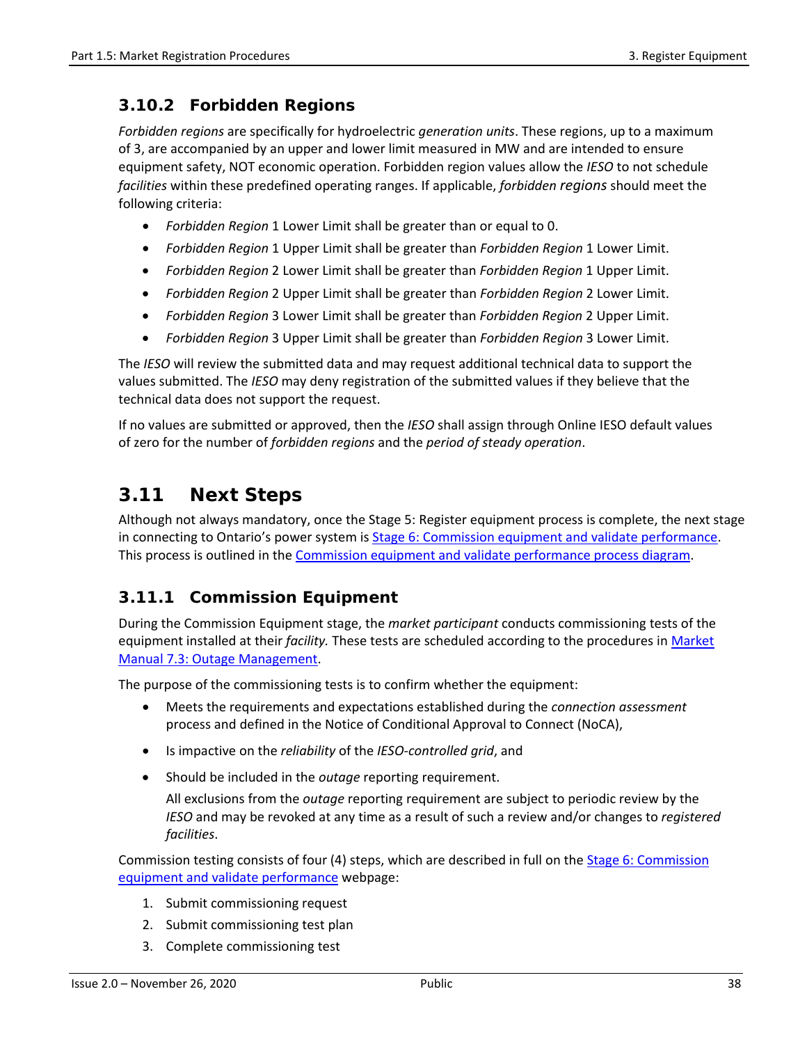### 3.10.2 Forbidden Regions

*Forbidden regions* are specifically for hydroelectric *generation units*. These regions, up to a maximum of 3, are accompanied by an upper and lower limit measured in MW and are intended to ensure equipment safety, NOT economic operation. Forbidden region values allow the *IESO* to not schedule *facilities* within these predefined operating ranges. If applicable, *forbidden regions* should meet the following criteria:

- *Forbidden Region* 1 Lower Limit shall be greater than or equal to 0.
- *Forbidden Region* 1 Upper Limit shall be greater than *Forbidden Region* 1 Lower Limit.
- *Forbidden Region* 2 Lower Limit shall be greater than *Forbidden Region* 1 Upper Limit.
- *Forbidden Region* 2 Upper Limit shall be greater than *Forbidden Region* 2 Lower Limit.
- *Forbidden Region* 3 Lower Limit shall be greater than *Forbidden Region* 2 Upper Limit.
- *Forbidden Region* 3 Upper Limit shall be greater than *Forbidden Region* 3 Lower Limit.

The *IESO* will review the submitted data and may request additional technical data to support the values submitted. The *IESO* may deny registration of the submitted values if they believe that the technical data does not support the request.

If no values are submitted or approved, then the *IESO* shall assign through Online IESO default values of zero for the number of *forbidden regions* and the *period of steady operation*.

## 3.11 Next Steps

Although not always mandatory, once the Stage 5: Register equipment process is complete, the next stage in connecting to Ontario's power system is [Stage 6: Commission equipment and validate performance](). This process is outlined in the [Commission equipment and validate performance process diagram]().

### 3.11.1 Commission Equipment

During the Commission Equipment stage, the *market participant* conducts commissioning tests of the equipment installed at their *facility.* These tests are scheduled according to the procedures in [Market Manual 7.3: Outage Management]().

The purpose of the commissioning tests is to confirm whether the equipment:

- Meets the requirements and expectations established during the *connection assessment* process and defined in the Notice of Conditional Approval to Connect (NoCA),
- Is impactive on the *reliability* of the *IESO-controlled grid*, and
- Should be included in the *outage* reporting requirement.

  All exclusions from the *outage* reporting requirement are subject to periodic review by the *IESO* and may be revoked at any time as a result of such a review and/or changes to *registered facilities*.

Commission testing consists of four (4) steps, which are described in full on the [Stage 6: Commission equipment and validate performance]() webpage:

1. Submit commissioning request
2. Submit commissioning test plan
3. Complete commissioning test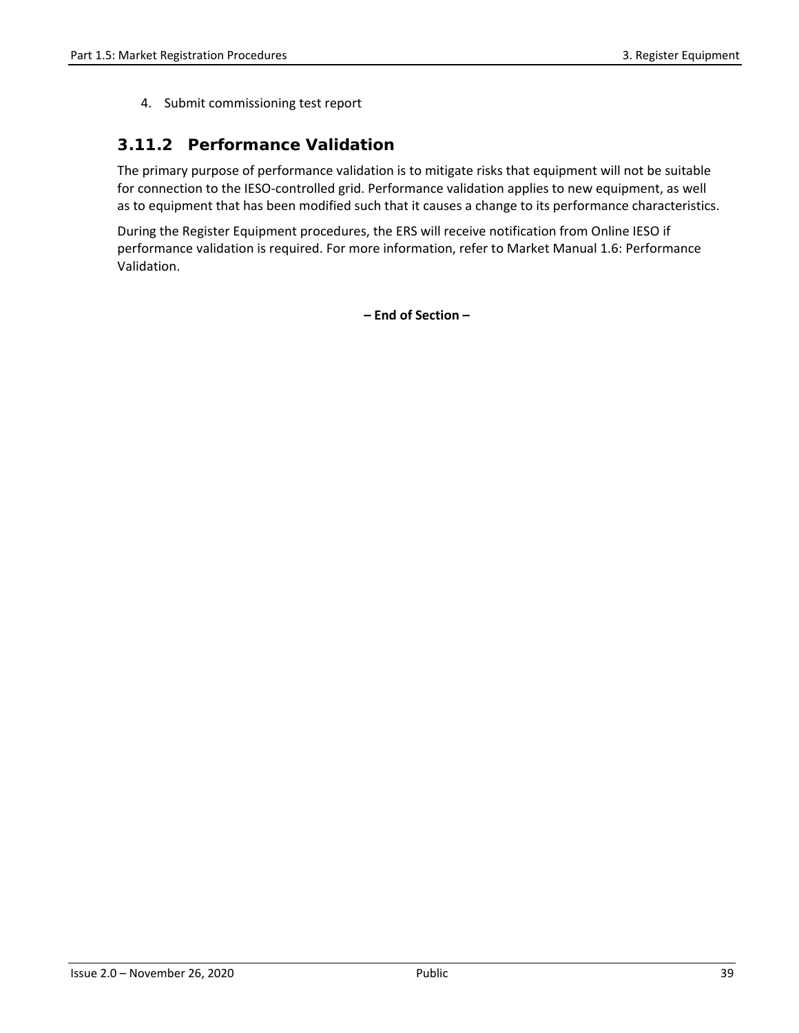4. Submit commissioning test report

### 3.11.2 Performance Validation

The primary purpose of performance validation is to mitigate risks that equipment will not be suitable for connection to the IESO-controlled grid. Performance validation applies to new equipment, as well as to equipment that has been modified such that it causes a change to its performance characteristics.

During the Register Equipment procedures, the ERS will receive notification from Online IESO if performance validation is required. For more information, refer to Market Manual 1.6: Performance Validation.

**– End of Section –**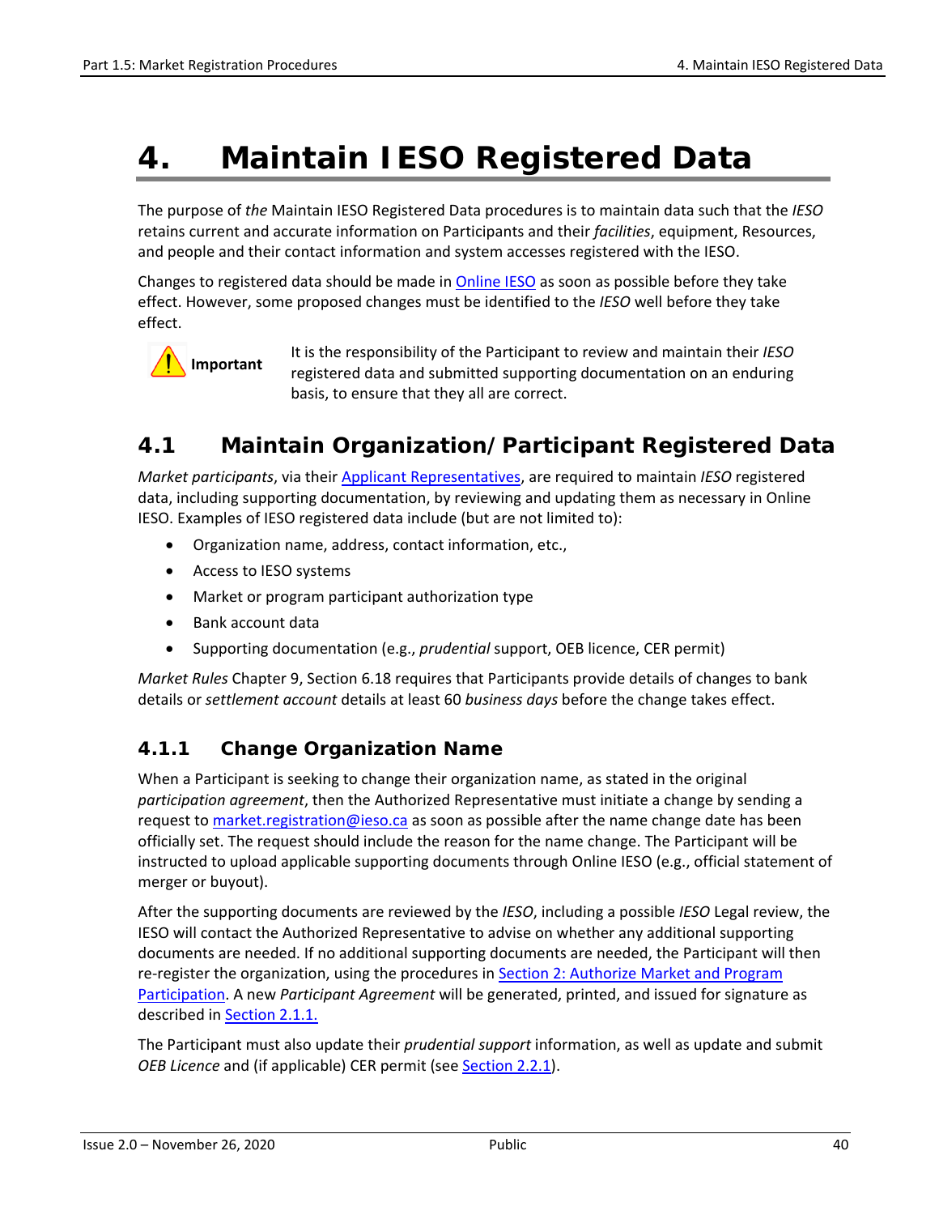# 4. Maintain IESO Registered Data

The purpose of *the* Maintain IESO Registered Data procedures is to maintain data such that the *IESO* retains current and accurate information on Participants and their *facilities*, equipment, Resources, and people and their contact information and system accesses registered with the IESO.

Changes to registered data should be made in [Online IESO](#) as soon as possible before they take effect. However, some proposed changes must be identified to the *IESO* well before they take effect.

**Important** It is the responsibility of the Participant to review and maintain their *IESO* registered data and submitted supporting documentation on an enduring basis, to ensure that they all are correct.

## 4.1 Maintain Organization/Participant Registered Data

*Market participants*, via their [Applicant Representatives](#), are required to maintain *IESO* registered data, including supporting documentation, by reviewing and updating them as necessary in Online IESO. Examples of IESO registered data include (but are not limited to):

- Organization name, address, contact information, etc.,
- Access to IESO systems
- Market or program participant authorization type
- Bank account data
- Supporting documentation (e.g., *prudential* support, OEB licence, CER permit)

*Market Rules* Chapter 9, Section 6.18 requires that Participants provide details of changes to bank details or *settlement account* details at least 60 *business days* before the change takes effect.

### 4.1.1 Change Organization Name

When a Participant is seeking to change their organization name, as stated in the original *participation agreement*, then the Authorized Representative must initiate a change by sending a request to [market.registration@ieso.ca](mailto:market.registration@ieso.ca) as soon as possible after the name change date has been officially set. The request should include the reason for the name change. The Participant will be instructed to upload applicable supporting documents through Online IESO (e.g., official statement of merger or buyout).

After the supporting documents are reviewed by the *IESO*, including a possible *IESO* Legal review, the IESO will contact the Authorized Representative to advise on whether any additional supporting documents are needed. If no additional supporting documents are needed, the Participant will then re-register the organization, using the procedures in [Section 2: Authorize Market and Program Participation](#). A new *Participant Agreement* will be generated, printed, and issued for signature as described in [Section 2.1.1.](#)

The Participant must also update their *prudential support* information, as well as update and submit *OEB Licence* and (if applicable) CER permit (see [Section 2.2.1](#)).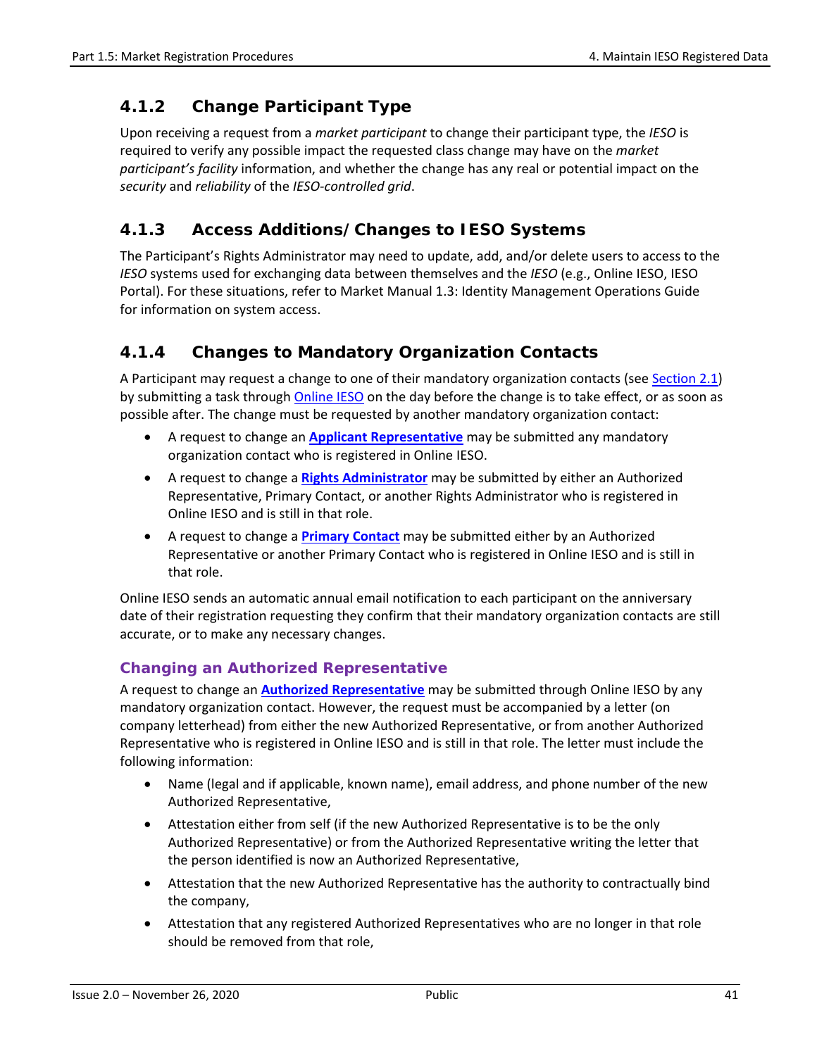### 4.1.2 Change Participant Type

Upon receiving a request from a *market participant* to change their participant type, the *IESO* is required to verify any possible impact the requested class change may have on the *market participant's facility* information, and whether the change has any real or potential impact on the *security* and *reliability* of the *IESO-controlled grid*.

### 4.1.3 Access Additions/Changes to IESO Systems

The Participant's Rights Administrator may need to update, add, and/or delete users to access to the *IESO* systems used for exchanging data between themselves and the *IESO* (e.g., Online IESO, IESO Portal). For these situations, refer to Market Manual 1.3: Identity Management Operations Guide for information on system access.

### 4.1.4 Changes to Mandatory Organization Contacts

A Participant may request a change to one of their mandatory organization contacts (see Section 2.1) by submitting a task through Online IESO on the day before the change is to take effect, or as soon as possible after. The change must be requested by another mandatory organization contact:

- A request to change an **Applicant Representative** may be submitted any mandatory organization contact who is registered in Online IESO.
- A request to change a **Rights Administrator** may be submitted by either an Authorized Representative, Primary Contact, or another Rights Administrator who is registered in Online IESO and is still in that role.
- A request to change a **Primary Contact** may be submitted either by an Authorized Representative or another Primary Contact who is registered in Online IESO and is still in that role.

Online IESO sends an automatic annual email notification to each participant on the anniversary date of their registration requesting they confirm that their mandatory organization contacts are still accurate, or to make any necessary changes.

#### Changing an Authorized Representative

A request to change an **Authorized Representative** may be submitted through Online IESO by any mandatory organization contact. However, the request must be accompanied by a letter (on company letterhead) from either the new Authorized Representative, or from another Authorized Representative who is registered in Online IESO and is still in that role. The letter must include the following information:

- Name (legal and if applicable, known name), email address, and phone number of the new Authorized Representative,
- Attestation either from self (if the new Authorized Representative is to be the only Authorized Representative) or from the Authorized Representative writing the letter that the person identified is now an Authorized Representative,
- Attestation that the new Authorized Representative has the authority to contractually bind the company,
- Attestation that any registered Authorized Representatives who are no longer in that role should be removed from that role,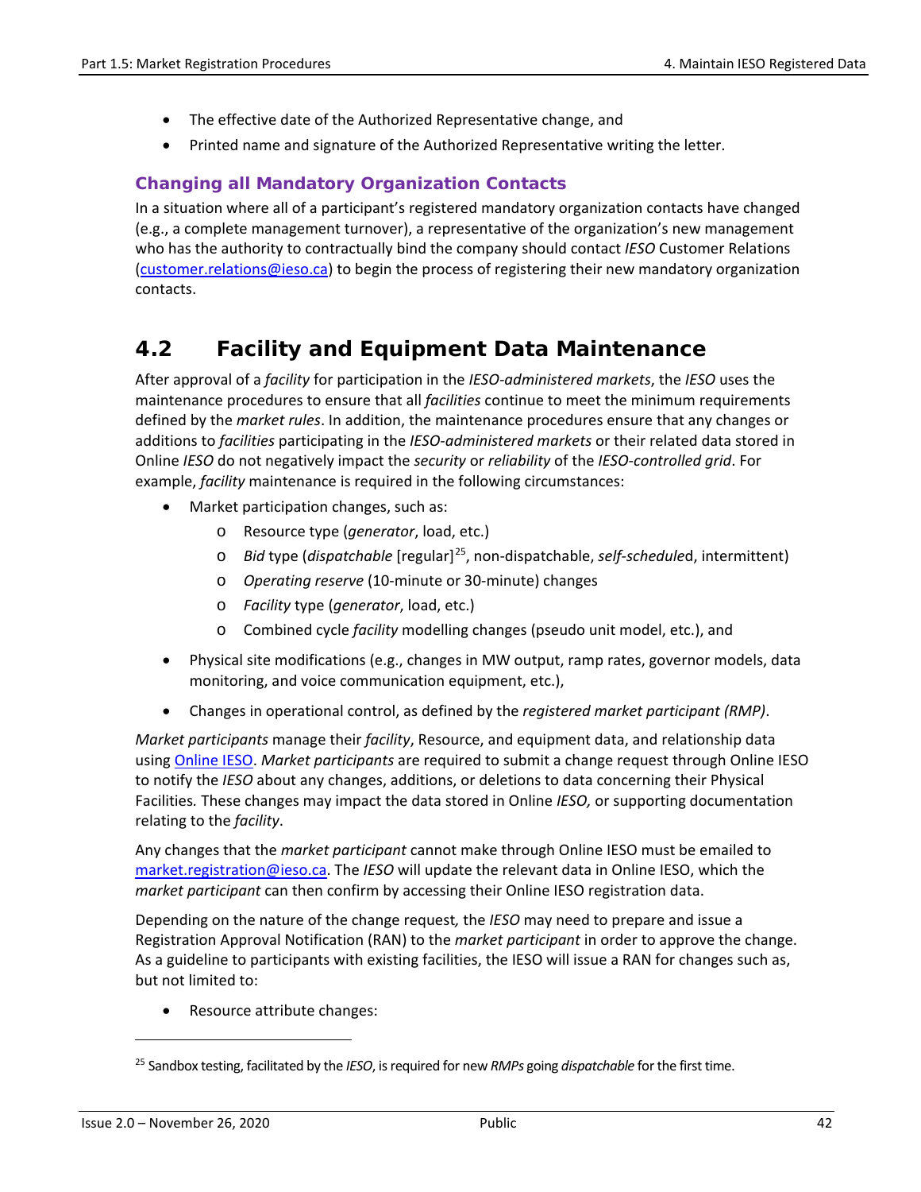- The effective date of the Authorized Representative change, and
- Printed name and signature of the Authorized Representative writing the letter.

### Changing all Mandatory Organization Contacts

In a situation where all of a participant's registered mandatory organization contacts have changed (e.g., a complete management turnover), a representative of the organization's new management who has the authority to contractually bind the company should contact *IESO* Customer Relations (customer.relations@ieso.ca) to begin the process of registering their new mandatory organization contacts.

## 4.2 Facility and Equipment Data Maintenance

After approval of a *facility* for participation in the *IESO-administered markets*, the *IESO* uses the maintenance procedures to ensure that all *facilities* continue to meet the minimum requirements defined by the *market rules*. In addition, the maintenance procedures ensure that any changes or additions to *facilities* participating in the *IESO-administered markets* or their related data stored in Online *IESO* do not negatively impact the *security* or *reliability* of the *IESO-controlled grid*. For example, *facility* maintenance is required in the following circumstances:

- Market participation changes, such as:
  - Resource type (*generator*, load, etc.)
  - *Bid* type (*dispatchable* [regular][25], non-dispatchable, *self-schedule*d, intermittent)
  - *Operating reserve* (10-minute or 30-minute) changes
  - *Facility* type (*generator*, load, etc.)
  - Combined cycle *facility* modelling changes (pseudo unit model, etc.), and
- Physical site modifications (e.g., changes in MW output, ramp rates, governor models, data monitoring, and voice communication equipment, etc.),
- Changes in operational control, as defined by the *registered market participant (RMP)*.

*Market participants* manage their *facility*, Resource, and equipment data, and relationship data using Online IESO. *Market participants* are required to submit a change request through Online IESO to notify the *IESO* about any changes, additions, or deletions to data concerning their Physical Facilities*.* These changes may impact the data stored in Online *IESO,* or supporting documentation relating to the *facility*.

Any changes that the *market participant* cannot make through Online IESO must be emailed to market.registration@ieso.ca. The *IESO* will update the relevant data in Online IESO, which the *market participant* can then confirm by accessing their Online IESO registration data.

Depending on the nature of the change request*,* the *IESO* may need to prepare and issue a Registration Approval Notification (RAN) to the *market participant* in order to approve the change. As a guideline to participants with existing facilities, the IESO will issue a RAN for changes such as, but not limited to:

- Resource attribute changes:

[25] Sandbox testing, facilitated by the *IESO*, is required for new *RMPs* going *dispatchable* for the first time.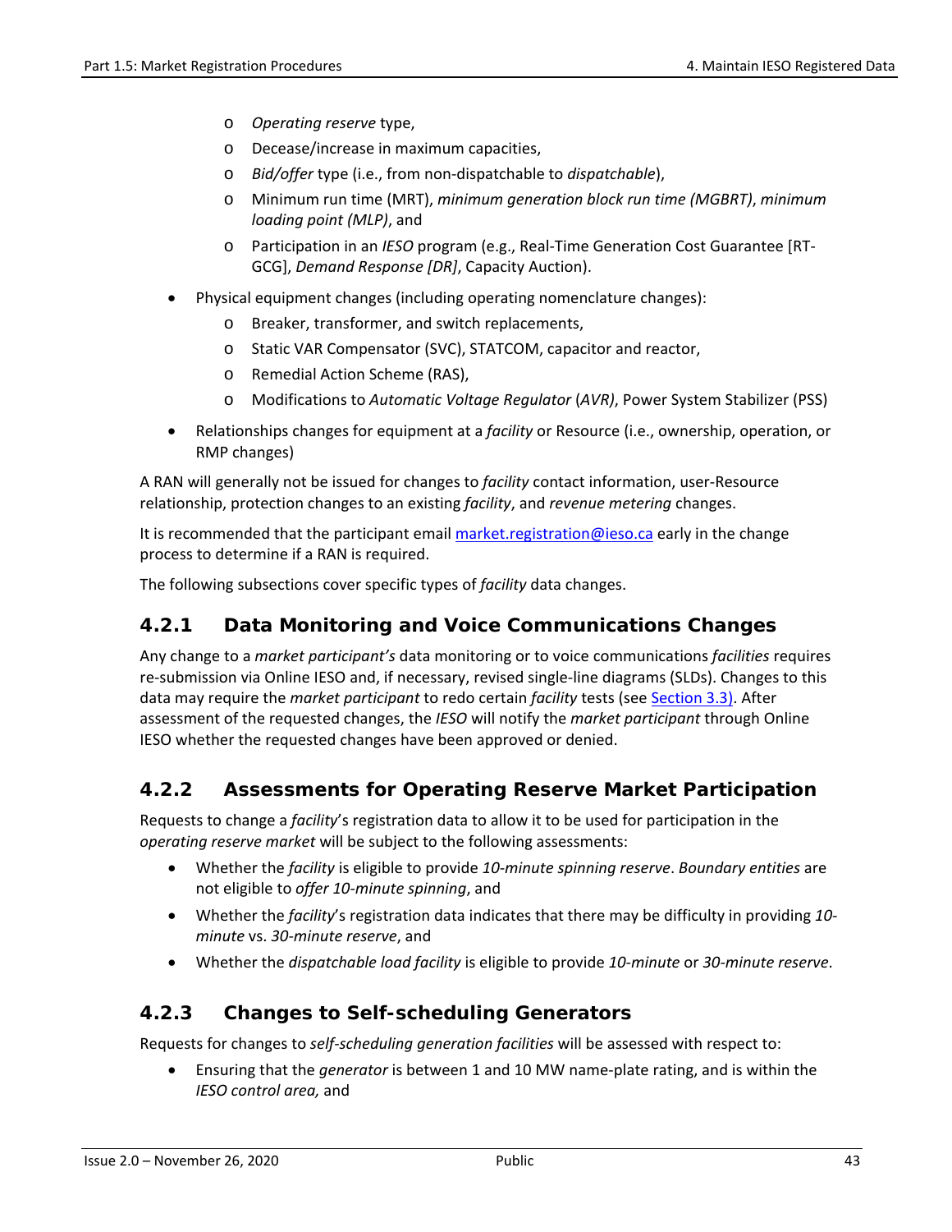- *Operating reserve* type,
    - Decease/increase in maximum capacities,
    - *Bid/offer* type (i.e., from non-dispatchable to *dispatchable*),
    - Minimum run time (MRT), *minimum generation block run time (MGBRT)*, *minimum loading point (MLP)*, and
    - Participation in an *IESO* program (e.g., Real-Time Generation Cost Guarantee [RT-GCG], *Demand Response [DR]*, Capacity Auction).
- Physical equipment changes (including operating nomenclature changes):
    - Breaker, transformer, and switch replacements,
    - Static VAR Compensator (SVC), STATCOM, capacitor and reactor,
    - Remedial Action Scheme (RAS),
    - Modifications to *Automatic Voltage Regulator* (*AVR*), Power System Stabilizer (PSS)
- Relationships changes for equipment at a *facility* or Resource (i.e., ownership, operation, or RMP changes)

A RAN will generally not be issued for changes to *facility* contact information, user-Resource relationship, protection changes to an existing *facility*, and *revenue metering* changes.

It is recommended that the participant email market.registration@ieso.ca early in the change process to determine if a RAN is required.

The following subsections cover specific types of *facility* data changes.

### 4.2.1 Data Monitoring and Voice Communications Changes

Any change to a *market participant's* data monitoring or to voice communications *facilities* requires re-submission via Online IESO and, if necessary, revised single-line diagrams (SLDs). Changes to this data may require the *market participant* to redo certain *facility* tests (see Section 3.3). After assessment of the requested changes, the *IESO* will notify the *market participant* through Online IESO whether the requested changes have been approved or denied.

### 4.2.2 Assessments for Operating Reserve Market Participation

Requests to change a *facility*'s registration data to allow it to be used for participation in the *operating reserve market* will be subject to the following assessments:

- Whether the *facility* is eligible to provide *10-minute spinning reserve*. *Boundary entities* are not eligible to *offer 10-minute spinning*, and
- Whether the *facility*'s registration data indicates that there may be difficulty in providing *10-minute* vs. *30-minute reserve*, and
- Whether the *dispatchable load facility* is eligible to provide *10-minute* or *30-minute reserve*.

### 4.2.3 Changes to Self-scheduling Generators

Requests for changes to *self-scheduling generation facilities* will be assessed with respect to:

- Ensuring that the *generator* is between 1 and 10 MW name-plate rating, and is within the *IESO control area,* and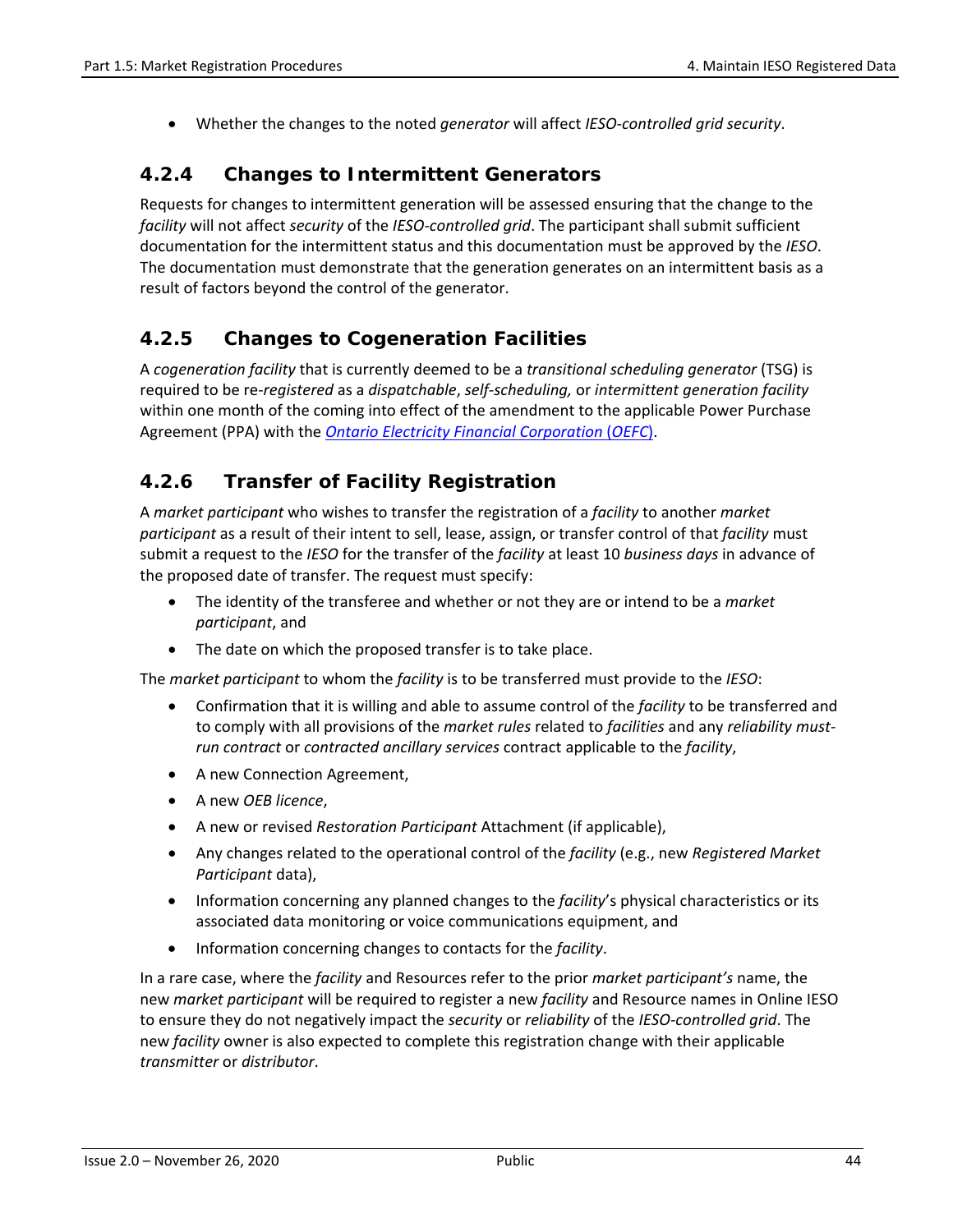- Whether the changes to the noted *generator* will affect *IESO-controlled grid security*.

### 4.2.4 Changes to Intermittent Generators

Requests for changes to intermittent generation will be assessed ensuring that the change to the *facility* will not affect *security* of the *IESO-controlled grid*. The participant shall submit sufficient documentation for the intermittent status and this documentation must be approved by the *IESO*. The documentation must demonstrate that the generation generates on an intermittent basis as a result of factors beyond the control of the generator.

### 4.2.5 Changes to Cogeneration Facilities

A *cogeneration facility* that is currently deemed to be a *transitional scheduling generator* (TSG) is required to be re-*registered* as a *dispatchable*, *self-scheduling,* or *intermittent generation facility* within one month of the coming into effect of the amendment to the applicable Power Purchase Agreement (PPA) with the *Ontario Electricity Financial Corporation* (*OEFC*).

### 4.2.6 Transfer of Facility Registration

A *market participant* who wishes to transfer the registration of a *facility* to another *market participant* as a result of their intent to sell, lease, assign, or transfer control of that *facility* must submit a request to the *IESO* for the transfer of the *facility* at least 10 *business days* in advance of the proposed date of transfer. The request must specify:

- The identity of the transferee and whether or not they are or intend to be a *market participant*, and
- The date on which the proposed transfer is to take place.

The *market participant* to whom the *facility* is to be transferred must provide to the *IESO*:

- Confirmation that it is willing and able to assume control of the *facility* to be transferred and to comply with all provisions of the *market rules* related to *facilities* and any *reliability must-run contract* or *contracted ancillary services* contract applicable to the *facility*,
- A new Connection Agreement,
- A new *OEB licence*,
- A new or revised *Restoration Participant* Attachment (if applicable),
- Any changes related to the operational control of the *facility* (e.g., new *Registered Market Participant* data),
- Information concerning any planned changes to the *facility*'s physical characteristics or its associated data monitoring or voice communications equipment, and
- Information concerning changes to contacts for the *facility*.

In a rare case, where the *facility* and Resources refer to the prior *market participant's* name, the new *market participant* will be required to register a new *facility* and Resource names in Online IESO to ensure they do not negatively impact the *security* or *reliability* of the *IESO-controlled grid*. The new *facility* owner is also expected to complete this registration change with their applicable *transmitter* or *distributor*.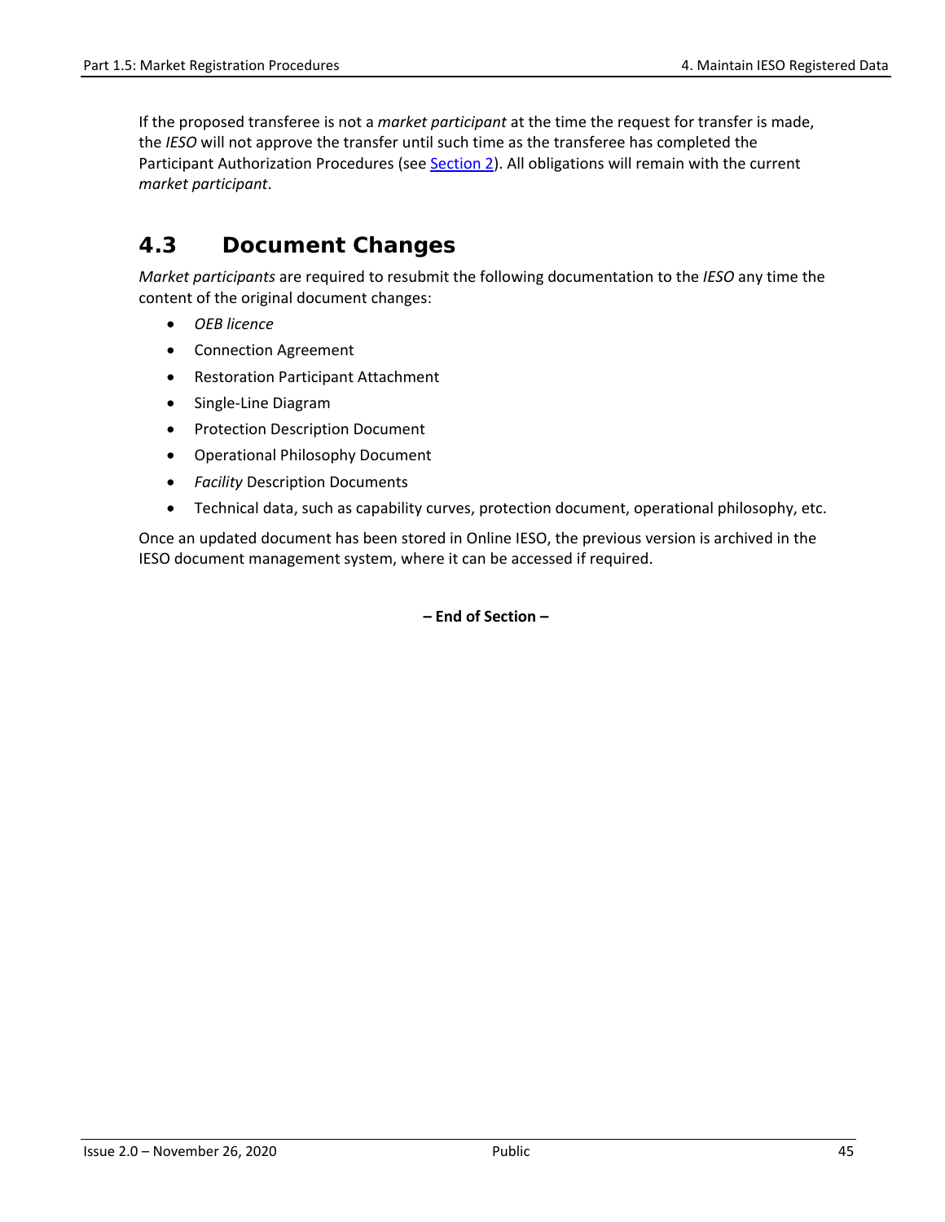If the proposed transferee is not a *market participant* at the time the request for transfer is made, the *IESO* will not approve the transfer until such time as the transferee has completed the Participant Authorization Procedures (see Section 2). All obligations will remain with the current *market participant*.

## 4.3 Document Changes

*Market participants* are required to resubmit the following documentation to the *IESO* any time the content of the original document changes:

- *OEB licence*
- Connection Agreement
- Restoration Participant Attachment
- Single-Line Diagram
- Protection Description Document
- Operational Philosophy Document
- *Facility* Description Documents
- Technical data, such as capability curves, protection document, operational philosophy, etc.

Once an updated document has been stored in Online IESO, the previous version is archived in the IESO document management system, where it can be accessed if required.

**– End of Section –**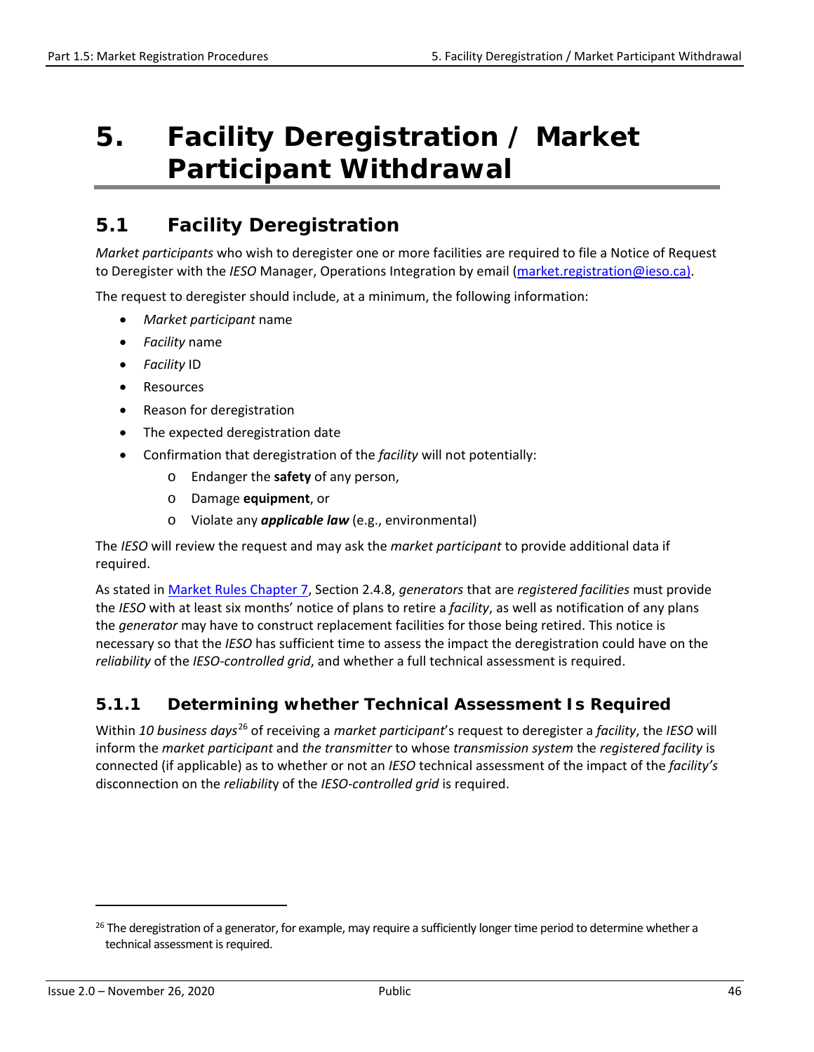# 5. Facility Deregistration / Market Participant Withdrawal

## 5.1 Facility Deregistration

*Market participants* who wish to deregister one or more facilities are required to file a Notice of Request to Deregister with the *IESO* Manager, Operations Integration by email (market.registration@ieso.ca).

The request to deregister should include, at a minimum, the following information:

- *Market participant* name
- *Facility* name
- *Facility* ID
- Resources
- Reason for deregistration
- The expected deregistration date
- Confirmation that deregistration of the *facility* will not potentially:
    - Endanger the **safety** of any person,
    - Damage **equipment**, or
    - Violate any ***applicable law*** (e.g., environmental)

The *IESO* will review the request and may ask the *market participant* to provide additional data if required.

As stated in Market Rules Chapter 7, Section 2.4.8, *generators* that are *registered facilities* must provide the *IESO* with at least six months' notice of plans to retire a *facility*, as well as notification of any plans the *generator* may have to construct replacement facilities for those being retired. This notice is necessary so that the *IESO* has sufficient time to assess the impact the deregistration could have on the *reliability* of the *IESO-controlled grid*, and whether a full technical assessment is required.

### 5.1.1 Determining whether Technical Assessment Is Required

Within *10 business days*[26] of receiving a *market participant*'s request to deregister a *facility*, the *IESO* will inform the *market participant* and *the transmitter* to whose *transmission system* the *registered facility* is connected (if applicable) as to whether or not an *IESO* technical assessment of the impact of the *facility's* disconnection on the *reliability* of the *IESO-controlled grid* is required.

---

[26] The deregistration of a generator, for example, may require a sufficiently longer time period to determine whether a technical assessment is required.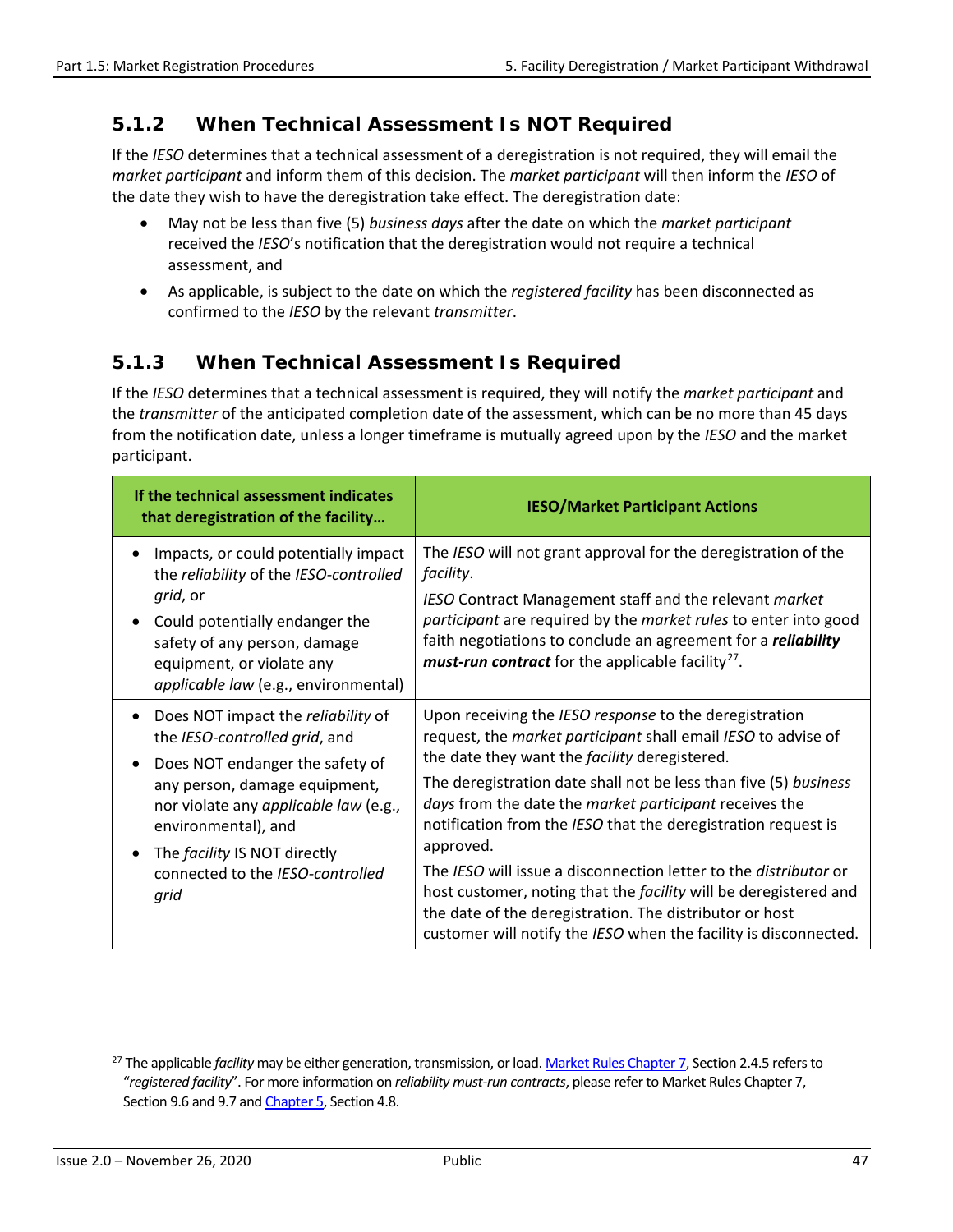### 5.1.2 When Technical Assessment Is NOT Required

If the *IESO* determines that a technical assessment of a deregistration is not required, they will email the *market participant* and inform them of this decision. The *market participant* will then inform the *IESO* of the date they wish to have the deregistration take effect. The deregistration date:

- May not be less than five (5) *business days* after the date on which the *market participant* received the *IESO*'s notification that the deregistration would not require a technical assessment, and
- As applicable, is subject to the date on which the *registered facility* has been disconnected as confirmed to the *IESO* by the relevant *transmitter*.

### 5.1.3 When Technical Assessment Is Required

If the *IESO* determines that a technical assessment is required, they will notify the *market participant* and the *transmitter* of the anticipated completion date of the assessment, which can be no more than 45 days from the notification date, unless a longer timeframe is mutually agreed upon by the *IESO* and the market participant.

| If the technical assessment indicates that deregistration of the facility… | IESO/Market Participant Actions |
| --- | --- |
| • Impacts, or could potentially impact the *reliability* of the *IESO-controlled grid*, or<br>• Could potentially endanger the safety of any person, damage equipment, or violate any *applicable law* (e.g., environmental) | The *IESO* will not grant approval for the deregistration of the *facility*.<br>*IESO* Contract Management staff and the relevant *market participant* are required by the *market rules* to enter into good faith negotiations to conclude an agreement for a ***reliability must-run contract*** for the applicable facility[27]. |
| • Does NOT impact the *reliability* of the *IESO-controlled grid*, and<br>• Does NOT endanger the safety of any person, damage equipment, nor violate any *applicable law* (e.g., environmental), and<br>• The *facility* IS NOT directly connected to the *IESO-controlled grid* | Upon receiving the *IESO response* to the deregistration request, the *market participant* shall email *IESO* to advise of the date they want the *facility* deregistered.<br>The deregistration date shall not be less than five (5) *business days* from the date the *market participant* receives the notification from the *IESO* that the deregistration request is approved.<br>The *IESO* will issue a disconnection letter to the *distributor* or host customer, noting that the *facility* will be deregistered and the date of the deregistration. The distributor or host customer will notify the *IESO* when the facility is disconnected. |

[27] The applicable *facility* may be either generation, transmission, or load. Market Rules Chapter 7, Section 2.4.5 refers to "*registered facility*". For more information on *reliability must-run contracts*, please refer to Market Rules Chapter 7, Section 9.6 and 9.7 and Chapter 5, Section 4.8.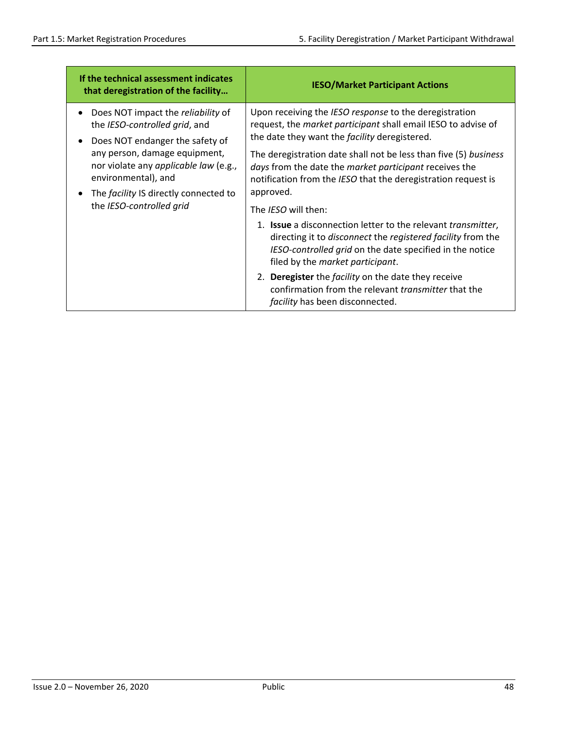| If the technical assessment indicates that deregistration of the facility… | IESO/Market Participant Actions |
|---|---|
| • Does NOT impact the *reliability* of the *IESO-controlled grid*, and<br>• Does NOT endanger the safety of any person, damage equipment, nor violate any *applicable law* (e.g., environmental), and<br>• The *facility* IS directly connected to the *IESO-controlled grid* | Upon receiving the *IESO response* to the deregistration request, the *market participant* shall email IESO to advise of the date they want the *facility* deregistered.<br><br>The deregistration date shall not be less than five (5) *business days* from the date the *market participant* receives the notification from the *IESO* that the deregistration request is approved.<br><br>The *IESO* will then:<br><br>1. **Issue** a disconnection letter to the relevant *transmitter*, directing it to *disconnect* the *registered facility* from the *IESO-controlled grid* on the date specified in the notice filed by the *market participant*.<br>2. **Deregister** the *facility* on the date they receive confirmation from the relevant *transmitter* that the *facility* has been disconnected. |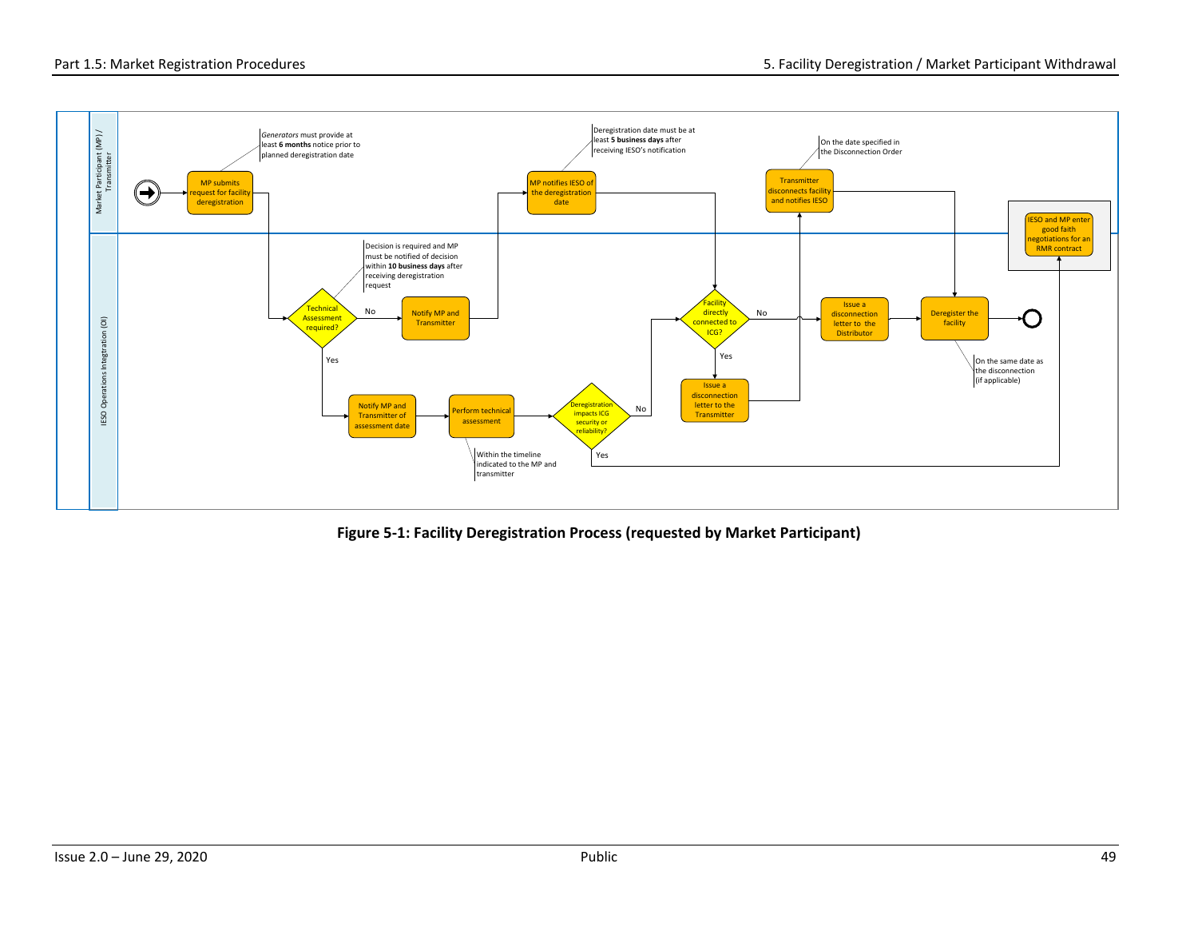Figure 5-1: Facility Deregistration Process (requested by Market Participant)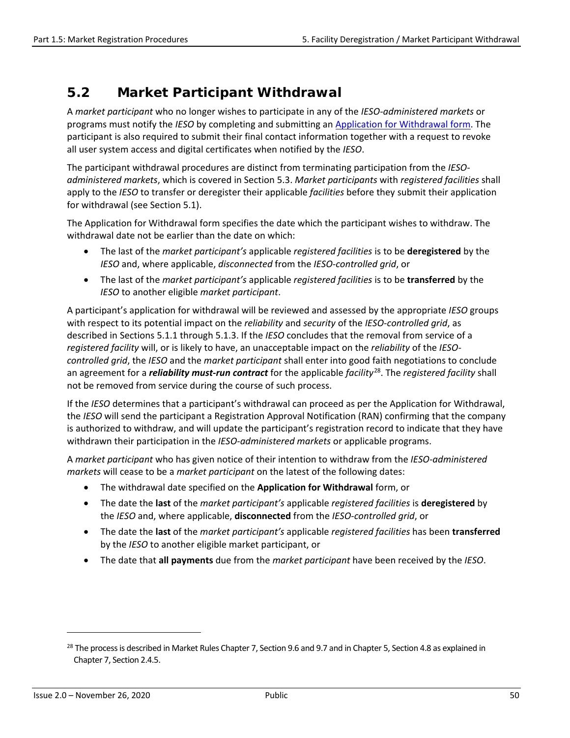## 5.2 Market Participant Withdrawal

A *market participant* who no longer wishes to participate in any of the *IESO-administered markets* or programs must notify the *IESO* by completing and submitting an [Application for Withdrawal form](). The participant is also required to submit their final contact information together with a request to revoke all user system access and digital certificates when notified by the *IESO*.

The participant withdrawal procedures are distinct from terminating participation from the *IESO-administered markets*, which is covered in Section 5.3. *Market participants* with *registered facilities* shall apply to the *IESO* to transfer or deregister their applicable *facilities* before they submit their application for withdrawal (see Section 5.1).

The Application for Withdrawal form specifies the date which the participant wishes to withdraw. The withdrawal date not be earlier than the date on which:

- The last of the *market participant's* applicable *registered facilities* is to be **deregistered** by the *IESO* and, where applicable, *disconnected* from the *IESO-controlled grid*, or
- The last of the *market participant's* applicable *registered facilities* is to be **transferred** by the *IESO* to another eligible *market participant*.

A participant's application for withdrawal will be reviewed and assessed by the appropriate *IESO* groups with respect to its potential impact on the *reliability* and *security* of the *IESO-controlled grid*, as described in Sections 5.1.1 through 5.1.3. If the *IESO* concludes that the removal from service of a *registered facility* will, or is likely to have, an unacceptable impact on the *reliability* of the *IESO-controlled grid*, the *IESO* and the *market participant* shall enter into good faith negotiations to conclude an agreement for a ***reliability must-run contract*** for the applicable *facility*[28]. The *registered facility* shall not be removed from service during the course of such process.

If the *IESO* determines that a participant's withdrawal can proceed as per the Application for Withdrawal, the *IESO* will send the participant a Registration Approval Notification (RAN) confirming that the company is authorized to withdraw, and will update the participant's registration record to indicate that they have withdrawn their participation in the *IESO-administered markets* or applicable programs.

A *market participant* who has given notice of their intention to withdraw from the *IESO-administered markets* will cease to be a *market participant* on the latest of the following dates:

- The withdrawal date specified on the **Application for Withdrawal** form, or
- The date the **last** of the *market participant's* applicable *registered facilities* is **deregistered** by the *IESO* and, where applicable, **disconnected** from the *IESO-controlled grid*, or
- The date the **last** of the *market participant's* applicable *registered facilities* has been **transferred** by the *IESO* to another eligible market participant, or
- The date that **all payments** due from the *market participant* have been received by the *IESO*.

[28] The process is described in Market Rules Chapter 7, Section 9.6 and 9.7 and in Chapter 5, Section 4.8 as explained in Chapter 7, Section 2.4.5.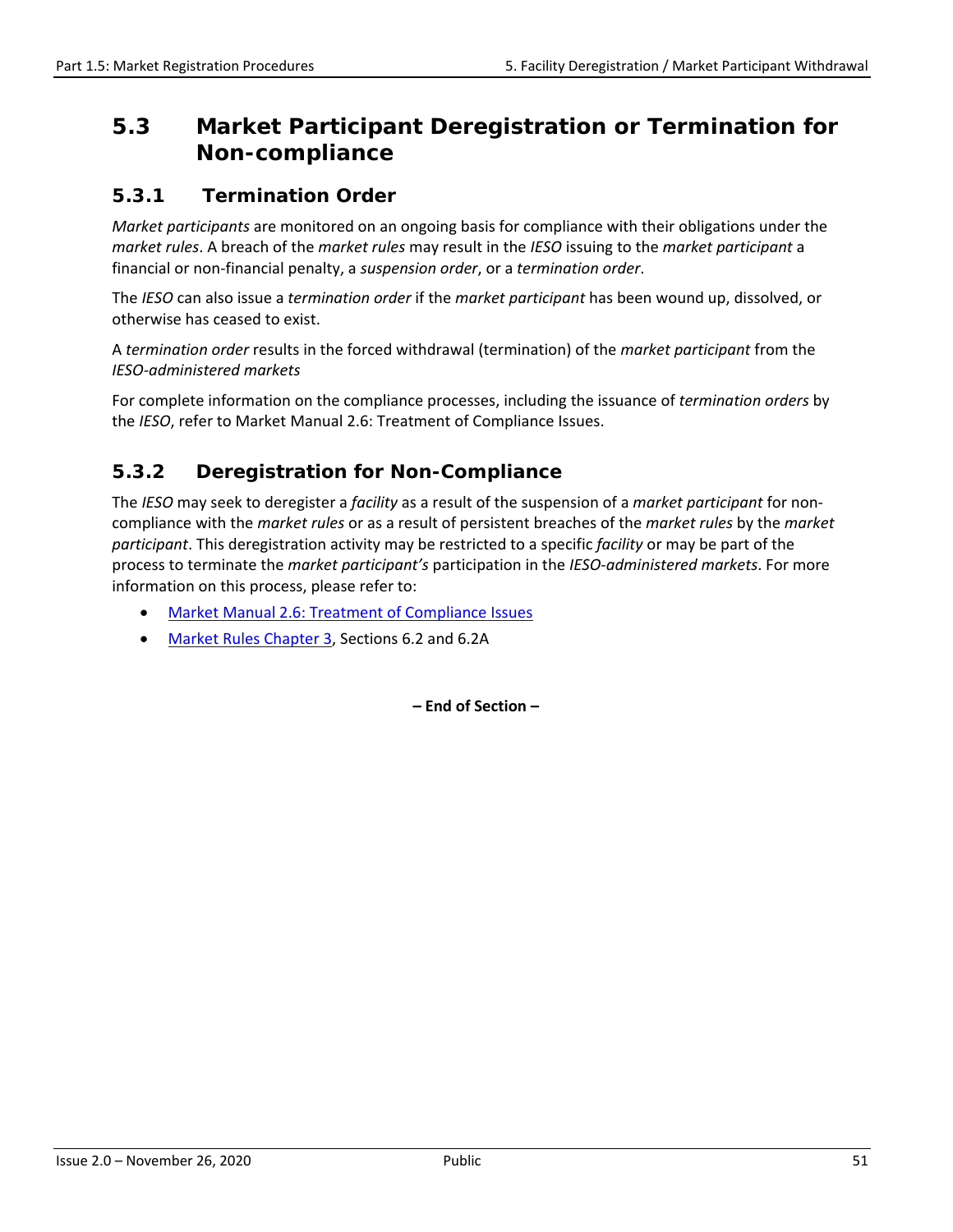## 5.3 Market Participant Deregistration or Termination for Non-compliance

### 5.3.1 Termination Order

*Market participants* are monitored on an ongoing basis for compliance with their obligations under the *market rules*. A breach of the *market rules* may result in the *IESO* issuing to the *market participant* a financial or non-financial penalty, a *suspension order*, or a *termination order*.

The *IESO* can also issue a *termination order* if the *market participant* has been wound up, dissolved, or otherwise has ceased to exist.

A *termination order* results in the forced withdrawal (termination) of the *market participant* from the *IESO-administered markets*

For complete information on the compliance processes, including the issuance of *termination orders* by the *IESO*, refer to Market Manual 2.6: Treatment of Compliance Issues.

### 5.3.2 Deregistration for Non-Compliance

The *IESO* may seek to deregister a *facility* as a result of the suspension of a *market participant* for non-compliance with the *market rules* or as a result of persistent breaches of the *market rules* by the *market participant*. This deregistration activity may be restricted to a specific *facility* or may be part of the process to terminate the *market participant's* participation in the *IESO-administered markets*. For more information on this process, please refer to:

- Market Manual 2.6: Treatment of Compliance Issues
- Market Rules Chapter 3, Sections 6.2 and 6.2A

**– End of Section –**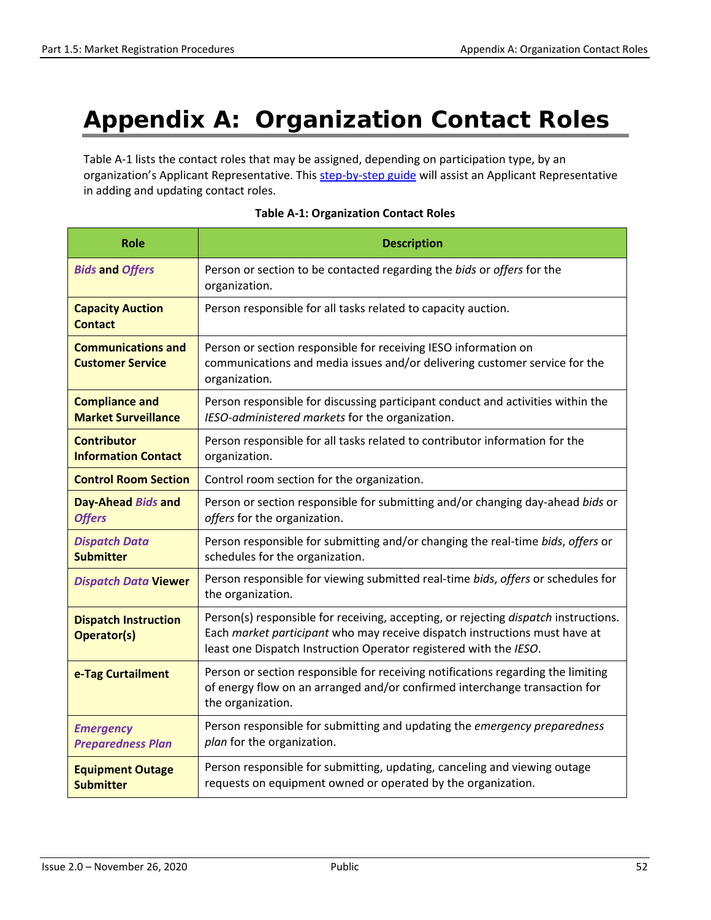# Appendix A: Organization Contact Roles

Table A-1 lists the contact roles that may be assigned, depending on participation type, by an organization's Applicant Representative. This step-by-step guide will assist an Applicant Representative in adding and updating contact roles.

**Table A-1: Organization Contact Roles**

| Role | Description |
|---|---|
| ***Bids*** **and** ***Offers*** | Person or section to be contacted regarding the *bids* or *offers* for the organization. |
| **Capacity Auction Contact** | Person responsible for all tasks related to capacity auction. |
| **Communications and Customer Service** | Person or section responsible for receiving IESO information on communications and media issues and/or delivering customer service for the organization. |
| **Compliance and Market Surveillance** | Person responsible for discussing participant conduct and activities within the *IESO-administered markets* for the organization. |
| **Contributor Information Contact** | Person responsible for all tasks related to contributor information for the organization. |
| **Control Room Section** | Control room section for the organization. |
| **Day-Ahead** ***Bids*** **and** ***Offers*** | Person or section responsible for submitting and/or changing day-ahead *bids* or *offers* for the organization. |
| ***Dispatch Data*** **Submitter** | Person responsible for submitting and/or changing the real-time *bids*, *offers* or schedules for the organization. |
| ***Dispatch Data*** **Viewer** | Person responsible for viewing submitted real-time *bids*, *offers* or schedules for the organization. |
| **Dispatch Instruction Operator(s)** | Person(s) responsible for receiving, accepting, or rejecting *dispatch* instructions. Each *market participant* who may receive dispatch instructions must have at least one Dispatch Instruction Operator registered with the *IESO*. |
| **e-Tag Curtailment** | Person or section responsible for receiving notifications regarding the limiting of energy flow on an arranged and/or confirmed interchange transaction for the organization. |
| ***Emergency Preparedness Plan*** | Person responsible for submitting and updating the *emergency preparedness plan* for the organization. |
| **Equipment Outage Submitter** | Person responsible for submitting, updating, canceling and viewing outage requests on equipment owned or operated by the organization. |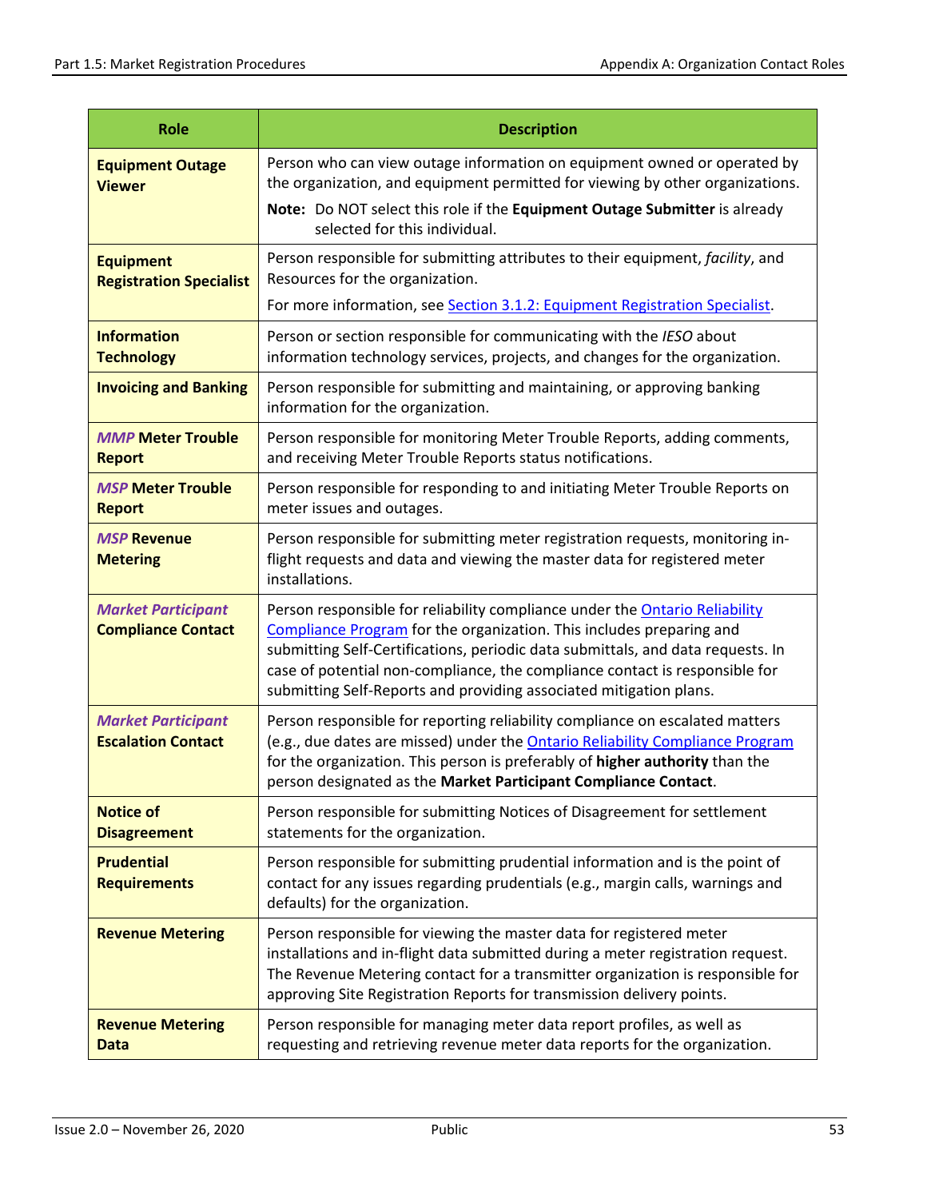| Role | Description |
|---|---|
| **Equipment Outage Viewer** | Person who can view outage information on equipment owned or operated by the organization, and equipment permitted for viewing by other organizations. **Note:** Do NOT select this role if the **Equipment Outage Submitter** is already selected for this individual. |
| **Equipment Registration Specialist** | Person responsible for submitting attributes to their equipment, *facility*, and Resources for the organization. For more information, see Section 3.1.2: Equipment Registration Specialist. |
| **Information Technology** | Person or section responsible for communicating with the *IESO* about information technology services, projects, and changes for the organization. |
| **Invoicing and Banking** | Person responsible for submitting and maintaining, or approving banking information for the organization. |
| ***MMP* Meter Trouble Report** | Person responsible for monitoring Meter Trouble Reports, adding comments, and receiving Meter Trouble Reports status notifications. |
| ***MSP* Meter Trouble Report** | Person responsible for responding to and initiating Meter Trouble Reports on meter issues and outages. |
| ***MSP* Revenue Metering** | Person responsible for submitting meter registration requests, monitoring in-flight requests and data and viewing the master data for registered meter installations. |
| ***Market Participant* Compliance Contact** | Person responsible for reliability compliance under the Ontario Reliability Compliance Program for the organization. This includes preparing and submitting Self-Certifications, periodic data submittals, and data requests. In case of potential non-compliance, the compliance contact is responsible for submitting Self-Reports and providing associated mitigation plans. |
| ***Market Participant* Escalation Contact** | Person responsible for reporting reliability compliance on escalated matters (e.g., due dates are missed) under the Ontario Reliability Compliance Program for the organization. This person is preferably of **higher authority** than the person designated as the **Market Participant Compliance Contact**. |
| **Notice of Disagreement** | Person responsible for submitting Notices of Disagreement for settlement statements for the organization. |
| **Prudential Requirements** | Person responsible for submitting prudential information and is the point of contact for any issues regarding prudentials (e.g., margin calls, warnings and defaults) for the organization. |
| **Revenue Metering** | Person responsible for viewing the master data for registered meter installations and in-flight data submitted during a meter registration request. The Revenue Metering contact for a transmitter organization is responsible for approving Site Registration Reports for transmission delivery points. |
| **Revenue Metering Data** | Person responsible for managing meter data report profiles, as well as requesting and retrieving revenue meter data reports for the organization. |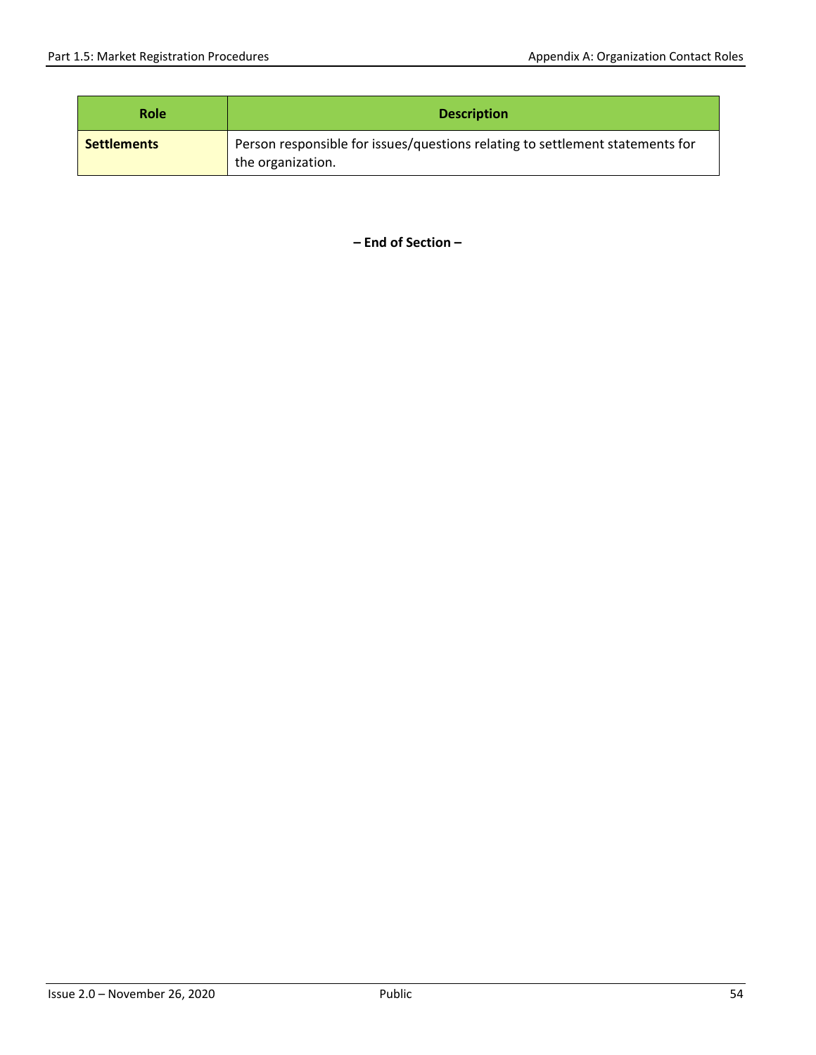| Role | Description |
| --- | --- |
| **Settlements** | Person responsible for issues/questions relating to settlement statements for the organization. |

**– End of Section –**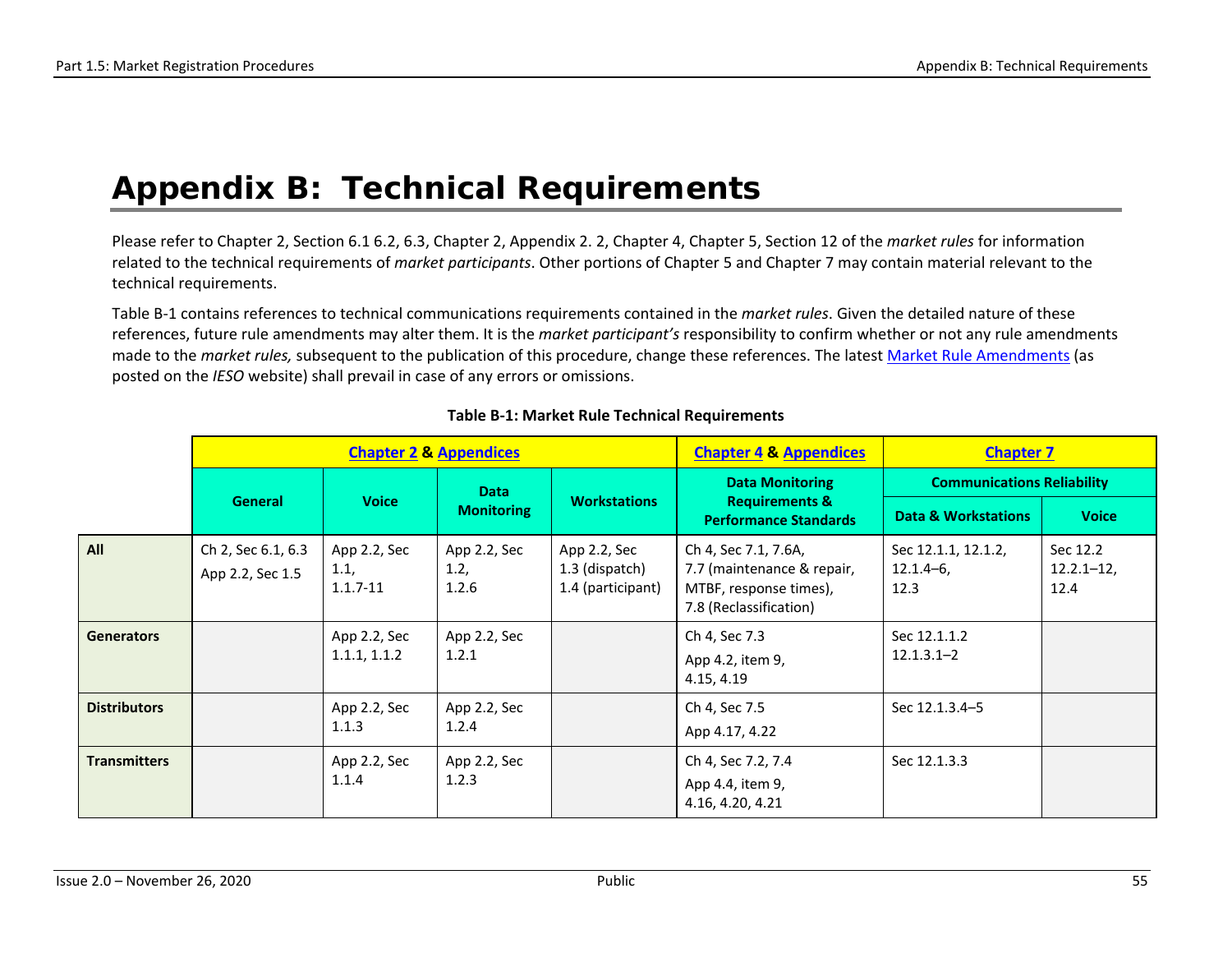// Appendix B: Technical Requirements

Please refer to Chapter 2, Section 6.1 6.2, 6.3, Chapter 2, Appendix 2. 2, Chapter 4, Chapter 5, Section 12 of the *market rules* for information related to the technical requirements of *market participants*. Other portions of Chapter 5 and Chapter 7 may contain material relevant to the technical requirements.

Table B-1 contains references to technical communications requirements contained in the *market rules*. Given the detailed nature of these references, future rule amendments may alter them. It is the *market participant's* responsibility to confirm whether or not any rule amendments made to the *market rules,* subsequent to the publication of this procedure, change these references. The latest Market Rule Amendments (as posted on the *IESO* website) shall prevail in case of any errors or omissions.

**Table B-1: Market Rule Technical Requirements**

| | Chapter 2 & Appendices | | | | Chapter 4 & Appendices | Chapter 7 | |
|---|---|---|---|---|---|---|---|
| | | | | | | Communications Reliability | |
| | General | Voice | Data Monitoring | Workstations | Data Monitoring Requirements & Performance Standards | Data & Workstations | Voice |
| **All** | Ch 2, Sec 6.1, 6.3<br>App 2.2, Sec 1.5 | App 2.2, Sec 1.1, 1.1.7-11 | App 2.2, Sec 1.2, 1.2.6 | App 2.2, Sec 1.3 (dispatch) 1.4 (participant) | Ch 4, Sec 7.1, 7.6A, 7.7 (maintenance & repair, MTBF, response times), 7.8 (Reclassification) | Sec 12.1.1, 12.1.2, 12.1.4–6, 12.3 | Sec 12.2 12.2.1–12, 12.4 |
| **Generators** | | App 2.2, Sec 1.1.1, 1.1.2 | App 2.2, Sec 1.2.1 | | Ch 4, Sec 7.3<br>App 4.2, item 9, 4.15, 4.19 | Sec 12.1.1.2 12.1.3.1–2 | |
| **Distributors** | | App 2.2, Sec 1.1.3 | App 2.2, Sec 1.2.4 | | Ch 4, Sec 7.5<br>App 4.17, 4.22 | Sec 12.1.3.4–5 | |
| **Transmitters** | | App 2.2, Sec 1.1.4 | App 2.2, Sec 1.2.3 | | Ch 4, Sec 7.2, 7.4<br>App 4.4, item 9, 4.16, 4.20, 4.21 | Sec 12.1.3.3 | |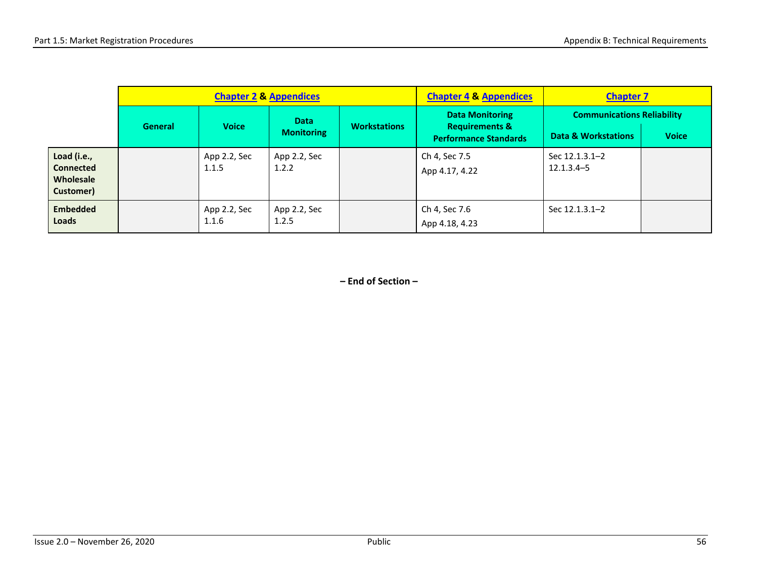| | Chapter 2 & Appendices | | | | Chapter 4 & Appendices | Chapter 7 | |
|---|---|---|---|---|---|---|---|
| | General | Voice | Data Monitoring | Workstations | Data Monitoring Requirements & Performance Standards | Communications Reliability | |
| | | | | | | Data & Workstations | Voice |
| **Load (i.e., Connected Wholesale Customer)** | | App 2.2, Sec 1.1.5 | App 2.2, Sec 1.2.2 | | Ch 4, Sec 7.5<br>App 4.17, 4.22 | Sec 12.1.3.1–2<br>12.1.3.4–5 | |
| **Embedded Loads** | | App 2.2, Sec 1.1.6 | App 2.2, Sec 1.2.5 | | Ch 4, Sec 7.6<br>App 4.18, 4.23 | Sec 12.1.3.1–2 | |

**– End of Section –**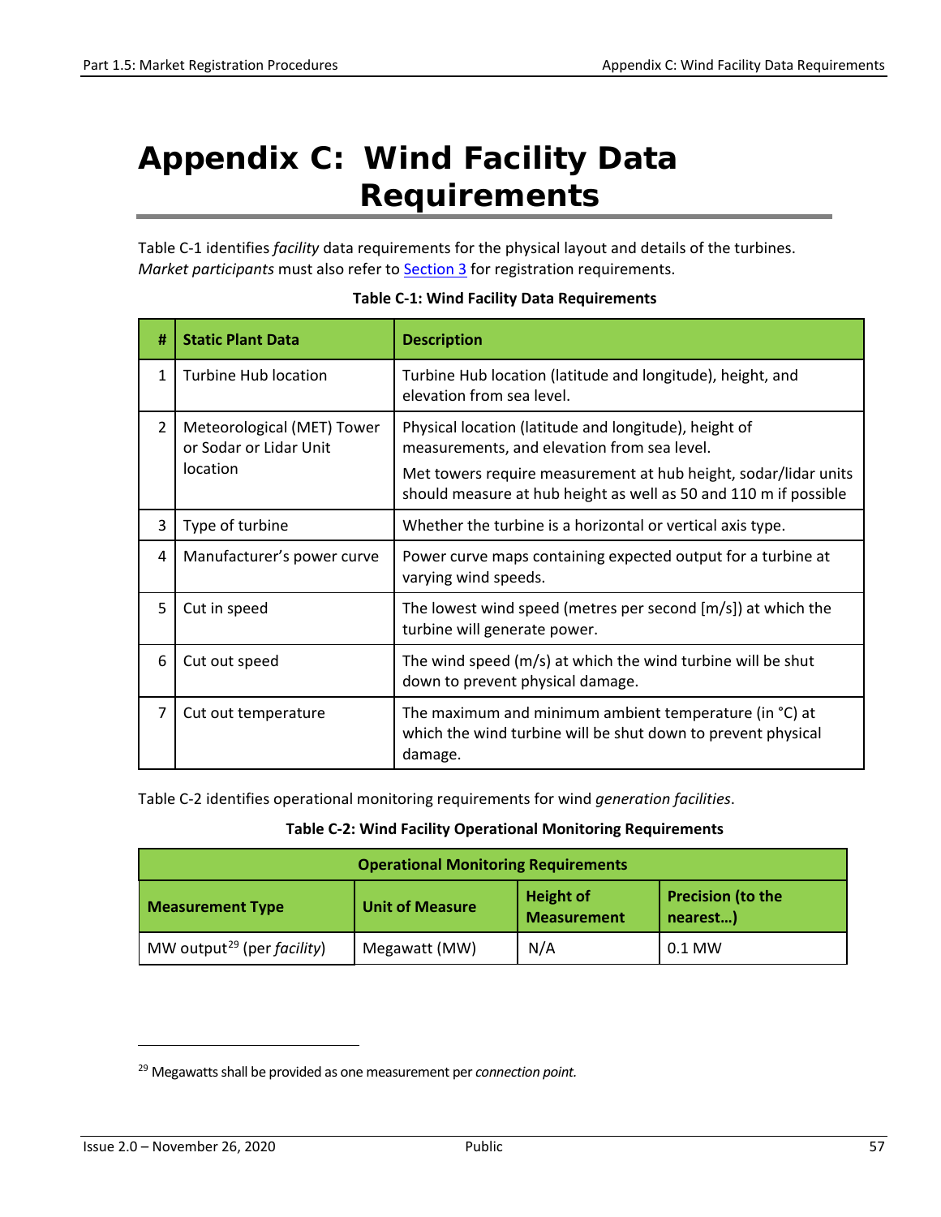# Appendix C: Wind Facility Data Requirements

Table C-1 identifies *facility* data requirements for the physical layout and details of the turbines. *Market participants* must also refer to Section 3 for registration requirements.

**Table C-1: Wind Facility Data Requirements**

| # | Static Plant Data | Description |
|---|---|---|
| 1 | Turbine Hub location | Turbine Hub location (latitude and longitude), height, and elevation from sea level. |
| 2 | Meteorological (MET) Tower or Sodar or Lidar Unit location | Physical location (latitude and longitude), height of measurements, and elevation from sea level.<br>Met towers require measurement at hub height, sodar/lidar units should measure at hub height as well as 50 and 110 m if possible |
| 3 | Type of turbine | Whether the turbine is a horizontal or vertical axis type. |
| 4 | Manufacturer's power curve | Power curve maps containing expected output for a turbine at varying wind speeds. |
| 5 | Cut in speed | The lowest wind speed (metres per second [m/s]) at which the turbine will generate power. |
| 6 | Cut out speed | The wind speed (m/s) at which the wind turbine will be shut down to prevent physical damage. |
| 7 | Cut out temperature | The maximum and minimum ambient temperature (in °C) at which the wind turbine will be shut down to prevent physical damage. |

Table C-2 identifies operational monitoring requirements for wind *generation facilities*.

**Table C-2: Wind Facility Operational Monitoring Requirements**

| Operational Monitoring Requirements | | | |
|---|---|---|---|
| **Measurement Type** | **Unit of Measure** | **Height of Measurement** | **Precision (to the nearest…)** |
| MW output[29] (per *facility*) | Megawatt (MW) | N/A | 0.1 MW |

[29] Megawatts shall be provided as one measurement per *connection point.*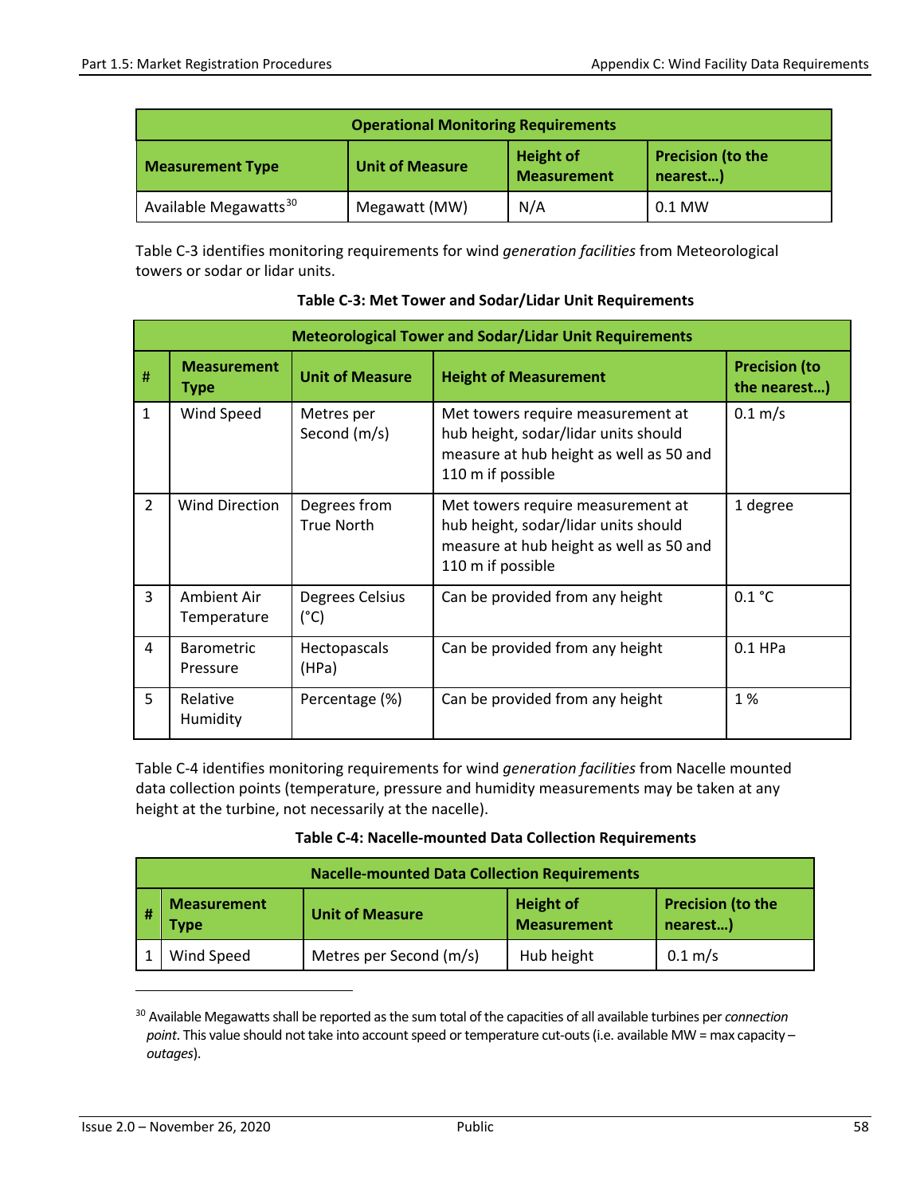| Operational Monitoring Requirements | | | |
|---|---|---|---|
| **Measurement Type** | **Unit of Measure** | **Height of Measurement** | **Precision (to the nearest…)** |
| Available Megawatts[30] | Megawatt (MW) | N/A | 0.1 MW |

Table C-3 identifies monitoring requirements for wind *generation facilities* from Meteorological towers or sodar or lidar units.

**Table C-3: Met Tower and Sodar/Lidar Unit Requirements**

| Meteorological Tower and Sodar/Lidar Unit Requirements | | | | |
|---|---|---|---|---|
| **#** | **Measurement Type** | **Unit of Measure** | **Height of Measurement** | **Precision (to the nearest…)** |
| 1 | Wind Speed | Metres per Second (m/s) | Met towers require measurement at hub height, sodar/lidar units should measure at hub height as well as 50 and 110 m if possible | 0.1 m/s |
| 2 | Wind Direction | Degrees from True North | Met towers require measurement at hub height, sodar/lidar units should measure at hub height as well as 50 and 110 m if possible | 1 degree |
| 3 | Ambient Air Temperature | Degrees Celsius (°C) | Can be provided from any height | 0.1 °C |
| 4 | Barometric Pressure | Hectopascals (HPa) | Can be provided from any height | 0.1 HPa |
| 5 | Relative Humidity | Percentage (%) | Can be provided from any height | 1 % |

Table C-4 identifies monitoring requirements for wind *generation facilities* from Nacelle mounted data collection points (temperature, pressure and humidity measurements may be taken at any height at the turbine, not necessarily at the nacelle).

**Table C-4: Nacelle-mounted Data Collection Requirements**

| Nacelle-mounted Data Collection Requirements | | | | |
|---|---|---|---|---|
| **#** | **Measurement Type** | **Unit of Measure** | **Height of Measurement** | **Precision (to the nearest…)** |
| 1 | Wind Speed | Metres per Second (m/s) | Hub height | 0.1 m/s |

---

[30] Available Megawatts shall be reported as the sum total of the capacities of all available turbines per *connection point*. This value should not take into account speed or temperature cut-outs (i.e. available MW = max capacity – *outages*).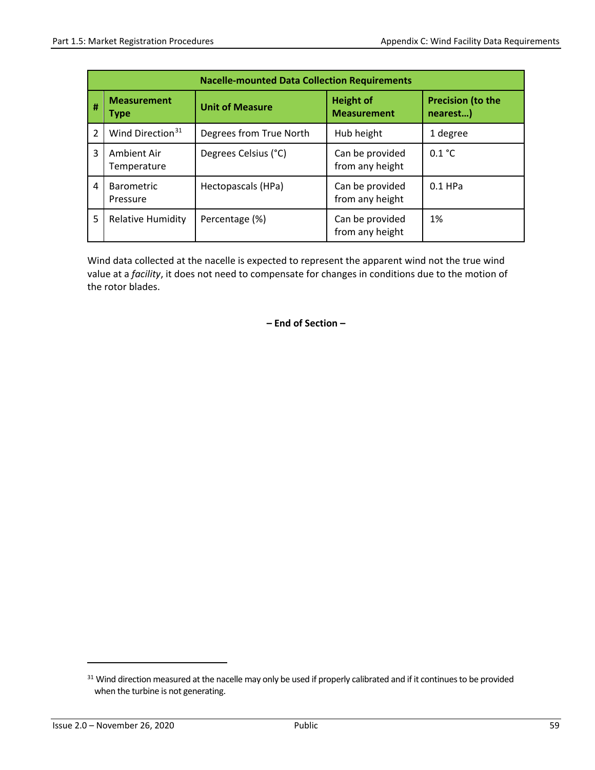| Nacelle-mounted Data Collection Requirements | | | | |
|---|---|---|---|---|
| # | Measurement Type | Unit of Measure | Height of Measurement | Precision (to the nearest…) |
| 2 | Wind Direction[31] | Degrees from True North | Hub height | 1 degree |
| 3 | Ambient Air Temperature | Degrees Celsius (°C) | Can be provided from any height | 0.1 °C |
| 4 | Barometric Pressure | Hectopascals (HPa) | Can be provided from any height | 0.1 HPa |
| 5 | Relative Humidity | Percentage (%) | Can be provided from any height | 1% |

Wind data collected at the nacelle is expected to represent the apparent wind not the true wind value at a *facility*, it does not need to compensate for changes in conditions due to the motion of the rotor blades.

**– End of Section –**

[31] Wind direction measured at the nacelle may only be used if properly calibrated and if it continues to be provided when the turbine is not generating.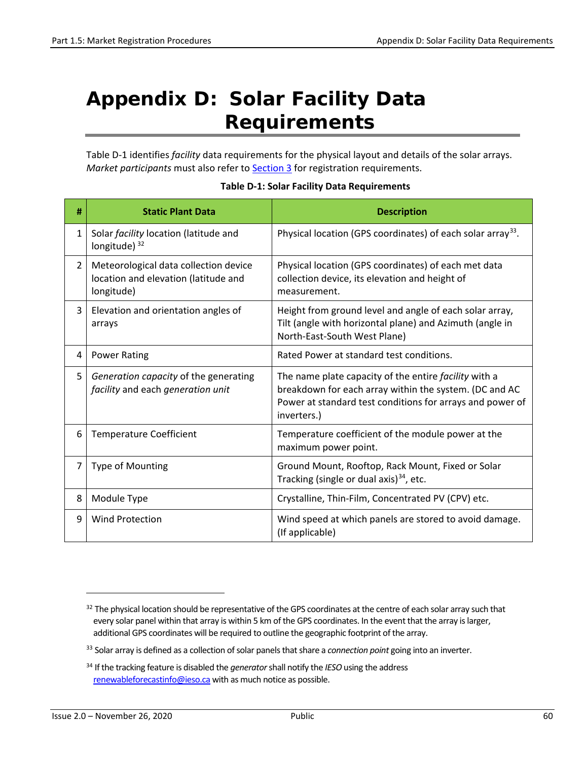# Appendix D: Solar Facility Data Requirements

Table D-1 identifies *facility* data requirements for the physical layout and details of the solar arrays. *Market participants* must also refer to Section 3 for registration requirements.

**Table D-1: Solar Facility Data Requirements**

| # | Static Plant Data | Description |
|---|---|---|
| 1 | Solar *facility* location (latitude and longitude) [32] | Physical location (GPS coordinates) of each solar array[33]. |
| 2 | Meteorological data collection device location and elevation (latitude and longitude) | Physical location (GPS coordinates) of each met data collection device, its elevation and height of measurement. |
| 3 | Elevation and orientation angles of arrays | Height from ground level and angle of each solar array, Tilt (angle with horizontal plane) and Azimuth (angle in North-East-South West Plane) |
| 4 | Power Rating | Rated Power at standard test conditions. |
| 5 | *Generation capacity* of the generating *facility* and each *generation unit* | The name plate capacity of the entire *facility* with a breakdown for each array within the system. (DC and AC Power at standard test conditions for arrays and power of inverters.) |
| 6 | Temperature Coefficient | Temperature coefficient of the module power at the maximum power point. |
| 7 | Type of Mounting | Ground Mount, Rooftop, Rack Mount, Fixed or Solar Tracking (single or dual axis)[34], etc. |
| 8 | Module Type | Crystalline, Thin-Film, Concentrated PV (CPV) etc. |
| 9 | Wind Protection | Wind speed at which panels are stored to avoid damage. (If applicable) |

---

[32] The physical location should be representative of the GPS coordinates at the centre of each solar array such that every solar panel within that array is within 5 km of the GPS coordinates. In the event that the array is larger, additional GPS coordinates will be required to outline the geographic footprint of the array.

[33] Solar array is defined as a collection of solar panels that share a *connection point* going into an inverter.

[34] If the tracking feature is disabled the *generator* shall notify the *IESO* using the address renewableforecastinfo@ieso.ca with as much notice as possible.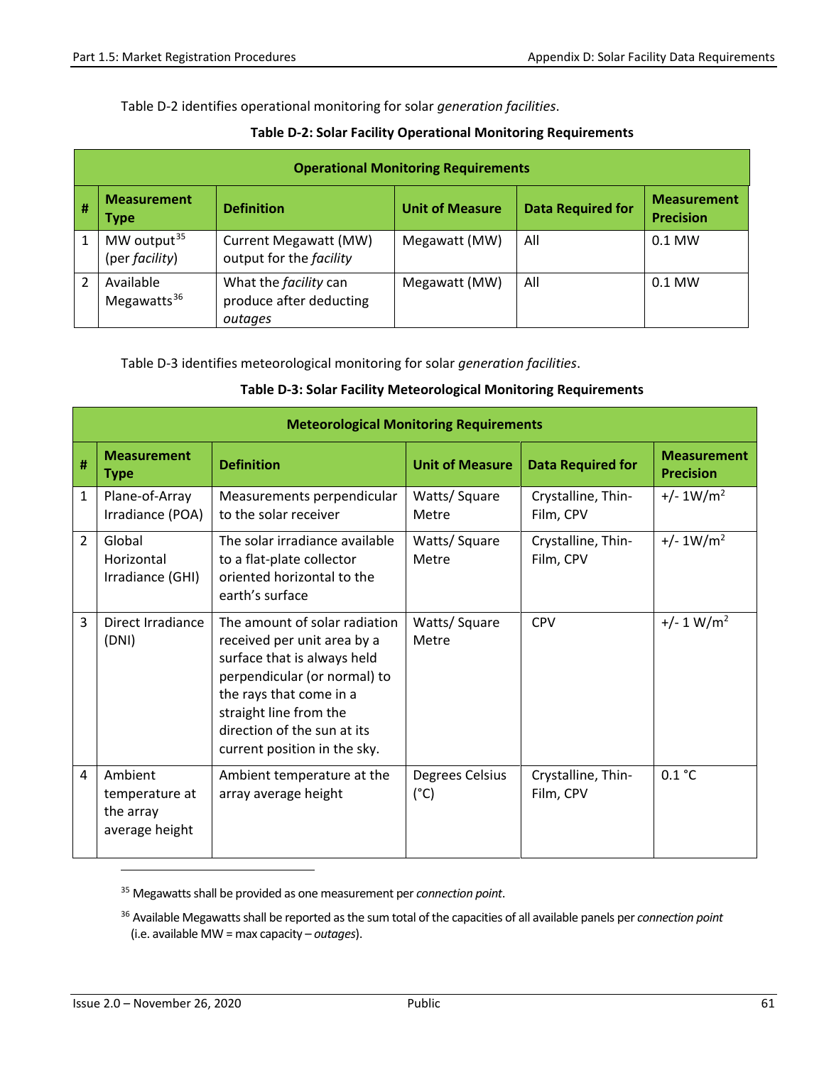Table D-2 identifies operational monitoring for solar *generation facilities*.

**Table D-2: Solar Facility Operational Monitoring Requirements**

| Operational Monitoring Requirements | | | | | |
|---|---|---|---|---|---|
| **#** | **Measurement Type** | **Definition** | **Unit of Measure** | **Data Required for** | **Measurement Precision** |
| 1 | MW output[35] (per *facility*) | Current Megawatt (MW) output for the *facility* | Megawatt (MW) | All | 0.1 MW |
| 2 | Available Megawatts[36] | What the *facility* can produce after deducting *outages* | Megawatt (MW) | All | 0.1 MW |

Table D-3 identifies meteorological monitoring for solar *generation facilities*.

**Table D-3: Solar Facility Meteorological Monitoring Requirements**

| Meteorological Monitoring Requirements | | | | | |
|---|---|---|---|---|---|
| **#** | **Measurement Type** | **Definition** | **Unit of Measure** | **Data Required for** | **Measurement Precision** |
| 1 | Plane-of-Array Irradiance (POA) | Measurements perpendicular to the solar receiver | Watts/ Square Metre | Crystalline, Thin-Film, CPV | +/- 1W/m$^2$ |
| 2 | Global Horizontal Irradiance (GHI) | The solar irradiance available to a flat-plate collector oriented horizontal to the earth's surface | Watts/ Square Metre | Crystalline, Thin-Film, CPV | +/- 1W/m$^2$ |
| 3 | Direct Irradiance (DNI) | The amount of solar radiation received per unit area by a surface that is always held perpendicular (or normal) to the rays that come in a straight line from the direction of the sun at its current position in the sky. | Watts/ Square Metre | CPV | +/- 1 W/m$^2$ |
| 4 | Ambient temperature at the array average height | Ambient temperature at the array average height | Degrees Celsius (°C) | Crystalline, Thin-Film, CPV | 0.1 °C |

---

[35] Megawatts shall be provided as one measurement per *connection point*.

[36] Available Megawatts shall be reported as the sum total of the capacities of all available panels per *connection point* (i.e. available MW = max capacity – *outages*).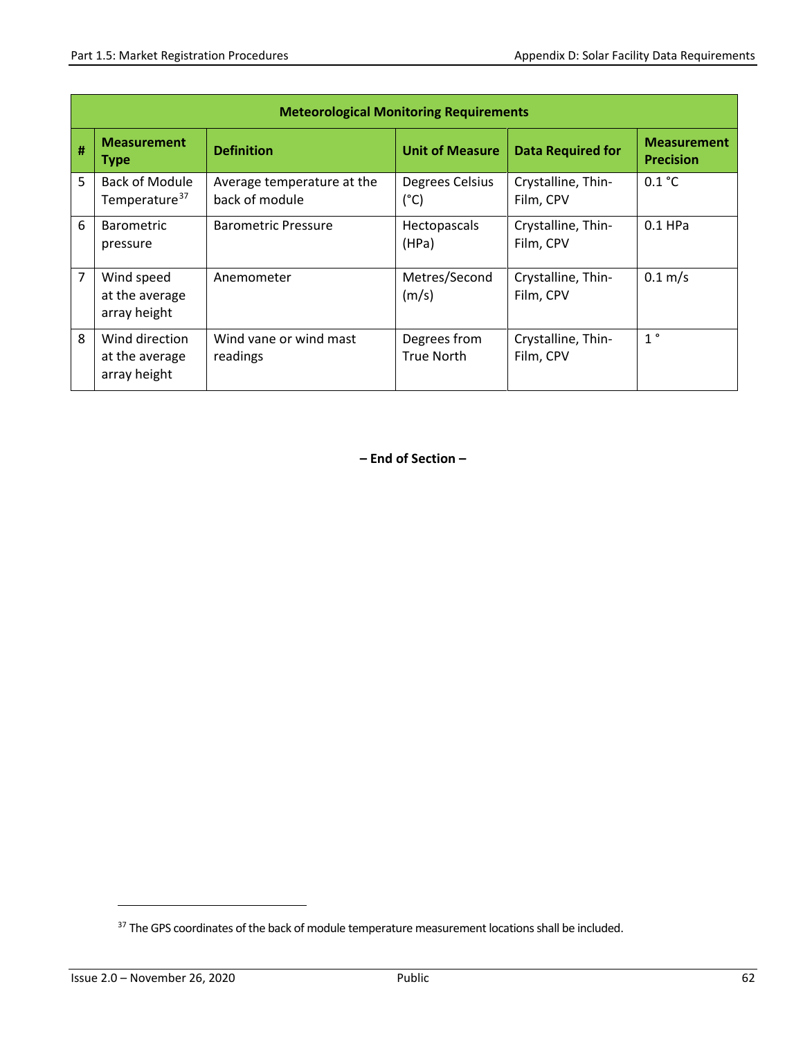| Meteorological Monitoring Requirements | | | | | |
|---|---|---|---|---|---|
| **#** | **Measurement Type** | **Definition** | **Unit of Measure** | **Data Required for** | **Measurement Precision** |
| 5 | Back of Module Temperature[37] | Average temperature at the back of module | Degrees Celsius (°C) | Crystalline, Thin-Film, CPV | 0.1 °C |
| 6 | Barometric pressure | Barometric Pressure | Hectopascals (HPa) | Crystalline, Thin-Film, CPV | 0.1 HPa |
| 7 | Wind speed at the average array height | Anemometer | Metres/Second (m/s) | Crystalline, Thin-Film, CPV | 0.1 m/s |
| 8 | Wind direction at the average array height | Wind vane or wind mast readings | Degrees from True North | Crystalline, Thin-Film, CPV | 1 ° |

**– End of Section –**

[37] The GPS coordinates of the back of module temperature measurement locations shall be included.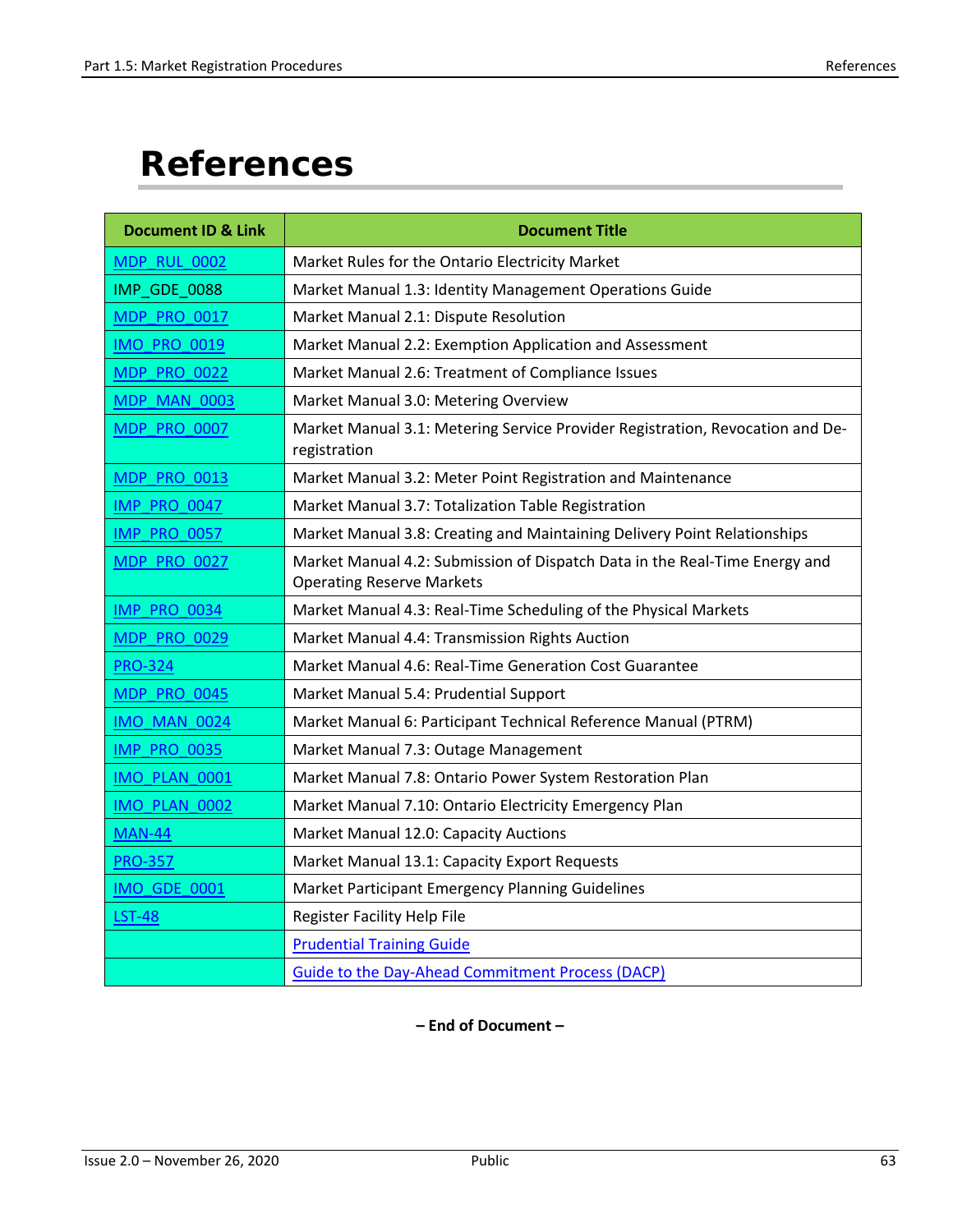# References

| Document ID & Link | Document Title |
|---|---|
| MDP_RUL_0002 | Market Rules for the Ontario Electricity Market |
| IMP_GDE_0088 | Market Manual 1.3: Identity Management Operations Guide |
| MDP_PRO_0017 | Market Manual 2.1: Dispute Resolution |
| IMO_PRO_0019 | Market Manual 2.2: Exemption Application and Assessment |
| MDP_PRO_0022 | Market Manual 2.6: Treatment of Compliance Issues |
| MDP_MAN_0003 | Market Manual 3.0: Metering Overview |
| MDP_PRO_0007 | Market Manual 3.1: Metering Service Provider Registration, Revocation and De-registration |
| MDP_PRO_0013 | Market Manual 3.2: Meter Point Registration and Maintenance |
| IMP_PRO_0047 | Market Manual 3.7: Totalization Table Registration |
| IMP_PRO_0057 | Market Manual 3.8: Creating and Maintaining Delivery Point Relationships |
| MDP_PRO_0027 | Market Manual 4.2: Submission of Dispatch Data in the Real-Time Energy and Operating Reserve Markets |
| IMP_PRO_0034 | Market Manual 4.3: Real-Time Scheduling of the Physical Markets |
| MDP_PRO_0029 | Market Manual 4.4: Transmission Rights Auction |
| PRO-324 | Market Manual 4.6: Real-Time Generation Cost Guarantee |
| MDP_PRO_0045 | Market Manual 5.4: Prudential Support |
| IMO_MAN_0024 | Market Manual 6: Participant Technical Reference Manual (PTRM) |
| IMP_PRO_0035 | Market Manual 7.3: Outage Management |
| IMO_PLAN_0001 | Market Manual 7.8: Ontario Power System Restoration Plan |
| IMO_PLAN_0002 | Market Manual 7.10: Ontario Electricity Emergency Plan |
| MAN-44 | Market Manual 12.0: Capacity Auctions |
| PRO-357 | Market Manual 13.1: Capacity Export Requests |
| IMO_GDE_0001 | Market Participant Emergency Planning Guidelines |
| LST-48 | Register Facility Help File |
| | Prudential Training Guide |
| | Guide to the Day-Ahead Commitment Process (DACP) |

**– End of Document –**